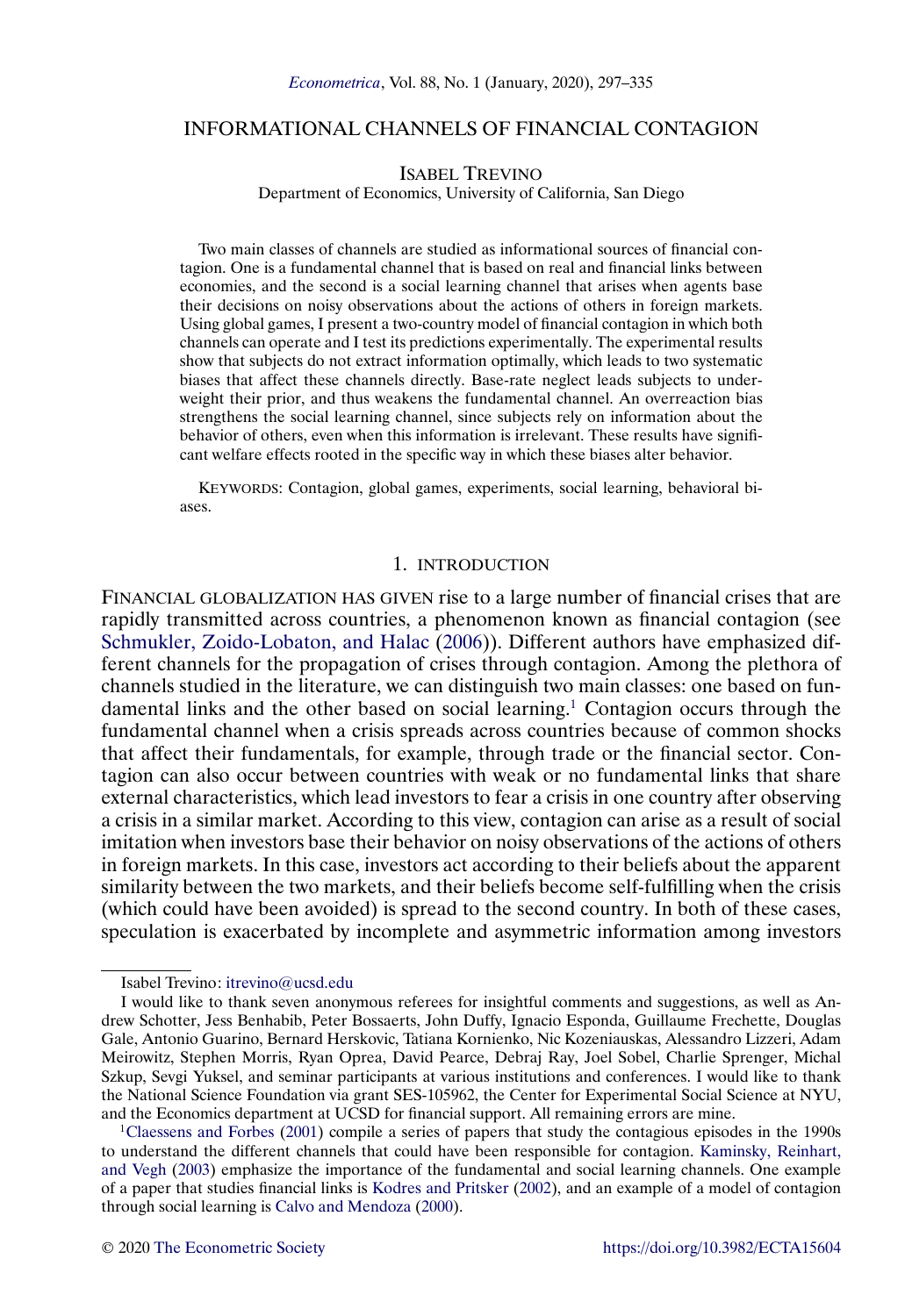# INFORMATIONAL CHANNELS OF FINANCIAL CONTAGION

ISABEL TREVINO
Department of Economics, University of California, San Diego

Two main classes of channels are studied as informational sources of financial contagion. One is a fundamental channel that is based on real and financial links between economies, and the second is a social learning channel that arises when agents base their decisions on noisy observations about the actions of others in foreign markets. Using global games, I present a two-country model of financial contagion in which both channels can operate and I test its predictions experimentally. The experimental results show that subjects do not extract information optimally, which leads to two systematic biases that affect these channels directly. Base-rate neglect leads subjects to underweight their prior, and thus weakens the fundamental channel. An overreaction bias strengthens the social learning channel, since subjects rely on information about the behavior of others, even when this information is irrelevant. These results have significant welfare effects rooted in the specific way in which these biases alter behavior.

KEYWORDS: Contagion, global games, experiments, social learning, behavioral biases.

## 1. INTRODUCTION

FINANCIAL GLOBALIZATION HAS GIVEN rise to a large number of financial crises that are rapidly transmitted across countries, a phenomenon known as financial contagion (see Schmukler, Zoido-Lobaton, and Halac (2006)). Different authors have emphasized different channels for the propagation of crises through contagion. Among the plethora of channels studied in the literature, we can distinguish two main classes: one based on fundamental links and the other based on social learning.[1] Contagion occurs through the fundamental channel when a crisis spreads across countries because of common shocks that affect their fundamentals, for example, through trade or the financial sector. Contagion can also occur between countries with weak or no fundamental links that share external characteristics, which lead investors to fear a crisis in one country after observing a crisis in a similar market. According to this view, contagion can arise as a result of social imitation when investors base their behavior on noisy observations of the actions of others in foreign markets. In this case, investors act according to their beliefs about the apparent similarity between the two markets, and their beliefs become self-fulfilling when the crisis (which could have been avoided) is spread to the second country. In both of these cases, speculation is exacerbated by incomplete and asymmetric information among investors

---

Isabel Trevino: itrevino@ucsd.edu

I would like to thank seven anonymous referees for insightful comments and suggestions, as well as Andrew Schotter, Jess Benhabib, Peter Bossaerts, John Duffy, Ignacio Esponda, Guillaume Frechette, Douglas Gale, Antonio Guarino, Bernard Herskovic, Tatiana Kornienko, Nic Kozeniauskas, Alessandro Lizzeri, Adam Meirowitz, Stephen Morris, Ryan Oprea, David Pearce, Debraj Ray, Joel Sobel, Charlie Sprenger, Michal Szkup, Sevgi Yuksel, and seminar participants at various institutions and conferences. I would like to thank the National Science Foundation via grant SES-105962, the Center for Experimental Social Science at NYU, and the Economics department at UCSD for financial support. All remaining errors are mine.

[1] Claessens and Forbes (2001) compile a series of papers that study the contagious episodes in the 1990s to understand the different channels that could have been responsible for contagion. Kaminsky, Reinhart, and Vegh (2003) emphasize the importance of the fundamental and social learning channels. One example of a paper that studies financial links is Kodres and Pritsker (2002), and an example of a model of contagion through social learning is Calvo and Mendoza (2000).

© 2020 The Econometric Society https://doi.org/10.3982/ECTA15604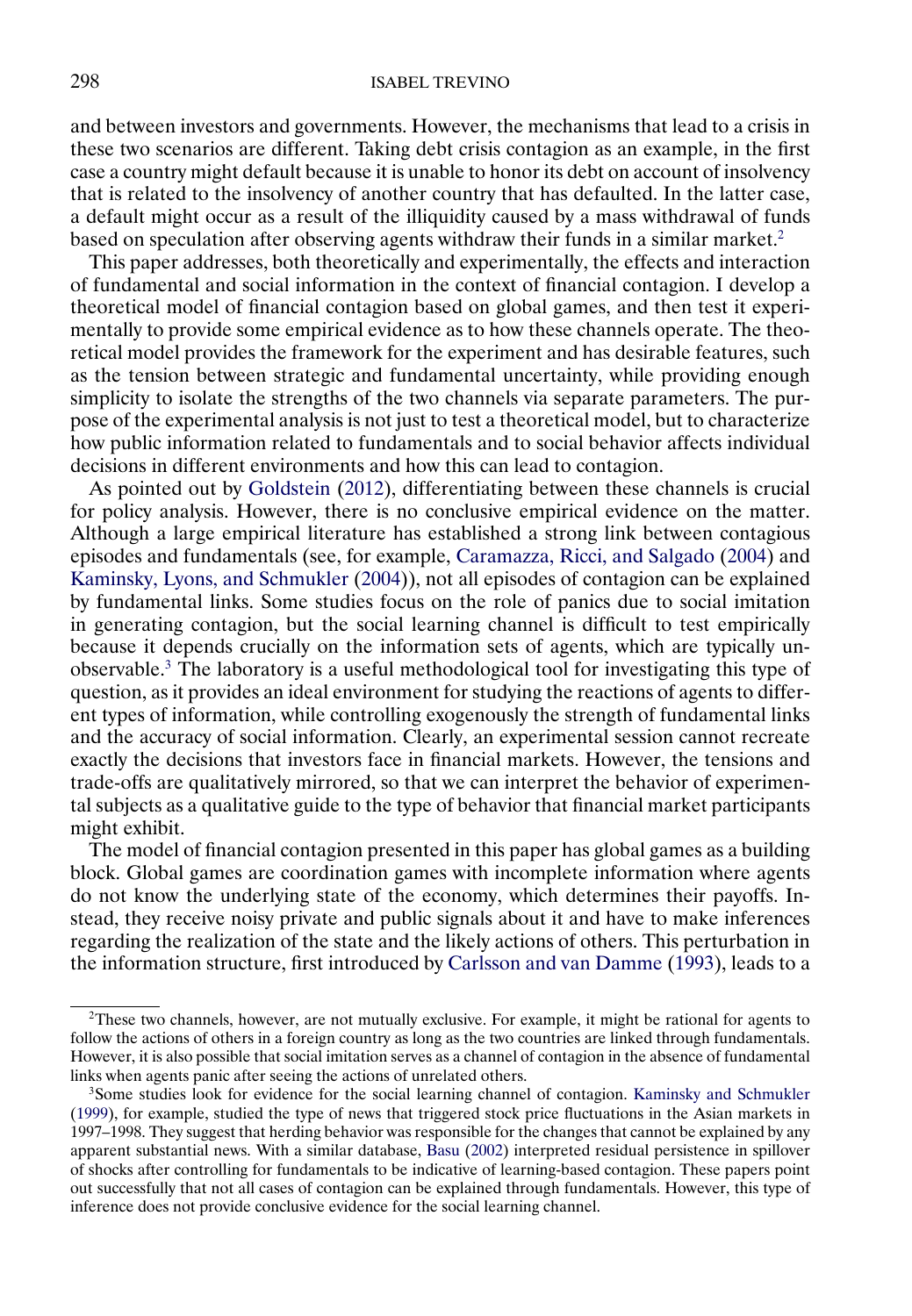and between investors and governments. However, the mechanisms that lead to a crisis in these two scenarios are different. Taking debt crisis contagion as an example, in the first case a country might default because it is unable to honor its debt on account of insolvency that is related to the insolvency of another country that has defaulted. In the latter case, a default might occur as a result of the illiquidity caused by a mass withdrawal of funds based on speculation after observing agents withdraw their funds in a similar market.[2]

This paper addresses, both theoretically and experimentally, the effects and interaction of fundamental and social information in the context of financial contagion. I develop a theoretical model of financial contagion based on global games, and then test it experimentally to provide some empirical evidence as to how these channels operate. The theoretical model provides the framework for the experiment and has desirable features, such as the tension between strategic and fundamental uncertainty, while providing enough simplicity to isolate the strengths of the two channels via separate parameters. The purpose of the experimental analysis is not just to test a theoretical model, but to characterize how public information related to fundamentals and to social behavior affects individual decisions in different environments and how this can lead to contagion.

As pointed out by Goldstein (2012), differentiating between these channels is crucial for policy analysis. However, there is no conclusive empirical evidence on the matter. Although a large empirical literature has established a strong link between contagious episodes and fundamentals (see, for example, Caramazza, Ricci, and Salgado (2004) and Kaminsky, Lyons, and Schmukler (2004)), not all episodes of contagion can be explained by fundamental links. Some studies focus on the role of panics due to social imitation in generating contagion, but the social learning channel is difficult to test empirically because it depends crucially on the information sets of agents, which are typically unobservable.[3] The laboratory is a useful methodological tool for investigating this type of question, as it provides an ideal environment for studying the reactions of agents to different types of information, while controlling exogenously the strength of fundamental links and the accuracy of social information. Clearly, an experimental session cannot recreate exactly the decisions that investors face in financial markets. However, the tensions and trade-offs are qualitatively mirrored, so that we can interpret the behavior of experimental subjects as a qualitative guide to the type of behavior that financial market participants might exhibit.

The model of financial contagion presented in this paper has global games as a building block. Global games are coordination games with incomplete information where agents do not know the underlying state of the economy, which determines their payoffs. Instead, they receive noisy private and public signals about it and have to make inferences regarding the realization of the state and the likely actions of others. This perturbation in the information structure, first introduced by Carlsson and van Damme (1993), leads to a

[2] These two channels, however, are not mutually exclusive. For example, it might be rational for agents to follow the actions of others in a foreign country as long as the two countries are linked through fundamentals. However, it is also possible that social imitation serves as a channel of contagion in the absence of fundamental links when agents panic after seeing the actions of unrelated others.

[3] Some studies look for evidence for the social learning channel of contagion. Kaminsky and Schmukler (1999), for example, studied the type of news that triggered stock price fluctuations in the Asian markets in 1997–1998. They suggest that herding behavior was responsible for the changes that cannot be explained by any apparent substantial news. With a similar database, Basu (2002) interpreted residual persistence in spillover of shocks after controlling for fundamentals to be indicative of learning-based contagion. These papers point out successfully that not all cases of contagion can be explained through fundamentals. However, this type of inference does not provide conclusive evidence for the social learning channel.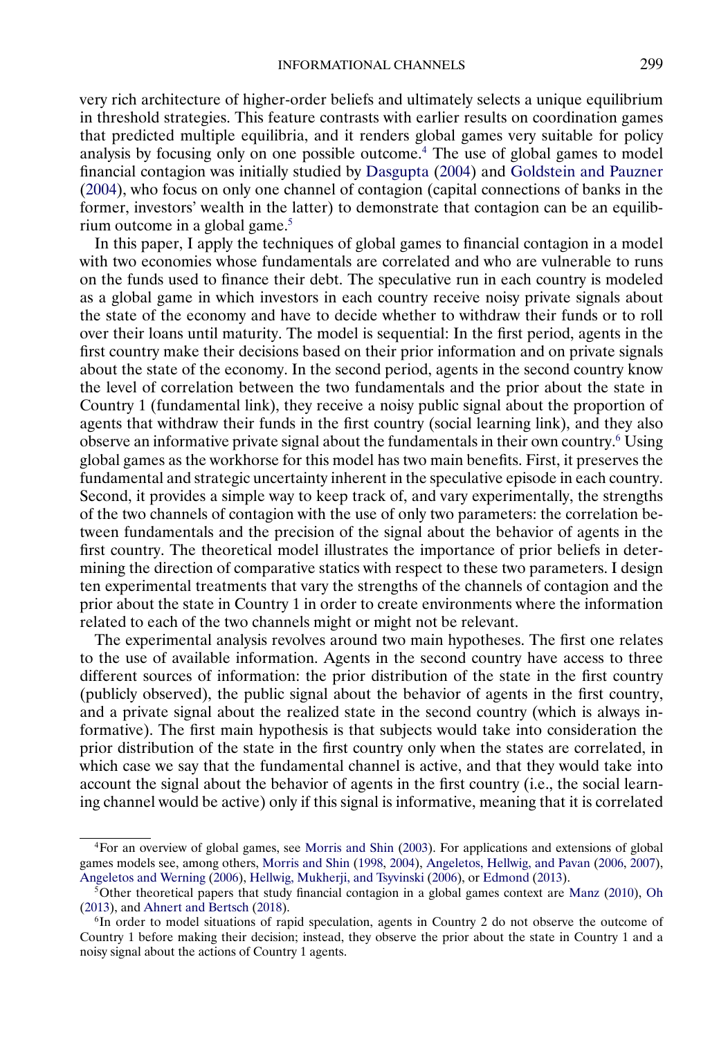very rich architecture of higher-order beliefs and ultimately selects a unique equilibrium in threshold strategies. This feature contrasts with earlier results on coordination games that predicted multiple equilibria, and it renders global games very suitable for policy analysis by focusing only on one possible outcome.[4] The use of global games to model financial contagion was initially studied by Dasgupta (2004) and Goldstein and Pauzner (2004), who focus on only one channel of contagion (capital connections of banks in the former, investors' wealth in the latter) to demonstrate that contagion can be an equilibrium outcome in a global game.[5]

In this paper, I apply the techniques of global games to financial contagion in a model with two economies whose fundamentals are correlated and who are vulnerable to runs on the funds used to finance their debt. The speculative run in each country is modeled as a global game in which investors in each country receive noisy private signals about the state of the economy and have to decide whether to withdraw their funds or to roll over their loans until maturity. The model is sequential: In the first period, agents in the first country make their decisions based on their prior information and on private signals about the state of the economy. In the second period, agents in the second country know the level of correlation between the two fundamentals and the prior about the state in Country 1 (fundamental link), they receive a noisy public signal about the proportion of agents that withdraw their funds in the first country (social learning link), and they also observe an informative private signal about the fundamentals in their own country.[6] Using global games as the workhorse for this model has two main benefits. First, it preserves the fundamental and strategic uncertainty inherent in the speculative episode in each country. Second, it provides a simple way to keep track of, and vary experimentally, the strengths of the two channels of contagion with the use of only two parameters: the correlation between fundamentals and the precision of the signal about the behavior of agents in the first country. The theoretical model illustrates the importance of prior beliefs in determining the direction of comparative statics with respect to these two parameters. I design ten experimental treatments that vary the strengths of the channels of contagion and the prior about the state in Country 1 in order to create environments where the information related to each of the two channels might or might not be relevant.

The experimental analysis revolves around two main hypotheses. The first one relates to the use of available information. Agents in the second country have access to three different sources of information: the prior distribution of the state in the first country (publicly observed), the public signal about the behavior of agents in the first country, and a private signal about the realized state in the second country (which is always informative). The first main hypothesis is that subjects would take into consideration the prior distribution of the state in the first country only when the states are correlated, in which case we say that the fundamental channel is active, and that they would take into account the signal about the behavior of agents in the first country (i.e., the social learning channel would be active) only if this signal is informative, meaning that it is correlated

---

[4] For an overview of global games, see Morris and Shin (2003). For applications and extensions of global games models see, among others, Morris and Shin (1998, 2004), Angeletos, Hellwig, and Pavan (2006, 2007), Angeletos and Werning (2006), Hellwig, Mukherji, and Tsyvinski (2006), or Edmond (2013).

[5] Other theoretical papers that study financial contagion in a global games context are Manz (2010), Oh (2013), and Ahnert and Bertsch (2018).

[6] In order to model situations of rapid speculation, agents in Country 2 do not observe the outcome of Country 1 before making their decision; instead, they observe the prior about the state in Country 1 and a noisy signal about the actions of Country 1 agents.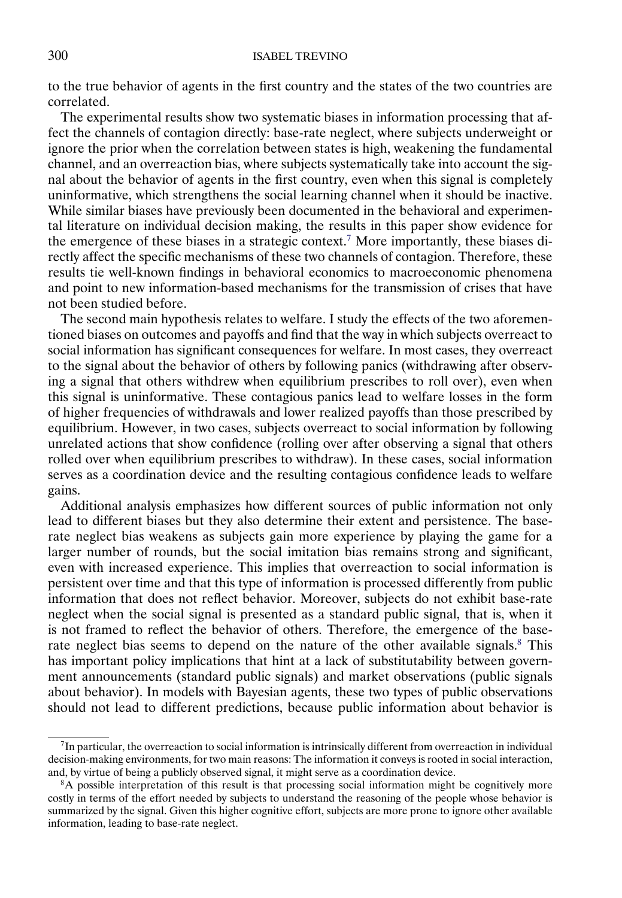to the true behavior of agents in the first country and the states of the two countries are correlated.

The experimental results show two systematic biases in information processing that affect the channels of contagion directly: base-rate neglect, where subjects underweight or ignore the prior when the correlation between states is high, weakening the fundamental channel, and an overreaction bias, where subjects systematically take into account the signal about the behavior of agents in the first country, even when this signal is completely uninformative, which strengthens the social learning channel when it should be inactive. While similar biases have previously been documented in the behavioral and experimental literature on individual decision making, the results in this paper show evidence for the emergence of these biases in a strategic context.[7] More importantly, these biases directly affect the specific mechanisms of these two channels of contagion. Therefore, these results tie well-known findings in behavioral economics to macroeconomic phenomena and point to new information-based mechanisms for the transmission of crises that have not been studied before.

The second main hypothesis relates to welfare. I study the effects of the two aforementioned biases on outcomes and payoffs and find that the way in which subjects overreact to social information has significant consequences for welfare. In most cases, they overreact to the signal about the behavior of others by following panics (withdrawing after observing a signal that others withdrew when equilibrium prescribes to roll over), even when this signal is uninformative. These contagious panics lead to welfare losses in the form of higher frequencies of withdrawals and lower realized payoffs than those prescribed by equilibrium. However, in two cases, subjects overreact to social information by following unrelated actions that show confidence (rolling over after observing a signal that others rolled over when equilibrium prescribes to withdraw). In these cases, social information serves as a coordination device and the resulting contagious confidence leads to welfare gains.

Additional analysis emphasizes how different sources of public information not only lead to different biases but they also determine their extent and persistence. The base-rate neglect bias weakens as subjects gain more experience by playing the game for a larger number of rounds, but the social imitation bias remains strong and significant, even with increased experience. This implies that overreaction to social information is persistent over time and that this type of information is processed differently from public information that does not reflect behavior. Moreover, subjects do not exhibit base-rate neglect when the social signal is presented as a standard public signal, that is, when it is not framed to reflect the behavior of others. Therefore, the emergence of the base-rate neglect bias seems to depend on the nature of the other available signals.[8] This has important policy implications that hint at a lack of substitutability between government announcements (standard public signals) and market observations (public signals about behavior). In models with Bayesian agents, these two types of public observations should not lead to different predictions, because public information about behavior is

[7]In particular, the overreaction to social information is intrinsically different from overreaction in individual decision-making environments, for two main reasons: The information it conveys is rooted in social interaction, and, by virtue of being a publicly observed signal, it might serve as a coordination device.

[8]A possible interpretation of this result is that processing social information might be cognitively more costly in terms of the effort needed by subjects to understand the reasoning of the people whose behavior is summarized by the signal. Given this higher cognitive effort, subjects are more prone to ignore other available information, leading to base-rate neglect.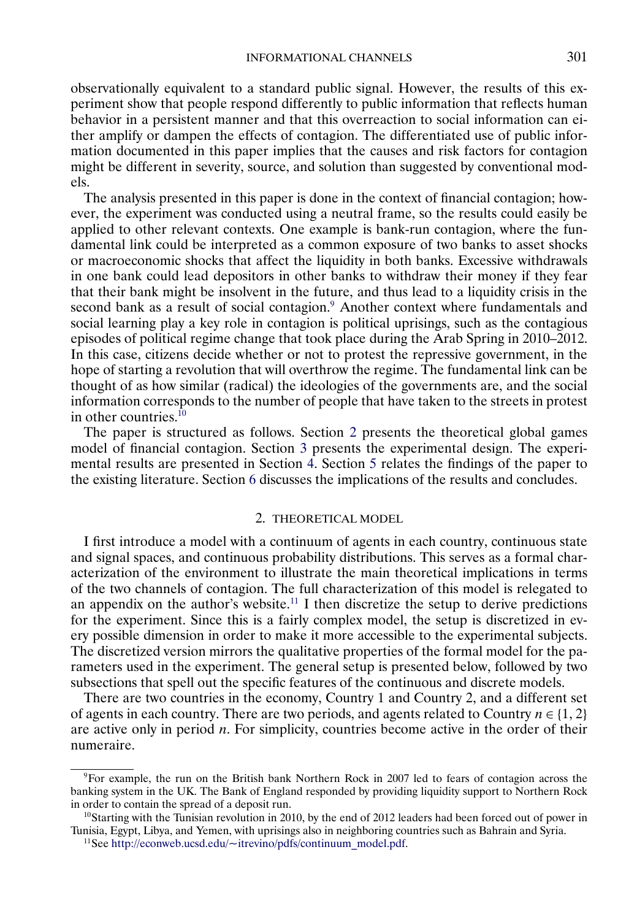observationally equivalent to a standard public signal. However, the results of this experiment show that people respond differently to public information that reflects human behavior in a persistent manner and that this overreaction to social information can either amplify or dampen the effects of contagion. The differentiated use of public information documented in this paper implies that the causes and risk factors for contagion might be different in severity, source, and solution than suggested by conventional models.

The analysis presented in this paper is done in the context of financial contagion; however, the experiment was conducted using a neutral frame, so the results could easily be applied to other relevant contexts. One example is bank-run contagion, where the fundamental link could be interpreted as a common exposure of two banks to asset shocks or macroeconomic shocks that affect the liquidity in both banks. Excessive withdrawals in one bank could lead depositors in other banks to withdraw their money if they fear that their bank might be insolvent in the future, and thus lead to a liquidity crisis in the second bank as a result of social contagion.[9] Another context where fundamentals and social learning play a key role in contagion is political uprisings, such as the contagious episodes of political regime change that took place during the Arab Spring in 2010–2012. In this case, citizens decide whether or not to protest the repressive government, in the hope of starting a revolution that will overthrow the regime. The fundamental link can be thought of as how similar (radical) the ideologies of the governments are, and the social information corresponds to the number of people that have taken to the streets in protest in other countries.[10]

The paper is structured as follows. Section 2 presents the theoretical global games model of financial contagion. Section 3 presents the experimental design. The experimental results are presented in Section 4. Section 5 relates the findings of the paper to the existing literature. Section 6 discusses the implications of the results and concludes.

## 2. THEORETICAL MODEL

I first introduce a model with a continuum of agents in each country, continuous state and signal spaces, and continuous probability distributions. This serves as a formal characterization of the environment to illustrate the main theoretical implications in terms of the two channels of contagion. The full characterization of this model is relegated to an appendix on the author's website.[11] I then discretize the setup to derive predictions for the experiment. Since this is a fairly complex model, the setup is discretized in every possible dimension in order to make it more accessible to the experimental subjects. The discretized version mirrors the qualitative properties of the formal model for the parameters used in the experiment. The general setup is presented below, followed by two subsections that spell out the specific features of the continuous and discrete models.

There are two countries in the economy, Country 1 and Country 2, and a different set of agents in each country. There are two periods, and agents related to Country $n \in \{1, 2\}$ are active only in period $n$. For simplicity, countries become active in the order of their numeraire.

---

[9] For example, the run on the British bank Northern Rock in 2007 led to fears of contagion across the banking system in the UK. The Bank of England responded by providing liquidity support to Northern Rock in order to contain the spread of a deposit run.

[10] Starting with the Tunisian revolution in 2010, by the end of 2012 leaders had been forced out of power in Tunisia, Egypt, Libya, and Yemen, with uprisings also in neighboring countries such as Bahrain and Syria.

[11] See http://econweb.ucsd.edu/~itrevino/pdfs/continuum_model.pdf.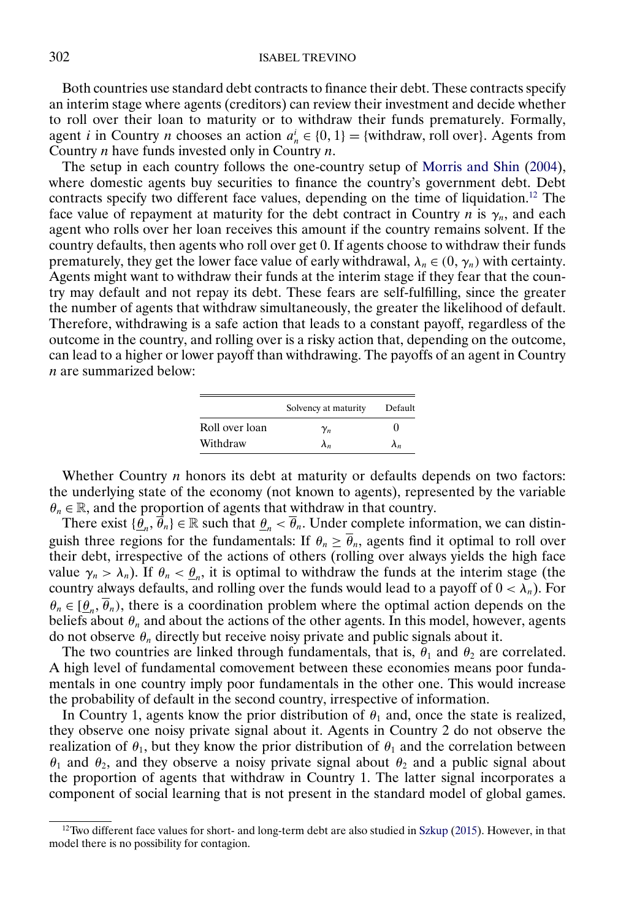Both countries use standard debt contracts to finance their debt. These contracts specify an interim stage where agents (creditors) can review their investment and decide whether to roll over their loan to maturity or to withdraw their funds prematurely. Formally, agent $i$ in Country $n$ chooses an action $a_n^i \in \{0, 1\} = \{\text{withdraw, roll over}\}$. Agents from Country $n$ have funds invested only in Country $n$.

The setup in each country follows the one-country setup of Morris and Shin (2004), where domestic agents buy securities to finance the country's government debt. Debt contracts specify two different face values, depending on the time of liquidation.[12] The face value of repayment at maturity for the debt contract in Country $n$ is $\gamma_n$, and each agent who rolls over her loan receives this amount if the country remains solvent. If the country defaults, then agents who roll over get 0. If agents choose to withdraw their funds prematurely, they get the lower face value of early withdrawal, $\lambda_n \in (0, \gamma_n)$ with certainty. Agents might want to withdraw their funds at the interim stage if they fear that the country may default and not repay its debt. These fears are self-fulfilling, since the greater the number of agents that withdraw simultaneously, the greater the likelihood of default. Therefore, withdrawing is a safe action that leads to a constant payoff, regardless of the outcome in the country, and rolling over is a risky action that, depending on the outcome, can lead to a higher or lower payoff than withdrawing. The payoffs of an agent in Country $n$ are summarized below:

| | Solvency at maturity | Default |
|---|---|---|
| Roll over loan | $\gamma_n$ | 0 |
| Withdraw | $\lambda_n$ | $\lambda_n$ |

Whether Country $n$ honors its debt at maturity or defaults depends on two factors: the underlying state of the economy (not known to agents), represented by the variable $\theta_n \in \mathbb{R}$, and the proportion of agents that withdraw in that country.

There exist $\{\underline{\theta}_n, \overline{\theta}_n\} \in \mathbb{R}$ such that $\underline{\theta}_n < \overline{\theta}_n$. Under complete information, we can distinguish three regions for the fundamentals: If $\theta_n \geq \overline{\theta}_n$, agents find it optimal to roll over their debt, irrespective of the actions of others (rolling over always yields the high face value $\gamma_n > \lambda_n$). If $\theta_n < \underline{\theta}_n$, it is optimal to withdraw the funds at the interim stage (the country always defaults, and rolling over the funds would lead to a payoff of $0 < \lambda_n$). For $\theta_n \in [\underline{\theta}_n, \overline{\theta}_n)$, there is a coordination problem where the optimal action depends on the beliefs about $\theta_n$ and about the actions of the other agents. In this model, however, agents do not observe $\theta_n$ directly but receive noisy private and public signals about it.

The two countries are linked through fundamentals, that is, $\theta_1$ and $\theta_2$ are correlated. A high level of fundamental comovement between these economies means poor fundamentals in one country imply poor fundamentals in the other one. This would increase the probability of default in the second country, irrespective of information.

In Country 1, agents know the prior distribution of $\theta_1$ and, once the state is realized, they observe one noisy private signal about it. Agents in Country 2 do not observe the realization of $\theta_1$, but they know the prior distribution of $\theta_1$ and the correlation between $\theta_1$ and $\theta_2$, and they observe a noisy private signal about $\theta_2$ and a public signal about the proportion of agents that withdraw in Country 1. The latter signal incorporates a component of social learning that is not present in the standard model of global games.

[12] Two different face values for short- and long-term debt are also studied in Szkup (2015). However, in that model there is no possibility for contagion.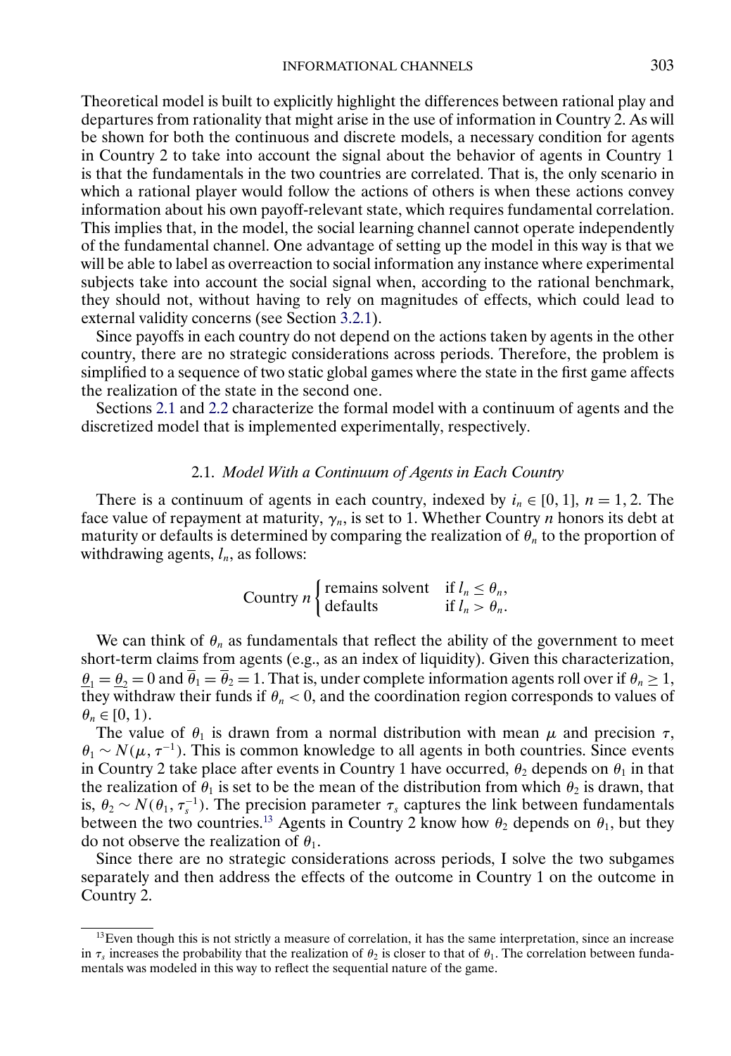Theoretical model is built to explicitly highlight the differences between rational play and departures from rationality that might arise in the use of information in Country 2. As will be shown for both the continuous and discrete models, a necessary condition for agents in Country 2 to take into account the signal about the behavior of agents in Country 1 is that the fundamentals in the two countries are correlated. That is, the only scenario in which a rational player would follow the actions of others is when these actions convey information about his own payoff-relevant state, which requires fundamental correlation. This implies that, in the model, the social learning channel cannot operate independently of the fundamental channel. One advantage of setting up the model in this way is that we will be able to label as overreaction to social information any instance where experimental subjects take into account the social signal when, according to the rational benchmark, they should not, without having to rely on magnitudes of effects, which could lead to external validity concerns (see Section 3.2.1).

Since payoffs in each country do not depend on the actions taken by agents in the other country, there are no strategic considerations across periods. Therefore, the problem is simplified to a sequence of two static global games where the state in the first game affects the realization of the state in the second one.

Sections 2.1 and 2.2 characterize the formal model with a continuum of agents and the discretized model that is implemented experimentally, respectively.

## 2.1. *Model With a Continuum of Agents in Each Country*

There is a continuum of agents in each country, indexed by $i_n \in [0, 1]$, $n = 1, 2$. The face value of repayment at maturity, $\gamma_n$, is set to 1. Whether Country $n$ honors its debt at maturity or defaults is determined by comparing the realization of $\theta_n$ to the proportion of withdrawing agents, $l_n$, as follows:

$$\text{Country } n \begin{cases} \text{remains solvent} & \text{if } l_n \leq \theta_n, \\ \text{defaults} & \text{if } l_n > \theta_n. \end{cases}$$

We can think of $\theta_n$ as fundamentals that reflect the ability of the government to meet short-term claims from agents (e.g., as an index of liquidity). Given this characterization, $\underline{\theta}_1 = \underline{\theta}_2 = 0$ and $\overline{\theta}_1 = \overline{\theta}_2 = 1$. That is, under complete information agents roll over if $\theta_n \geq 1$, they withdraw their funds if $\theta_n < 0$, and the coordination region corresponds to values of $\theta_n \in [0, 1)$.

The value of $\theta_1$ is drawn from a normal distribution with mean $\mu$ and precision $\tau$, $\theta_1 \sim N(\mu, \tau^{-1})$. This is common knowledge to all agents in both countries. Since events in Country 2 take place after events in Country 1 have occurred, $\theta_2$ depends on $\theta_1$ in that the realization of $\theta_1$ is set to be the mean of the distribution from which $\theta_2$ is drawn, that is, $\theta_2 \sim N(\theta_1, \tau_s^{-1})$. The precision parameter $\tau_s$ captures the link between fundamentals between the two countries.[13] Agents in Country 2 know how $\theta_2$ depends on $\theta_1$, but they do not observe the realization of $\theta_1$.

Since there are no strategic considerations across periods, I solve the two subgames separately and then address the effects of the outcome in Country 1 on the outcome in Country 2.

[13] Even though this is not strictly a measure of correlation, it has the same interpretation, since an increase in $\tau_s$ increases the probability that the realization of $\theta_2$ is closer to that of $\theta_1$. The correlation between fundamentals was modeled in this way to reflect the sequential nature of the game.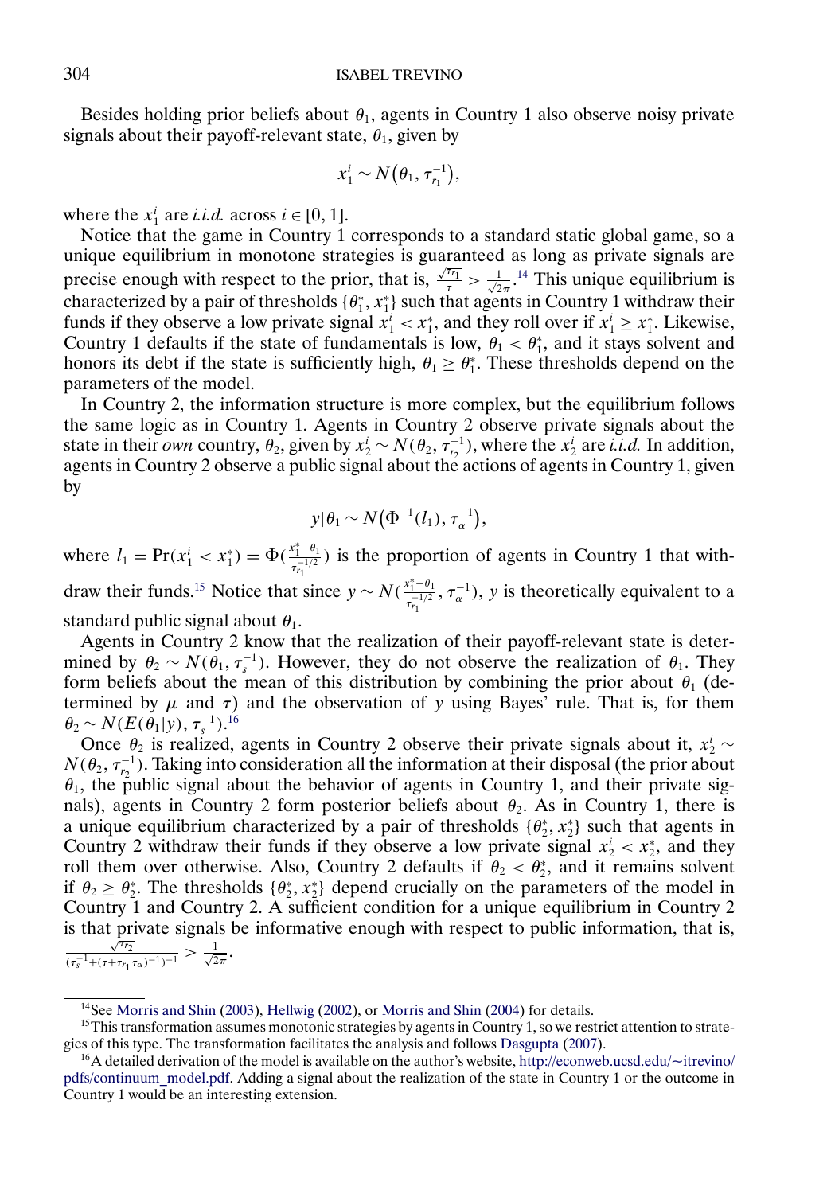Besides holding prior beliefs about $\theta_1$, agents in Country 1 also observe noisy private signals about their payoff-relevant state, $\theta_1$, given by

$$x_1^i \sim N\big(\theta_1, \tau_{r_1}^{-1}\big),$$

where the $x_1^i$ are *i.i.d.* across $i \in [0, 1]$.

Notice that the game in Country 1 corresponds to a standard static global game, so a unique equilibrium in monotone strategies is guaranteed as long as private signals are precise enough with respect to the prior, that is, $\frac{\sqrt{\tau_{r_1}}}{\tau} > \frac{1}{\sqrt{2\pi}}$.[14] This unique equilibrium is characterized by a pair of thresholds $\{\theta_1^*, x_1^*\}$ such that agents in Country 1 withdraw their funds if they observe a low private signal $x_1^i < x_1^*$, and they roll over if $x_1^i \geq x_1^*$. Likewise, Country 1 defaults if the state of fundamentals is low, $\theta_1 < \theta_1^*$, and it stays solvent and honors its debt if the state is sufficiently high, $\theta_1 \geq \theta_1^*$. These thresholds depend on the parameters of the model.

In Country 2, the information structure is more complex, but the equilibrium follows the same logic as in Country 1. Agents in Country 2 observe private signals about the state in their *own* country, $\theta_2$, given by $x_2^i \sim N(\theta_2, \tau_{r_2}^{-1})$, where the $x_2^i$ are *i.i.d.* In addition, agents in Country 2 observe a public signal about the actions of agents in Country 1, given by

$$y|\theta_1 \sim N\big(\Phi^{-1}(l_1), \tau_\alpha^{-1}\big),$$

where $l_1 = \Pr(x_1^i < x_1^*) = \Phi(\frac{x_1^* - \theta_1}{\tau_{r_1}^{-1/2}})$ is the proportion of agents in Country 1 that withdraw their funds.[15] Notice that since $y \sim N(\frac{x_1^* - \theta_1}{\tau_{r_1}^{-1/2}}, \tau_\alpha^{-1})$, $y$ is theoretically equivalent to a standard public signal about $\theta_1$.

Agents in Country 2 know that the realization of their payoff-relevant state is determined by $\theta_2 \sim N(\theta_1, \tau_s^{-1})$. However, they do not observe the realization of $\theta_1$. They form beliefs about the mean of this distribution by combining the prior about $\theta_1$ (determined by $\mu$ and $\tau$) and the observation of $y$ using Bayes' rule. That is, for them $\theta_2 \sim N(E(\theta_1|y), \tau_s^{-1})$.[16]

Once $\theta_2$ is realized, agents in Country 2 observe their private signals about it, $x_2^i \sim N(\theta_2, \tau_{r_2}^{-1})$. Taking into consideration all the information at their disposal (the prior about $\theta_1$, the public signal about the behavior of agents in Country 1, and their private signals), agents in Country 2 form posterior beliefs about $\theta_2$. As in Country 1, there is a unique equilibrium characterized by a pair of thresholds $\{\theta_2^*, x_2^*\}$ such that agents in Country 2 withdraw their funds if they observe a low private signal $x_2^i < x_2^*$, and they roll them over otherwise. Also, Country 2 defaults if $\theta_2 < \theta_2^*$, and it remains solvent if $\theta_2 \geq \theta_2^*$. The thresholds $\{\theta_2^*, x_2^*\}$ depend crucially on the parameters of the model in Country 1 and Country 2. A sufficient condition for a unique equilibrium in Country 2 is that private signals be informative enough with respect to public information, that is, $\frac{\sqrt{\tau_{r_2}}}{(\tau_s^{-1} + (\tau + \tau_{r_1}\tau_\alpha)^{-1})^{-1}} > \frac{1}{\sqrt{2\pi}}$.

---

[14] See Morris and Shin (2003), Hellwig (2002), or Morris and Shin (2004) for details.

[15] This transformation assumes monotonic strategies by agents in Country 1, so we restrict attention to strategies of this type. The transformation facilitates the analysis and follows Dasgupta (2007).

[16] A detailed derivation of the model is available on the author's website, http://econweb.ucsd.edu/~itrevino/pdfs/continuum_model.pdf. Adding a signal about the realization of the state in Country 1 or the outcome in Country 1 would be an interesting extension.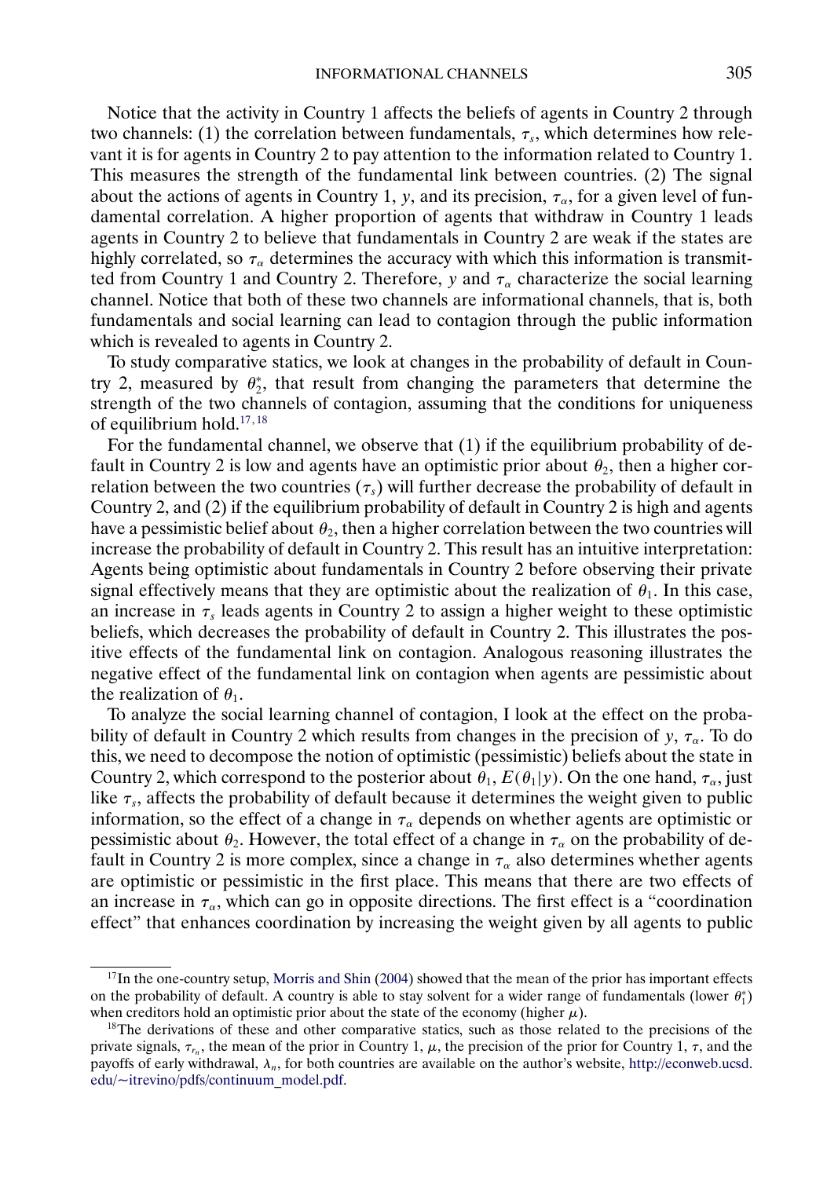Notice that the activity in Country 1 affects the beliefs of agents in Country 2 through two channels: (1) the correlation between fundamentals, $\tau_s$, which determines how relevant it is for agents in Country 2 to pay attention to the information related to Country 1. This measures the strength of the fundamental link between countries. (2) The signal about the actions of agents in Country 1, $y$, and its precision, $\tau_\alpha$, for a given level of fundamental correlation. A higher proportion of agents that withdraw in Country 1 leads agents in Country 2 to believe that fundamentals in Country 2 are weak if the states are highly correlated, so $\tau_\alpha$ determines the accuracy with which this information is transmitted from Country 1 and Country 2. Therefore, $y$ and $\tau_\alpha$ characterize the social learning channel. Notice that both of these two channels are informational channels, that is, both fundamentals and social learning can lead to contagion through the public information which is revealed to agents in Country 2.

To study comparative statics, we look at changes in the probability of default in Country 2, measured by $\theta_2^*$, that result from changing the parameters that determine the strength of the two channels of contagion, assuming that the conditions for uniqueness of equilibrium hold.[17,18]

For the fundamental channel, we observe that (1) if the equilibrium probability of default in Country 2 is low and agents have an optimistic prior about $\theta_2$, then a higher correlation between the two countries ($\tau_s$) will further decrease the probability of default in Country 2, and (2) if the equilibrium probability of default in Country 2 is high and agents have a pessimistic belief about $\theta_2$, then a higher correlation between the two countries will increase the probability of default in Country 2. This result has an intuitive interpretation: Agents being optimistic about fundamentals in Country 2 before observing their private signal effectively means that they are optimistic about the realization of $\theta_1$. In this case, an increase in $\tau_s$ leads agents in Country 2 to assign a higher weight to these optimistic beliefs, which decreases the probability of default in Country 2. This illustrates the positive effects of the fundamental link on contagion. Analogous reasoning illustrates the negative effect of the fundamental link on contagion when agents are pessimistic about the realization of $\theta_1$.

To analyze the social learning channel of contagion, I look at the effect on the probability of default in Country 2 which results from changes in the precision of $y$, $\tau_\alpha$. To do this, we need to decompose the notion of optimistic (pessimistic) beliefs about the state in Country 2, which correspond to the posterior about $\theta_1$, $E(\theta_1|y)$. On the one hand, $\tau_\alpha$, just like $\tau_s$, affects the probability of default because it determines the weight given to public information, so the effect of a change in $\tau_\alpha$ depends on whether agents are optimistic or pessimistic about $\theta_2$. However, the total effect of a change in $\tau_\alpha$ on the probability of default in Country 2 is more complex, since a change in $\tau_\alpha$ also determines whether agents are optimistic or pessimistic in the first place. This means that there are two effects of an increase in $\tau_\alpha$, which can go in opposite directions. The first effect is a "coordination effect" that enhances coordination by increasing the weight given by all agents to public

[17] In the one-country setup, Morris and Shin (2004) showed that the mean of the prior has important effects on the probability of default. A country is able to stay solvent for a wider range of fundamentals (lower $\theta_1^*$) when creditors hold an optimistic prior about the state of the economy (higher $\mu$).

[18] The derivations of these and other comparative statics, such as those related to the precisions of the private signals, $\tau_{r_n}$, the mean of the prior in Country 1, $\mu$, the precision of the prior for Country 1, $\tau$, and the payoffs of early withdrawal, $\lambda_n$, for both countries are available on the author's website, http://econweb.ucsd.edu/~itrevino/pdfs/continuum_model.pdf.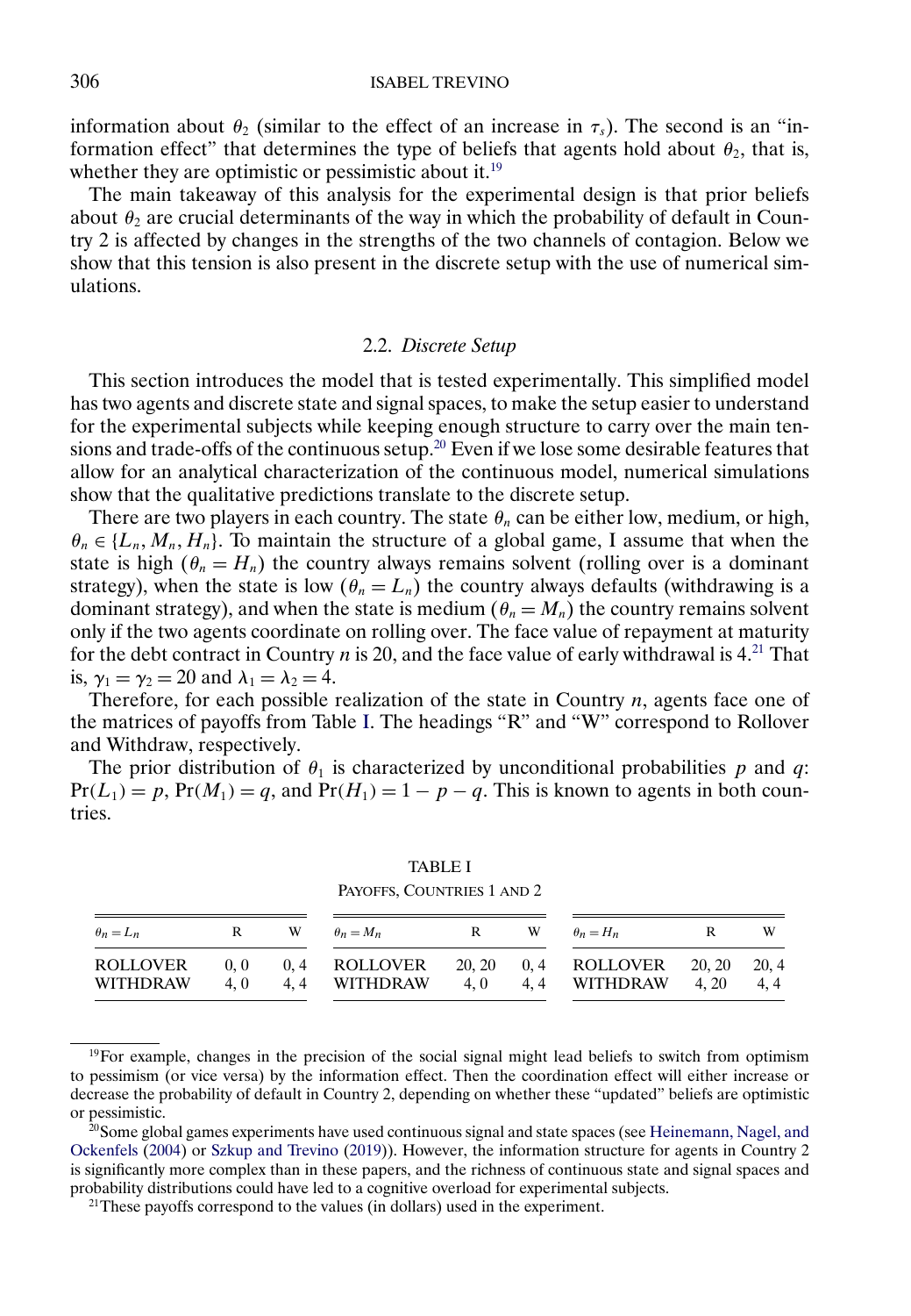information about $\theta_2$ (similar to the effect of an increase in $\tau_s$). The second is an "information effect" that determines the type of beliefs that agents hold about $\theta_2$, that is, whether they are optimistic or pessimistic about it.[19]

The main takeaway of this analysis for the experimental design is that prior beliefs about $\theta_2$ are crucial determinants of the way in which the probability of default in Country 2 is affected by changes in the strengths of the two channels of contagion. Below we show that this tension is also present in the discrete setup with the use of numerical simulations.

### 2.2. *Discrete Setup*

This section introduces the model that is tested experimentally. This simplified model has two agents and discrete state and signal spaces, to make the setup easier to understand for the experimental subjects while keeping enough structure to carry over the main tensions and trade-offs of the continuous setup.[20] Even if we lose some desirable features that allow for an analytical characterization of the continuous model, numerical simulations show that the qualitative predictions translate to the discrete setup.

There are two players in each country. The state $\theta_n$ can be either low, medium, or high, $\theta_n \in \{L_n, M_n, H_n\}$. To maintain the structure of a global game, I assume that when the state is high ($\theta_n = H_n$) the country always remains solvent (rolling over is a dominant strategy), when the state is low ($\theta_n = L_n$) the country always defaults (withdrawing is a dominant strategy), and when the state is medium ($\theta_n = M_n$) the country remains solvent only if the two agents coordinate on rolling over. The face value of repayment at maturity for the debt contract in Country $n$ is 20, and the face value of early withdrawal is 4.[21] That is, $\gamma_1 = \gamma_2 = 20$ and $\lambda_1 = \lambda_2 = 4$.

Therefore, for each possible realization of the state in Country $n$, agents face one of the matrices of payoffs from Table I. The headings "R" and "W" correspond to Rollover and Withdraw, respectively.

The prior distribution of $\theta_1$ is characterized by unconditional probabilities $p$ and $q$: $\Pr(L_1) = p$, $\Pr(M_1) = q$, and $\Pr(H_1) = 1 - p - q$. This is known to agents in both countries.

TABLE I
PAYOFFS, COUNTRIES 1 AND 2

| $\theta_n = L_n$ | R | W | $\theta_n = M_n$ | R | W | $\theta_n = H_n$ | R | W |
|---|---|---|---|---|---|---|---|---|
| ROLLOVER | 0, 0 | 0, 4 | ROLLOVER | 20, 20 | 0, 4 | ROLLOVER | 20, 20 | 20, 4 |
| WITHDRAW | 4, 0 | 4, 4 | WITHDRAW | 4, 0 | 4, 4 | WITHDRAW | 4, 20 | 4, 4 |

[19] For example, changes in the precision of the social signal might lead beliefs to switch from optimism to pessimism (or vice versa) by the information effect. Then the coordination effect will either increase or decrease the probability of default in Country 2, depending on whether these "updated" beliefs are optimistic or pessimistic.

[20] Some global games experiments have used continuous signal and state spaces (see Heinemann, Nagel, and Ockenfels (2004) or Szkup and Trevino (2019)). However, the information structure for agents in Country 2 is significantly more complex than in these papers, and the richness of continuous state and signal spaces and probability distributions could have led to a cognitive overload for experimental subjects.

[21] These payoffs correspond to the values (in dollars) used in the experiment.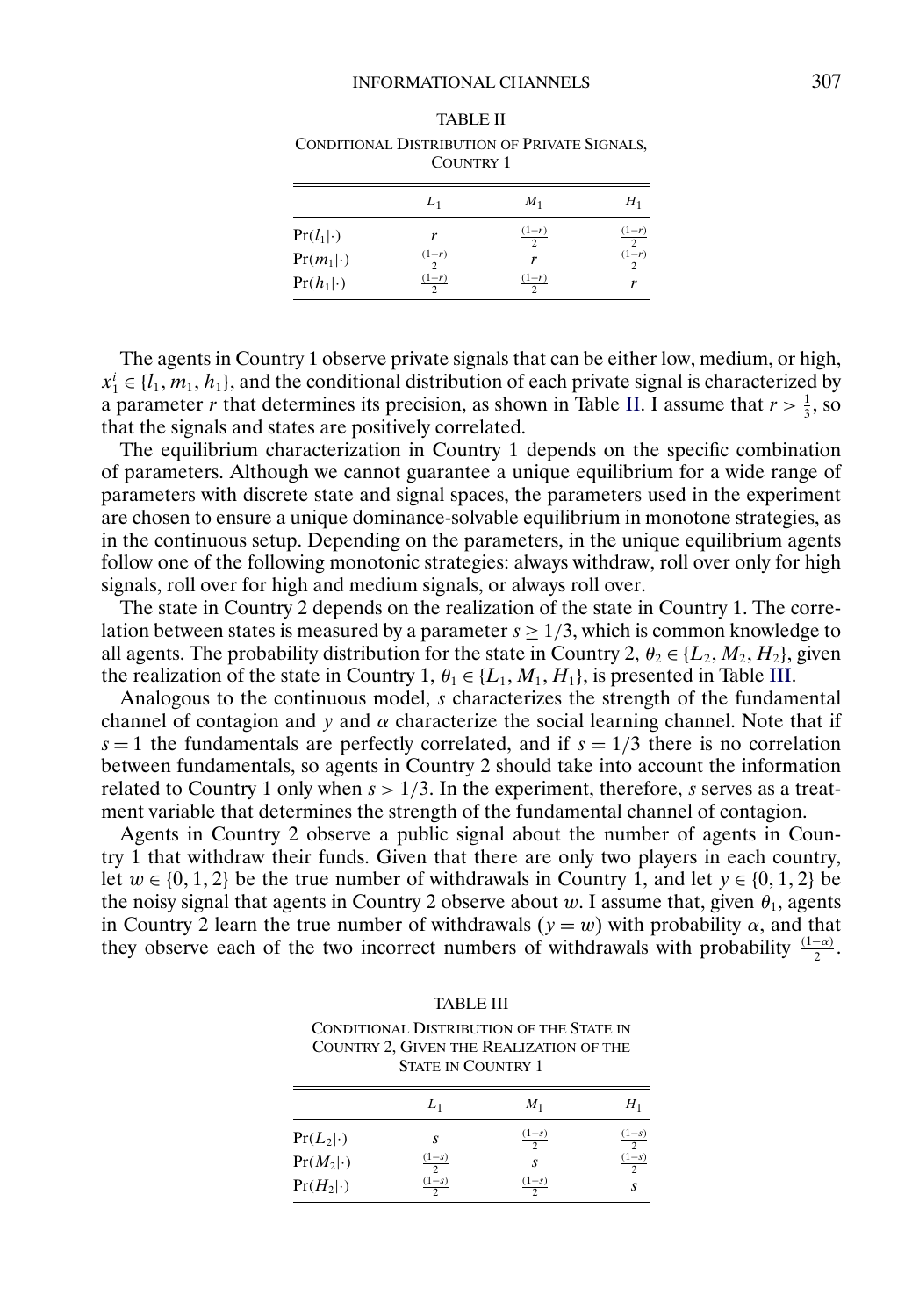TABLE II

CONDITIONAL DISTRIBUTION OF PRIVATE SIGNALS, COUNTRY 1

| | $L_1$ | $M_1$ | $H_1$ |
|---|---|---|---|
| $\Pr(l_1\|\cdot)$ | $r$ | $\frac{(1-r)}{2}$ | $\frac{(1-r)}{2}$ |
| $\Pr(m_1\|\cdot)$ | $\frac{(1-r)}{2}$ | $r$ | $\frac{(1-r)}{2}$ |
| $\Pr(h_1\|\cdot)$ | $\frac{(1-r)}{2}$ | $\frac{(1-r)}{2}$ | $r$ |

The agents in Country 1 observe private signals that can be either low, medium, or high, $x_1^i \in \{l_1, m_1, h_1\}$, and the conditional distribution of each private signal is characterized by a parameter $r$ that determines its precision, as shown in Table II. I assume that $r > \frac{1}{3}$, so that the signals and states are positively correlated.

The equilibrium characterization in Country 1 depends on the specific combination of parameters. Although we cannot guarantee a unique equilibrium for a wide range of parameters with discrete state and signal spaces, the parameters used in the experiment are chosen to ensure a unique dominance-solvable equilibrium in monotone strategies, as in the continuous setup. Depending on the parameters, in the unique equilibrium agents follow one of the following monotonic strategies: always withdraw, roll over only for high signals, roll over for high and medium signals, or always roll over.

The state in Country 2 depends on the realization of the state in Country 1. The correlation between states is measured by a parameter $s \geq 1/3$, which is common knowledge to all agents. The probability distribution for the state in Country 2, $\theta_2 \in \{L_2, M_2, H_2\}$, given the realization of the state in Country 1, $\theta_1 \in \{L_1, M_1, H_1\}$, is presented in Table III.

Analogous to the continuous model, $s$ characterizes the strength of the fundamental channel of contagion and $y$ and $\alpha$ characterize the social learning channel. Note that if $s = 1$ the fundamentals are perfectly correlated, and if $s = 1/3$ there is no correlation between fundamentals, so agents in Country 2 should take into account the information related to Country 1 only when $s > 1/3$. In the experiment, therefore, $s$ serves as a treatment variable that determines the strength of the fundamental channel of contagion.

Agents in Country 2 observe a public signal about the number of agents in Country 1 that withdraw their funds. Given that there are only two players in each country, let $w \in \{0, 1, 2\}$ be the true number of withdrawals in Country 1, and let $y \in \{0, 1, 2\}$ be the noisy signal that agents in Country 2 observe about $w$. I assume that, given $\theta_1$, agents in Country 2 learn the true number of withdrawals ($y = w$) with probability $\alpha$, and that they observe each of the two incorrect numbers of withdrawals with probability $\frac{(1-\alpha)}{2}$.

TABLE III

CONDITIONAL DISTRIBUTION OF THE STATE IN COUNTRY 2, GIVEN THE REALIZATION OF THE STATE IN COUNTRY 1

| | $L_1$ | $M_1$ | $H_1$ |
|---|---|---|---|
| $\Pr(L_2\|\cdot)$ | $s$ | $\frac{(1-s)}{2}$ | $\frac{(1-s)}{2}$ |
| $\Pr(M_2\|\cdot)$ | $\frac{(1-s)}{2}$ | $s$ | $\frac{(1-s)}{2}$ |
| $\Pr(H_2\|\cdot)$ | $\frac{(1-s)}{2}$ | $\frac{(1-s)}{2}$ | $s$ |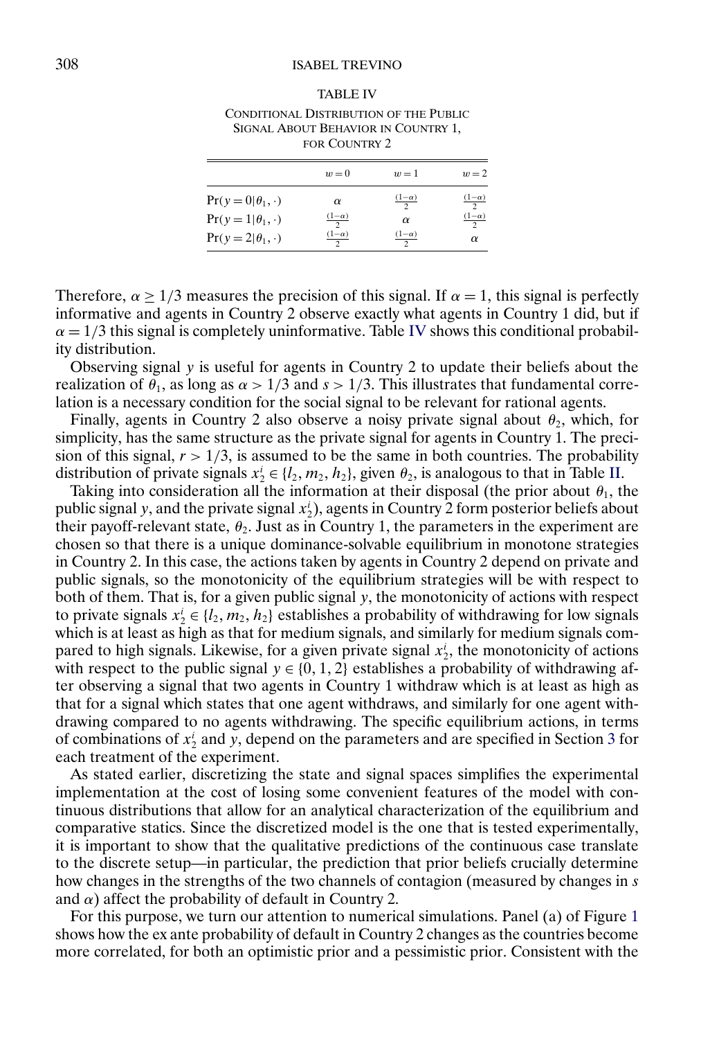TABLE IV

CONDITIONAL DISTRIBUTION OF THE PUBLIC SIGNAL ABOUT BEHAVIOR IN COUNTRY 1, FOR COUNTRY 2

| | $w=0$ | $w=1$ | $w=2$ |
|---|---|---|---|
| $\Pr(y=0\|\theta_1,\cdot)$ | $\alpha$ | $\frac{(1-\alpha)}{2}$ | $\frac{(1-\alpha)}{2}$ |
| $\Pr(y=1\|\theta_1,\cdot)$ | $\frac{(1-\alpha)}{2}$ | $\alpha$ | $\frac{(1-\alpha)}{2}$ |
| $\Pr(y=2\|\theta_1,\cdot)$ | $\frac{(1-\alpha)}{2}$ | $\frac{(1-\alpha)}{2}$ | $\alpha$ |

Therefore, $\alpha \geq 1/3$ measures the precision of this signal. If $\alpha = 1$, this signal is perfectly informative and agents in Country 2 observe exactly what agents in Country 1 did, but if $\alpha = 1/3$ this signal is completely uninformative. Table IV shows this conditional probability distribution.

Observing signal $y$ is useful for agents in Country 2 to update their beliefs about the realization of $\theta_1$, as long as $\alpha > 1/3$ and $s > 1/3$. This illustrates that fundamental correlation is a necessary condition for the social signal to be relevant for rational agents.

Finally, agents in Country 2 also observe a noisy private signal about $\theta_2$, which, for simplicity, has the same structure as the private signal for agents in Country 1. The precision of this signal, $r > 1/3$, is assumed to be the same in both countries. The probability distribution of private signals $x_2^i \in \{l_2, m_2, h_2\}$, given $\theta_2$, is analogous to that in Table II.

Taking into consideration all the information at their disposal (the prior about $\theta_1$, the public signal $y$, and the private signal $x_2^i$), agents in Country 2 form posterior beliefs about their payoff-relevant state, $\theta_2$. Just as in Country 1, the parameters in the experiment are chosen so that there is a unique dominance-solvable equilibrium in monotone strategies in Country 2. In this case, the actions taken by agents in Country 2 depend on private and public signals, so the monotonicity of the equilibrium strategies will be with respect to both of them. That is, for a given public signal $y$, the monotonicity of actions with respect to private signals $x_2^i \in \{l_2, m_2, h_2\}$ establishes a probability of withdrawing for low signals which is at least as high as that for medium signals, and similarly for medium signals compared to high signals. Likewise, for a given private signal $x_2^i$, the monotonicity of actions with respect to the public signal $y \in \{0, 1, 2\}$ establishes a probability of withdrawing after observing a signal that two agents in Country 1 withdraw which is at least as high as that for a signal which states that one agent withdraws, and similarly for one agent withdrawing compared to no agents withdrawing. The specific equilibrium actions, in terms of combinations of $x_2^i$ and $y$, depend on the parameters and are specified in Section 3 for each treatment of the experiment.

As stated earlier, discretizing the state and signal spaces simplifies the experimental implementation at the cost of losing some convenient features of the model with continuous distributions that allow for an analytical characterization of the equilibrium and comparative statics. Since the discretized model is the one that is tested experimentally, it is important to show that the qualitative predictions of the continuous case translate to the discrete setup—in particular, the prediction that prior beliefs crucially determine how changes in the strengths of the two channels of contagion (measured by changes in $s$ and $\alpha$) affect the probability of default in Country 2.

For this purpose, we turn our attention to numerical simulations. Panel (a) of Figure 1 shows how the ex ante probability of default in Country 2 changes as the countries become more correlated, for both an optimistic prior and a pessimistic prior. Consistent with the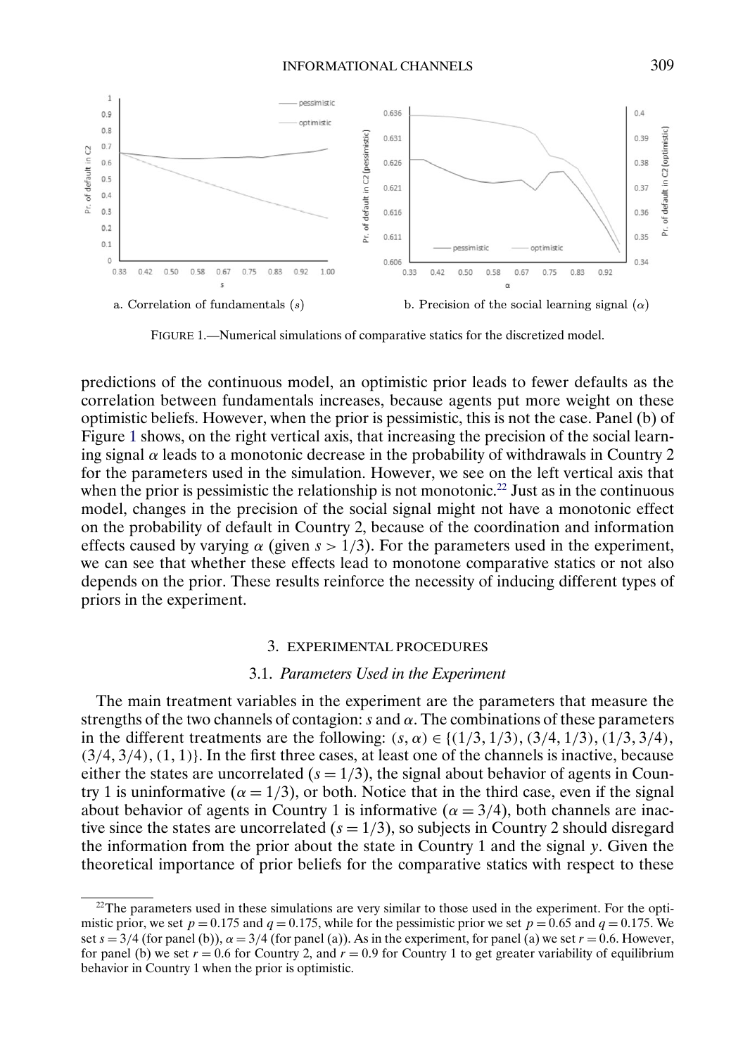a. Correlation of fundamentals ($s$)

b. Precision of the social learning signal ($\alpha$)

FIGURE 1.—Numerical simulations of comparative statics for the discretized model.

predictions of the continuous model, an optimistic prior leads to fewer defaults as the correlation between fundamentals increases, because agents put more weight on these optimistic beliefs. However, when the prior is pessimistic, this is not the case. Panel (b) of Figure 1 shows, on the right vertical axis, that increasing the precision of the social learning signal $\alpha$ leads to a monotonic decrease in the probability of withdrawals in Country 2 for the parameters used in the simulation. However, we see on the left vertical axis that when the prior is pessimistic the relationship is not monotonic.[22] Just as in the continuous model, changes in the precision of the social signal might not have a monotonic effect on the probability of default in Country 2, because of the coordination and information effects caused by varying $\alpha$ (given $s > 1/3$). For the parameters used in the experiment, we can see that whether these effects lead to monotone comparative statics or not also depends on the prior. These results reinforce the necessity of inducing different types of priors in the experiment.

## 3. EXPERIMENTAL PROCEDURES

### 3.1. *Parameters Used in the Experiment*

The main treatment variables in the experiment are the parameters that measure the strengths of the two channels of contagion: $s$ and $\alpha$. The combinations of these parameters in the different treatments are the following: $(s, \alpha) \in \{(1/3, 1/3), (3/4, 1/3), (1/3, 3/4), (3/4, 3/4), (1, 1)\}$. In the first three cases, at least one of the channels is inactive, because either the states are uncorrelated ($s = 1/3$), the signal about behavior of agents in Country 1 is uninformative ($\alpha = 1/3$), or both. Notice that in the third case, even if the signal about behavior of agents in Country 1 is informative ($\alpha = 3/4$), both channels are inactive since the states are uncorrelated ($s = 1/3$), so subjects in Country 2 should disregard the information from the prior about the state in Country 1 and the signal $y$. Given the theoretical importance of prior beliefs for the comparative statics with respect to these

[22]The parameters used in these simulations are very similar to those used in the experiment. For the optimistic prior, we set $p = 0.175$ and $q = 0.175$, while for the pessimistic prior we set $p = 0.65$ and $q = 0.175$. We set $s = 3/4$ (for panel (b)), $\alpha = 3/4$ (for panel (a)). As in the experiment, for panel (a) we set $r = 0.6$. However, for panel (b) we set $r = 0.6$ for Country 2, and $r = 0.9$ for Country 1 to get greater variability of equilibrium behavior in Country 1 when the prior is optimistic.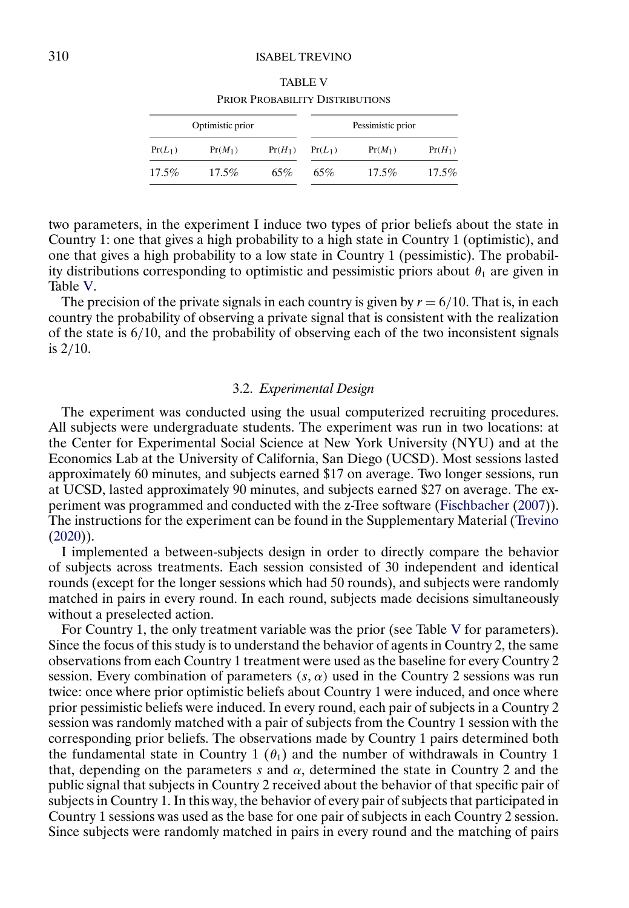TABLE V

PRIOR PROBABILITY DISTRIBUTIONS

| Optimistic prior | | | Pessimistic prior | | |
|---|---|---|---|---|---|
| $\Pr(L_1)$ | $\Pr(M_1)$ | $\Pr(H_1)$ | $\Pr(L_1)$ | $\Pr(M_1)$ | $\Pr(H_1)$ |
| 17.5% | 17.5% | 65% | 65% | 17.5% | 17.5% |

two parameters, in the experiment I induce two types of prior beliefs about the state in Country 1: one that gives a high probability to a high state in Country 1 (optimistic), and one that gives a high probability to a low state in Country 1 (pessimistic). The probability distributions corresponding to optimistic and pessimistic priors about $\theta_1$ are given in Table V.

The precision of the private signals in each country is given by $r = 6/10$. That is, in each country the probability of observing a private signal that is consistent with the realization of the state is $6/10$, and the probability of observing each of the two inconsistent signals is $2/10$.

### 3.2. *Experimental Design*

The experiment was conducted using the usual computerized recruiting procedures. All subjects were undergraduate students. The experiment was run in two locations: at the Center for Experimental Social Science at New York University (NYU) and at the Economics Lab at the University of California, San Diego (UCSD). Most sessions lasted approximately 60 minutes, and subjects earned \$17 on average. Two longer sessions, run at UCSD, lasted approximately 90 minutes, and subjects earned \$27 on average. The experiment was programmed and conducted with the z-Tree software (Fischbacher (2007)). The instructions for the experiment can be found in the Supplementary Material (Trevino (2020)).

I implemented a between-subjects design in order to directly compare the behavior of subjects across treatments. Each session consisted of 30 independent and identical rounds (except for the longer sessions which had 50 rounds), and subjects were randomly matched in pairs in every round. In each round, subjects made decisions simultaneously without a preselected action.

For Country 1, the only treatment variable was the prior (see Table V for parameters). Since the focus of this study is to understand the behavior of agents in Country 2, the same observations from each Country 1 treatment were used as the baseline for every Country 2 session. Every combination of parameters $(s, \alpha)$ used in the Country 2 sessions was run twice: once where prior optimistic beliefs about Country 1 were induced, and once where prior pessimistic beliefs were induced. In every round, each pair of subjects in a Country 2 session was randomly matched with a pair of subjects from the Country 1 session with the corresponding prior beliefs. The observations made by Country 1 pairs determined both the fundamental state in Country 1 ($\theta_1$) and the number of withdrawals in Country 1 that, depending on the parameters $s$ and $\alpha$, determined the state in Country 2 and the public signal that subjects in Country 2 received about the behavior of that specific pair of subjects in Country 1. In this way, the behavior of every pair of subjects that participated in Country 1 sessions was used as the base for one pair of subjects in each Country 2 session. Since subjects were randomly matched in pairs in every round and the matching of pairs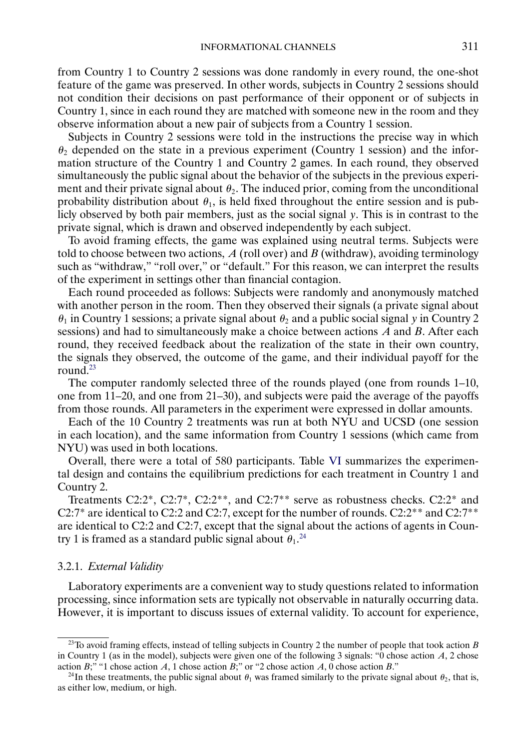from Country 1 to Country 2 sessions was done randomly in every round, the one-shot feature of the game was preserved. In other words, subjects in Country 2 sessions should not condition their decisions on past performance of their opponent or of subjects in Country 1, since in each round they are matched with someone new in the room and they observe information about a new pair of subjects from a Country 1 session.

Subjects in Country 2 sessions were told in the instructions the precise way in which $\theta_2$ depended on the state in a previous experiment (Country 1 session) and the information structure of the Country 1 and Country 2 games. In each round, they observed simultaneously the public signal about the behavior of the subjects in the previous experiment and their private signal about $\theta_2$. The induced prior, coming from the unconditional probability distribution about $\theta_1$, is held fixed throughout the entire session and is publicly observed by both pair members, just as the social signal $y$. This is in contrast to the private signal, which is drawn and observed independently by each subject.

To avoid framing effects, the game was explained using neutral terms. Subjects were told to choose between two actions, $A$ (roll over) and $B$ (withdraw), avoiding terminology such as "withdraw," "roll over," or "default." For this reason, we can interpret the results of the experiment in settings other than financial contagion.

Each round proceeded as follows: Subjects were randomly and anonymously matched with another person in the room. Then they observed their signals (a private signal about $\theta_1$ in Country 1 sessions; a private signal about $\theta_2$ and a public social signal $y$ in Country 2 sessions) and had to simultaneously make a choice between actions $A$ and $B$. After each round, they received feedback about the realization of the state in their own country, the signals they observed, the outcome of the game, and their individual payoff for the round.[23]

The computer randomly selected three of the rounds played (one from rounds 1–10, one from 11–20, and one from 21–30), and subjects were paid the average of the payoffs from those rounds. All parameters in the experiment were expressed in dollar amounts.

Each of the 10 Country 2 treatments was run at both NYU and UCSD (one session in each location), and the same information from Country 1 sessions (which came from NYU) was used in both locations.

Overall, there were a total of 580 participants. Table VI summarizes the experimental design and contains the equilibrium predictions for each treatment in Country 1 and Country 2.

Treatments C2:2*, C2:7*, C2:2**, and C2:7** serve as robustness checks. C2:2* and C2:7* are identical to C2:2 and C2:7, except for the number of rounds. C2:2** and C2:7** are identical to C2:2 and C2:7, except that the signal about the actions of agents in Country 1 is framed as a standard public signal about $\theta_1$.[24]

### 3.2.1. *External Validity*

Laboratory experiments are a convenient way to study questions related to information processing, since information sets are typically not observable in naturally occurring data. However, it is important to discuss issues of external validity. To account for experience,

---

[23] To avoid framing effects, instead of telling subjects in Country 2 the number of people that took action $B$ in Country 1 (as in the model), subjects were given one of the following 3 signals: "0 chose action $A$, 2 chose action $B$;" "1 chose action $A$, 1 chose action $B$;" or "2 chose action $A$, 0 chose action $B$."

[24] In these treatments, the public signal about $\theta_1$ was framed similarly to the private signal about $\theta_2$, that is, as either low, medium, or high.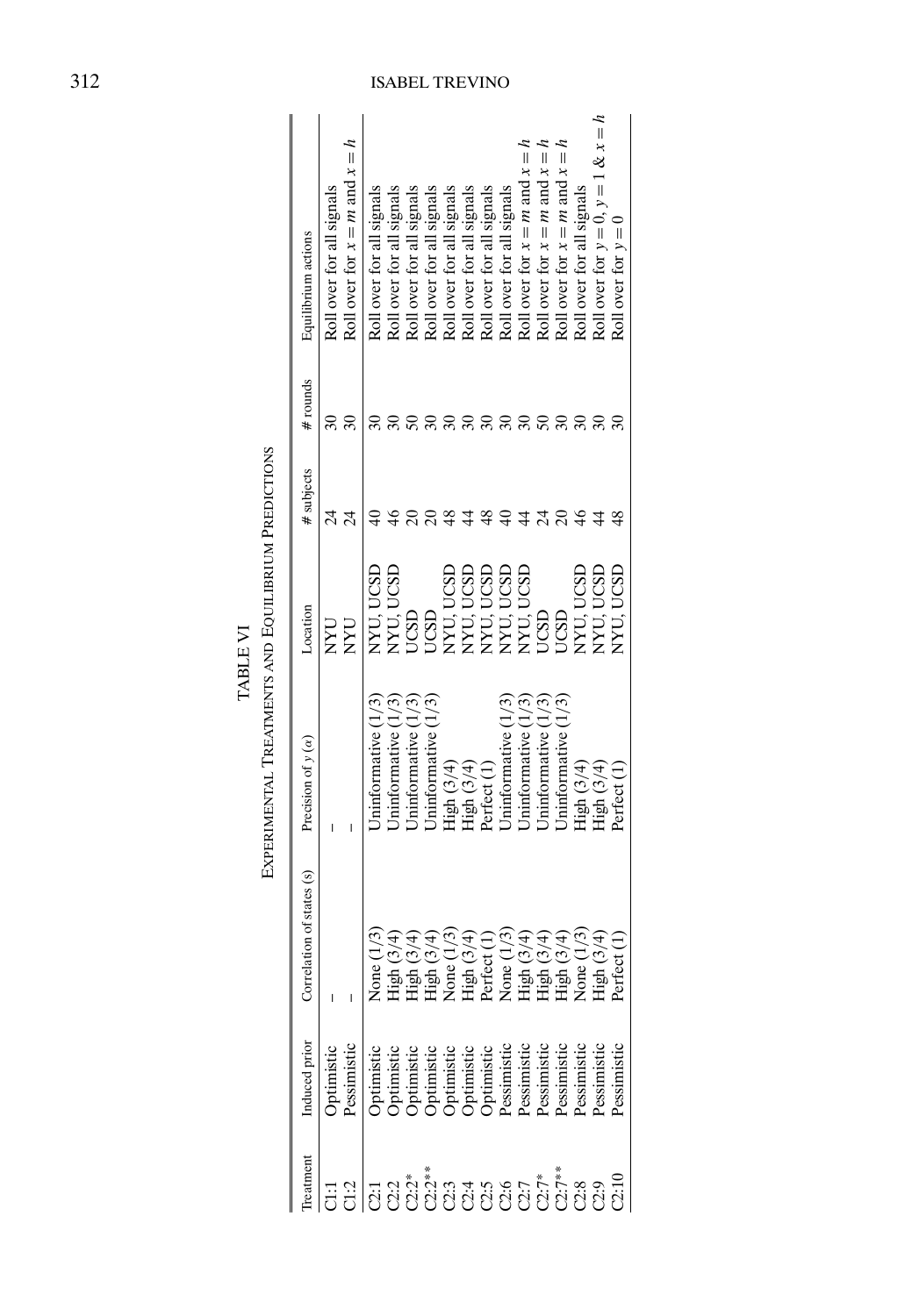TABLE VI

EXPERIMENTAL TREATMENTS AND EQUILIBRIUM PREDICTIONS

| Treatment | Induced prior | Correlation of states (s) | Precision of $y$ ($\alpha$) | Location | # subjects | # rounds | Equilibrium actions |
|---|---|---|---|---|---|---|---|
| C1:1 | Optimistic | – | – | NYU | 24 | 30 | Roll over for all signals |
| C1:2 | Pessimistic | – | – | NYU | 24 | 30 | Roll over for $x = m$ and $x = h$ |
| C2:1 | Optimistic | None (1/3) | Uninformative (1/3) | NYU, UCSD | 40 | 30 | Roll over for all signals |
| C2:2 | Optimistic | High (3/4) | Uninformative (1/3) | NYU, UCSD | 46 | 30 | Roll over for all signals |
| C2:2* | Optimistic | High (3/4) | Uninformative (1/3) | UCSD | 20 | 50 | Roll over for all signals |
| C2:2** | Optimistic | High (3/4) | Uninformative (1/3) | UCSD | 20 | 30 | Roll over for all signals |
| C2:3 | Optimistic | None (1/3) | High (3/4) | NYU, UCSD | 48 | 30 | Roll over for all signals |
| C2:4 | Optimistic | High (3/4) | High (3/4) | NYU, UCSD | 44 | 30 | Roll over for all signals |
| C2:5 | Optimistic | Perfect (1) | Perfect (1) | NYU, UCSD | 48 | 30 | Roll over for all signals |
| C2:6 | Pessimistic | None (1/3) | Uninformative (1/3) | NYU, UCSD | 40 | 30 | Roll over for all signals |
| C2:7 | Pessimistic | High (3/4) | Uninformative (1/3) | NYU, UCSD | 44 | 30 | Roll over for $x = m$ and $x = h$ |
| C2:7* | Pessimistic | High (3/4) | Uninformative (1/3) | UCSD | 24 | 50 | Roll over for $x = m$ and $x = h$ |
| C2:7** | Pessimistic | High (3/4) | Uninformative (1/3) | UCSD | 20 | 30 | Roll over for $x = m$ and $x = h$ |
| C2:8 | Pessimistic | None (1/3) | High (3/4) | NYU, UCSD | 46 | 30 | Roll over for all signals |
| C2:9 | Pessimistic | High (3/4) | High (3/4) | NYU, UCSD | 44 | 30 | Roll over for $y = 0$, $y = 1$ & $x = h$ |
| C2:10 | Pessimistic | Perfect (1) | Perfect (1) | NYU, UCSD | 48 | 30 | Roll over for $y = 0$ |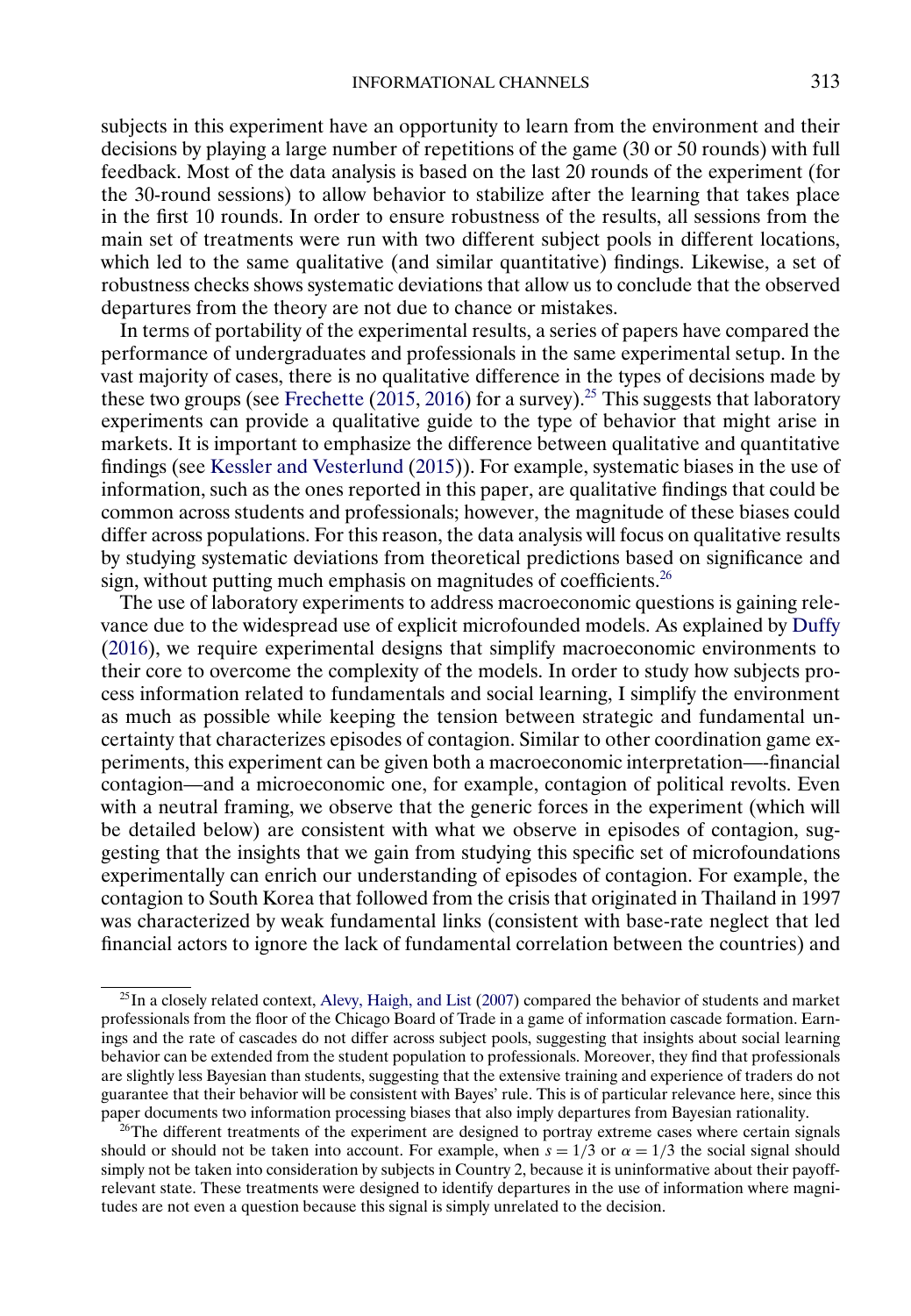subjects in this experiment have an opportunity to learn from the environment and their decisions by playing a large number of repetitions of the game (30 or 50 rounds) with full feedback. Most of the data analysis is based on the last 20 rounds of the experiment (for the 30-round sessions) to allow behavior to stabilize after the learning that takes place in the first 10 rounds. In order to ensure robustness of the results, all sessions from the main set of treatments were run with two different subject pools in different locations, which led to the same qualitative (and similar quantitative) findings. Likewise, a set of robustness checks shows systematic deviations that allow us to conclude that the observed departures from the theory are not due to chance or mistakes.

In terms of portability of the experimental results, a series of papers have compared the performance of undergraduates and professionals in the same experimental setup. In the vast majority of cases, there is no qualitative difference in the types of decisions made by these two groups (see Frechette (2015, 2016) for a survey).[25] This suggests that laboratory experiments can provide a qualitative guide to the type of behavior that might arise in markets. It is important to emphasize the difference between qualitative and quantitative findings (see Kessler and Vesterlund (2015)). For example, systematic biases in the use of information, such as the ones reported in this paper, are qualitative findings that could be common across students and professionals; however, the magnitude of these biases could differ across populations. For this reason, the data analysis will focus on qualitative results by studying systematic deviations from theoretical predictions based on significance and sign, without putting much emphasis on magnitudes of coefficients.[26]

The use of laboratory experiments to address macroeconomic questions is gaining relevance due to the widespread use of explicit microfounded models. As explained by Duffy (2016), we require experimental designs that simplify macroeconomic environments to their core to overcome the complexity of the models. In order to study how subjects process information related to fundamentals and social learning, I simplify the environment as much as possible while keeping the tension between strategic and fundamental uncertainty that characterizes episodes of contagion. Similar to other coordination game experiments, this experiment can be given both a macroeconomic interpretation—-financial contagion—and a microeconomic one, for example, contagion of political revolts. Even with a neutral framing, we observe that the generic forces in the experiment (which will be detailed below) are consistent with what we observe in episodes of contagion, suggesting that the insights that we gain from studying this specific set of microfoundations experimentally can enrich our understanding of episodes of contagion. For example, the contagion to South Korea that followed from the crisis that originated in Thailand in 1997 was characterized by weak fundamental links (consistent with base-rate neglect that led financial actors to ignore the lack of fundamental correlation between the countries) and

[25] In a closely related context, Alevy, Haigh, and List (2007) compared the behavior of students and market professionals from the floor of the Chicago Board of Trade in a game of information cascade formation. Earnings and the rate of cascades do not differ across subject pools, suggesting that insights about social learning behavior can be extended from the student population to professionals. Moreover, they find that professionals are slightly less Bayesian than students, suggesting that the extensive training and experience of traders do not guarantee that their behavior will be consistent with Bayes' rule. This is of particular relevance here, since this paper documents two information processing biases that also imply departures from Bayesian rationality.

[26] The different treatments of the experiment are designed to portray extreme cases where certain signals should or should not be taken into account. For example, when $s = 1/3$ or $\alpha = 1/3$ the social signal should simply not be taken into consideration by subjects in Country 2, because it is uninformative about their payoff-relevant state. These treatments were designed to identify departures in the use of information where magnitudes are not even a question because this signal is simply unrelated to the decision.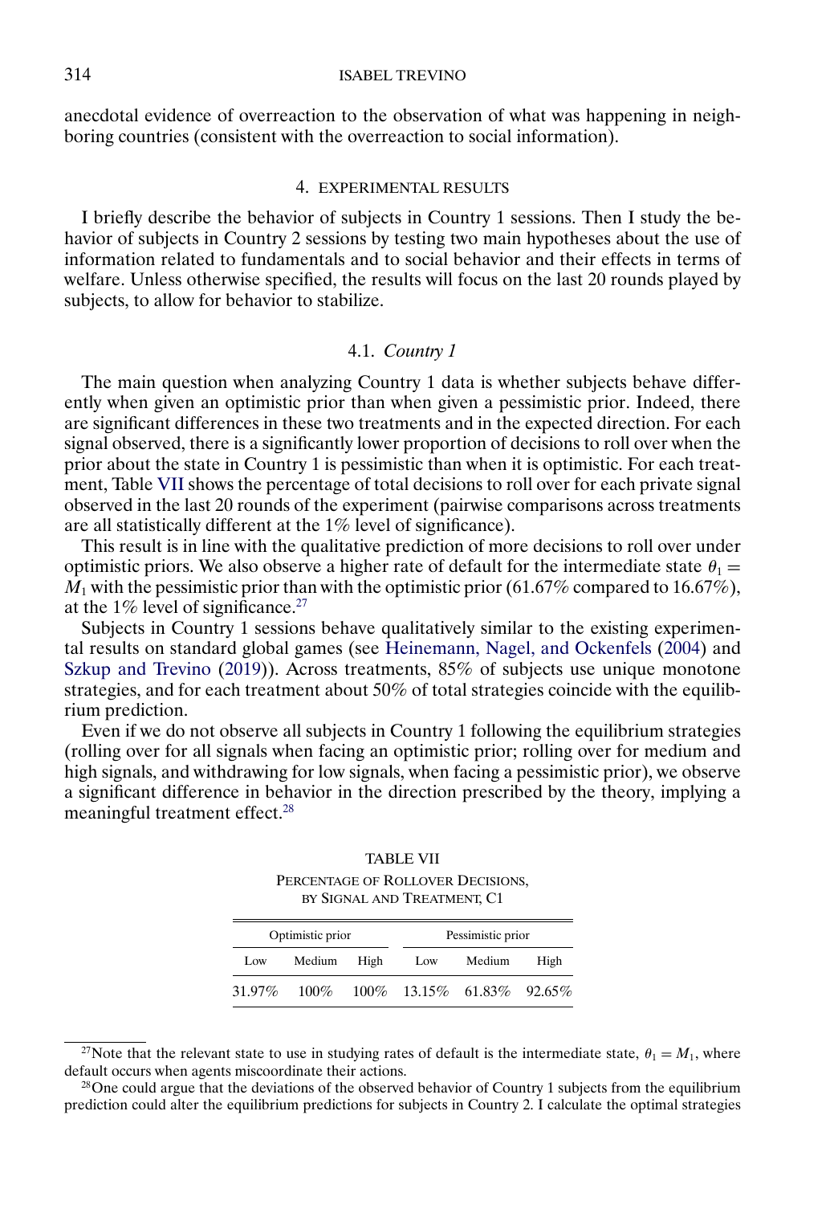anecdotal evidence of overreaction to the observation of what was happening in neighboring countries (consistent with the overreaction to social information).

## 4. EXPERIMENTAL RESULTS

I briefly describe the behavior of subjects in Country 1 sessions. Then I study the behavior of subjects in Country 2 sessions by testing two main hypotheses about the use of information related to fundamentals and to social behavior and their effects in terms of welfare. Unless otherwise specified, the results will focus on the last 20 rounds played by subjects, to allow for behavior to stabilize.

### 4.1. *Country 1*

The main question when analyzing Country 1 data is whether subjects behave differently when given an optimistic prior than when given a pessimistic prior. Indeed, there are significant differences in these two treatments and in the expected direction. For each signal observed, there is a significantly lower proportion of decisions to roll over when the prior about the state in Country 1 is pessimistic than when it is optimistic. For each treatment, Table VII shows the percentage of total decisions to roll over for each private signal observed in the last 20 rounds of the experiment (pairwise comparisons across treatments are all statistically different at the 1% level of significance).

This result is in line with the qualitative prediction of more decisions to roll over under optimistic priors. We also observe a higher rate of default for the intermediate state $\theta_1 = M_1$ with the pessimistic prior than with the optimistic prior (61.67% compared to 16.67%), at the 1% level of significance.[27]

Subjects in Country 1 sessions behave qualitatively similar to the existing experimental results on standard global games (see Heinemann, Nagel, and Ockenfels (2004) and Szkup and Trevino (2019)). Across treatments, 85% of subjects use unique monotone strategies, and for each treatment about 50% of total strategies coincide with the equilibrium prediction.

Even if we do not observe all subjects in Country 1 following the equilibrium strategies (rolling over for all signals when facing an optimistic prior; rolling over for medium and high signals, and withdrawing for low signals, when facing a pessimistic prior), we observe a significant difference in behavior in the direction prescribed by the theory, implying a meaningful treatment effect.[28]

TABLE VII
PERCENTAGE OF ROLLOVER DECISIONS, BY SIGNAL AND TREATMENT, C1

| Optimistic prior | | | Pessimistic prior | | |
|---|---|---|---|---|---|
| Low | Medium | High | Low | Medium | High |
| 31.97% | 100% | 100% | 13.15% | 61.83% | 92.65% |

[27] Note that the relevant state to use in studying rates of default is the intermediate state, $\theta_1 = M_1$, where default occurs when agents miscoordinate their actions.

[28] One could argue that the deviations of the observed behavior of Country 1 subjects from the equilibrium prediction could alter the equilibrium predictions for subjects in Country 2. I calculate the optimal strategies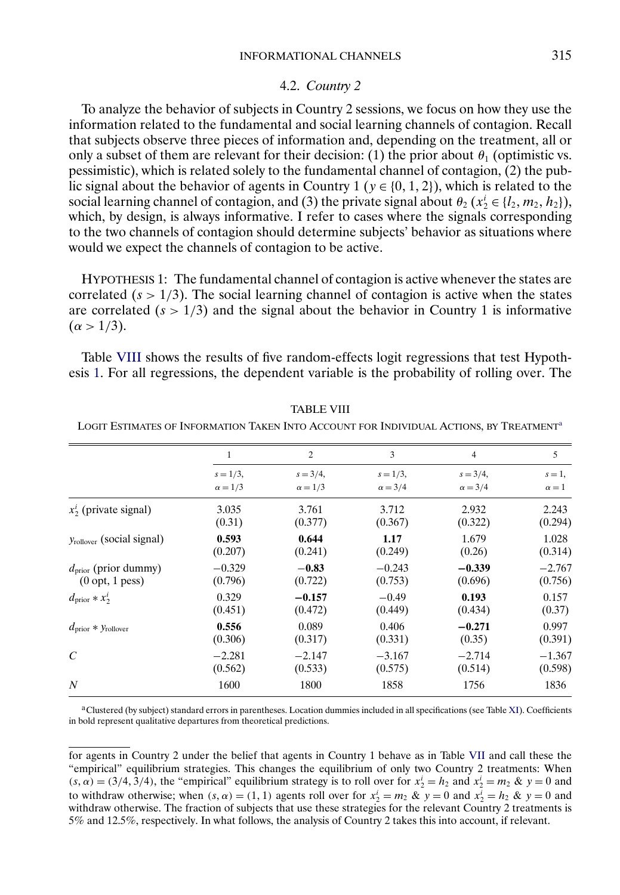### 4.2. *Country 2*

To analyze the behavior of subjects in Country 2 sessions, we focus on how they use the information related to the fundamental and social learning channels of contagion. Recall that subjects observe three pieces of information and, depending on the treatment, all or only a subset of them are relevant for their decision: (1) the prior about $\theta_1$ (optimistic vs. pessimistic), which is related solely to the fundamental channel of contagion, (2) the public signal about the behavior of agents in Country 1 ($y \in \{0, 1, 2\}$), which is related to the social learning channel of contagion, and (3) the private signal about $\theta_2$ ($x_2^i \in \{l_2, m_2, h_2\}$), which, by design, is always informative. I refer to cases where the signals corresponding to the two channels of contagion should determine subjects' behavior as situations where would we expect the channels of contagion to be active.

HYPOTHESIS 1: The fundamental channel of contagion is active whenever the states are correlated ($s > 1/3$). The social learning channel of contagion is active when the states are correlated ($s > 1/3$) and the signal about the behavior in Country 1 is informative ($\alpha > 1/3$).

Table VIII shows the results of five random-effects logit regressions that test Hypothesis 1. For all regressions, the dependent variable is the probability of rolling over. The

TABLE VIII

LOGIT ESTIMATES OF INFORMATION TAKEN INTO ACCOUNT FOR INDIVIDUAL ACTIONS, BY TREATMENT[a]

| | 1 | 2 | 3 | 4 | 5 |
|---|---|---|---|---|---|
| | $s = 1/3$, $\alpha = 1/3$ | $s = 3/4$, $\alpha = 1/3$ | $s = 1/3$, $\alpha = 3/4$ | $s = 3/4$, $\alpha = 3/4$ | $s = 1$, $\alpha = 1$ |
| $x_2^i$ (private signal) | 3.035 | 3.761 | 3.712 | 2.932 | 2.243 |
| | (0.31) | (0.377) | (0.367) | (0.322) | (0.294) |
| $y_{\text{rollover}}$ (social signal) | **0.593** | **0.644** | **1.17** | 1.679 | 1.028 |
| | (0.207) | (0.241) | (0.249) | (0.26) | (0.314) |
| $d_{\text{prior}}$ (prior dummy) (0 opt, 1 pess) | −0.329 | **−0.83** | −0.243 | **−0.339** | −2.767 |
| | (0.796) | (0.722) | (0.753) | (0.696) | (0.756) |
| $d_{\text{prior}} * x_2^i$ | 0.329 | **−0.157** | −0.49 | **0.193** | 0.157 |
| | (0.451) | (0.472) | (0.449) | (0.434) | (0.37) |
| $d_{\text{prior}} * y_{\text{rollover}}$ | **0.556** | 0.089 | 0.406 | **−0.271** | 0.997 |
| | (0.306) | (0.317) | (0.331) | (0.35) | (0.391) |
| $C$ | −2.281 | −2.147 | −3.167 | −2.714 | −1.367 |
| | (0.562) | (0.533) | (0.575) | (0.514) | (0.598) |
| $N$ | 1600 | 1800 | 1858 | 1756 | 1836 |

[a] Clustered (by subject) standard errors in parentheses. Location dummies included in all specifications (see Table XI). Coefficients in bold represent qualitative departures from theoretical predictions.

---

for agents in Country 2 under the belief that agents in Country 1 behave as in Table VII and call these the "empirical" equilibrium strategies. This changes the equilibrium of only two Country 2 treatments: When $(s, \alpha) = (3/4, 3/4)$, the "empirical" equilibrium strategy is to roll over for $x_2^i = h_2$ and $x_2^i = m_2$ & $y = 0$ and to withdraw otherwise; when $(s, \alpha) = (1, 1)$ agents roll over for $x_2^i = m_2$ & $y = 0$ and $x_2^i = h_2$ & $y = 0$ and withdraw otherwise. The fraction of subjects that use these strategies for the relevant Country 2 treatments is 5% and 12.5%, respectively. In what follows, the analysis of Country 2 takes this into account, if relevant.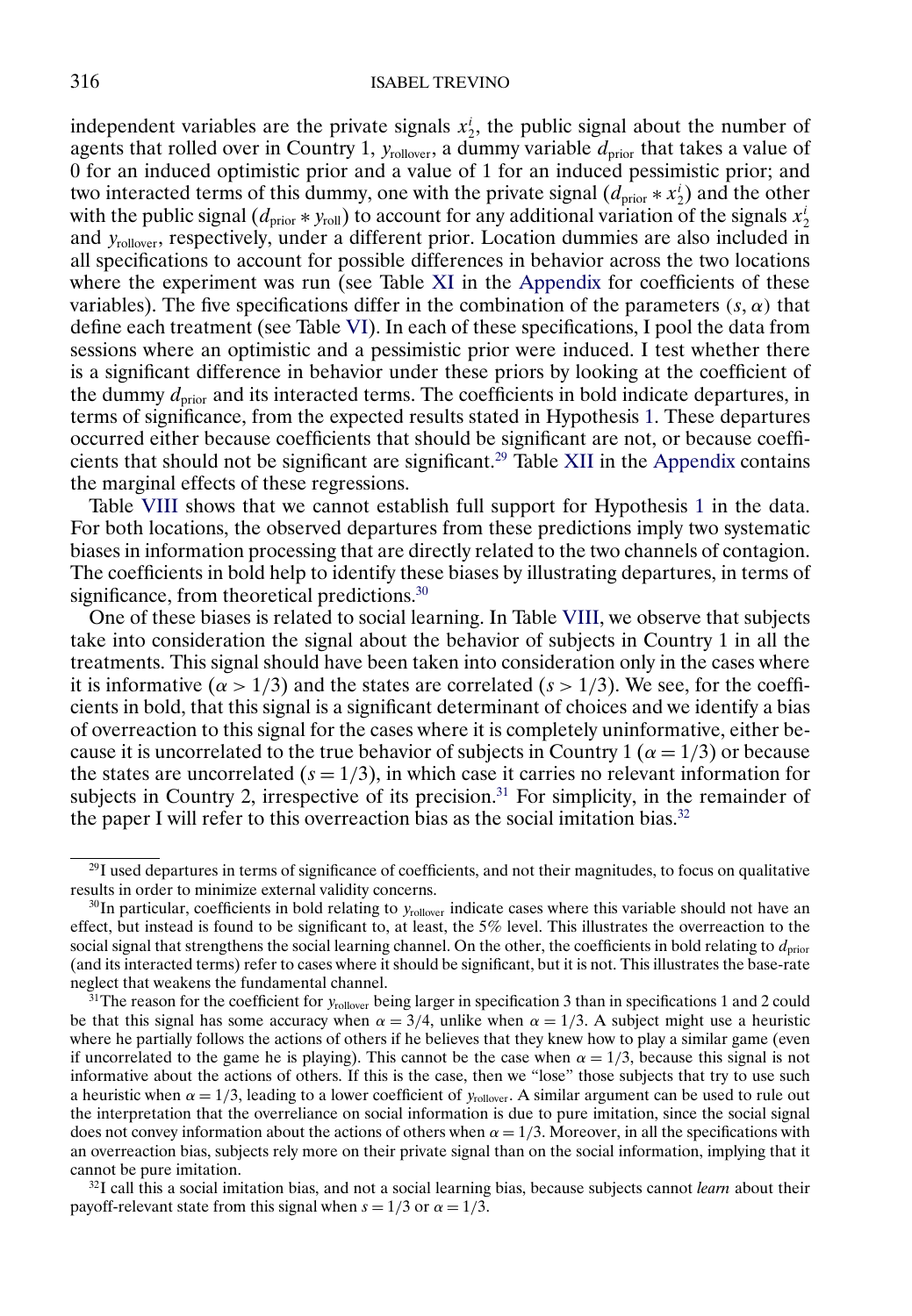independent variables are the private signals $x_2^i$, the public signal about the number of agents that rolled over in Country 1, $y_{\text{rollover}}$, a dummy variable $d_{\text{prior}}$ that takes a value of 0 for an induced optimistic prior and a value of 1 for an induced pessimistic prior; and two interacted terms of this dummy, one with the private signal ($d_{\text{prior}} * x_2^i$) and the other with the public signal ($d_{\text{prior}} * y_{\text{roll}}$) to account for any additional variation of the signals $x_2^i$ and $y_{\text{rollover}}$, respectively, under a different prior. Location dummies are also included in all specifications to account for possible differences in behavior across the two locations where the experiment was run (see Table XI in the Appendix for coefficients of these variables). The five specifications differ in the combination of the parameters $(s, \alpha)$ that define each treatment (see Table VI). In each of these specifications, I pool the data from sessions where an optimistic and a pessimistic prior were induced. I test whether there is a significant difference in behavior under these priors by looking at the coefficient of the dummy $d_{\text{prior}}$ and its interacted terms. The coefficients in bold indicate departures, in terms of significance, from the expected results stated in Hypothesis 1. These departures occurred either because coefficients that should be significant are not, or because coefficients that should not be significant are significant.[29] Table XII in the Appendix contains the marginal effects of these regressions.

Table VIII shows that we cannot establish full support for Hypothesis 1 in the data. For both locations, the observed departures from these predictions imply two systematic biases in information processing that are directly related to the two channels of contagion. The coefficients in bold help to identify these biases by illustrating departures, in terms of significance, from theoretical predictions.[30]

One of these biases is related to social learning. In Table VIII, we observe that subjects take into consideration the signal about the behavior of subjects in Country 1 in all the treatments. This signal should have been taken into consideration only in the cases where it is informative ($\alpha > 1/3$) and the states are correlated ($s > 1/3$). We see, for the coefficients in bold, that this signal is a significant determinant of choices and we identify a bias of overreaction to this signal for the cases where it is completely uninformative, either because it is uncorrelated to the true behavior of subjects in Country 1 ($\alpha = 1/3$) or because the states are uncorrelated ($s = 1/3$), in which case it carries no relevant information for subjects in Country 2, irrespective of its precision.[31] For simplicity, in the remainder of the paper I will refer to this overreaction bias as the social imitation bias.[32]

[29] I used departures in terms of significance of coefficients, and not their magnitudes, to focus on qualitative results in order to minimize external validity concerns.

[30] In particular, coefficients in bold relating to $y_{\text{rollover}}$ indicate cases where this variable should not have an effect, but instead is found to be significant to, at least, the 5% level. This illustrates the overreaction to the social signal that strengthens the social learning channel. On the other, the coefficients in bold relating to $d_{\text{prior}}$ (and its interacted terms) refer to cases where it should be significant, but it is not. This illustrates the base-rate neglect that weakens the fundamental channel.

[31] The reason for the coefficient for $y_{\text{rollover}}$ being larger in specification 3 than in specifications 1 and 2 could be that this signal has some accuracy when $\alpha = 3/4$, unlike when $\alpha = 1/3$. A subject might use a heuristic where he partially follows the actions of others if he believes that they knew how to play a similar game (even if uncorrelated to the game he is playing). This cannot be the case when $\alpha = 1/3$, because this signal is not informative about the actions of others. If this is the case, then we "lose" those subjects that try to use such a heuristic when $\alpha = 1/3$, leading to a lower coefficient of $y_{\text{rollover}}$. A similar argument can be used to rule out the interpretation that the overreliance on social information is due to pure imitation, since the social signal does not convey information about the actions of others when $\alpha = 1/3$. Moreover, in all the specifications with an overreaction bias, subjects rely more on their private signal than on the social information, implying that it cannot be pure imitation.

[32] I call this a social imitation bias, and not a social learning bias, because subjects cannot *learn* about their payoff-relevant state from this signal when $s = 1/3$ or $\alpha = 1/3$.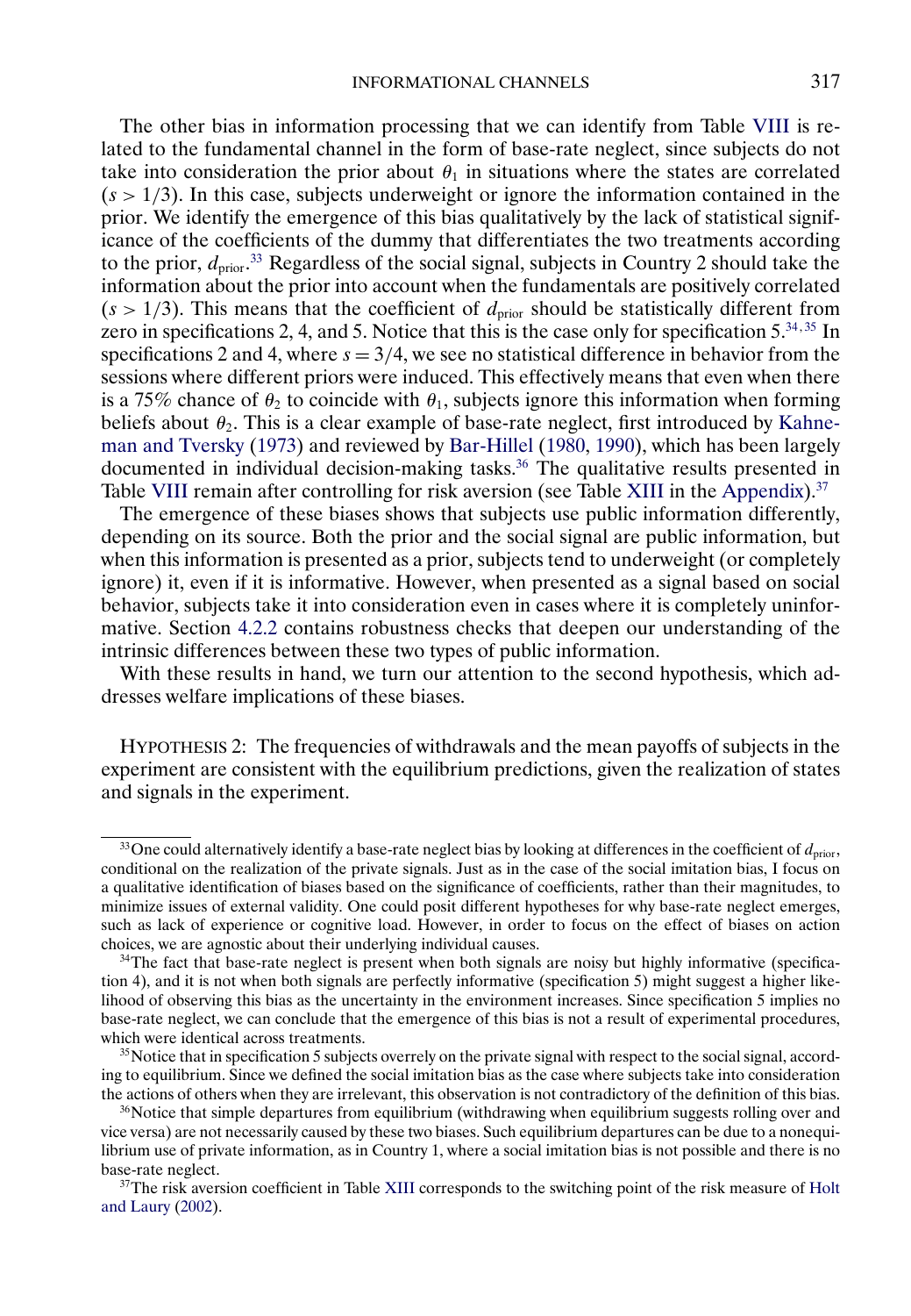The other bias in information processing that we can identify from Table VIII is related to the fundamental channel in the form of base-rate neglect, since subjects do not take into consideration the prior about $\theta_1$ in situations where the states are correlated ($s > 1/3$). In this case, subjects underweight or ignore the information contained in the prior. We identify the emergence of this bias qualitatively by the lack of statistical significance of the coefficients of the dummy that differentiates the two treatments according to the prior, $d_{\text{prior}}$.[33] Regardless of the social signal, subjects in Country 2 should take the information about the prior into account when the fundamentals are positively correlated ($s > 1/3$). This means that the coefficient of $d_{\text{prior}}$ should be statistically different from zero in specifications 2, 4, and 5. Notice that this is the case only for specification 5.[34,35] In specifications 2 and 4, where $s = 3/4$, we see no statistical difference in behavior from the sessions where different priors were induced. This effectively means that even when there is a 75% chance of $\theta_2$ to coincide with $\theta_1$, subjects ignore this information when forming beliefs about $\theta_2$. This is a clear example of base-rate neglect, first introduced by Kahneman and Tversky (1973) and reviewed by Bar-Hillel (1980, 1990), which has been largely documented in individual decision-making tasks.[36] The qualitative results presented in Table VIII remain after controlling for risk aversion (see Table XIII in the Appendix).[37]

The emergence of these biases shows that subjects use public information differently, depending on its source. Both the prior and the social signal are public information, but when this information is presented as a prior, subjects tend to underweight (or completely ignore) it, even if it is informative. However, when presented as a signal based on social behavior, subjects take it into consideration even in cases where it is completely uninformative. Section 4.2.2 contains robustness checks that deepen our understanding of the intrinsic differences between these two types of public information.

With these results in hand, we turn our attention to the second hypothesis, which addresses welfare implications of these biases.

HYPOTHESIS 2: *The frequencies of withdrawals and the mean payoffs of subjects in the experiment are consistent with the equilibrium predictions, given the realization of states and signals in the experiment.*

---

[33] One could alternatively identify a base-rate neglect bias by looking at differences in the coefficient of $d_{\text{prior}}$, conditional on the realization of the private signals. Just as in the case of the social imitation bias, I focus on a qualitative identification of biases based on the significance of coefficients, rather than their magnitudes, to minimize issues of external validity. One could posit different hypotheses for why base-rate neglect emerges, such as lack of experience or cognitive load. However, in order to focus on the effect of biases on action choices, we are agnostic about their underlying individual causes.

[34] The fact that base-rate neglect is present when both signals are noisy but highly informative (specification 4), and it is not when both signals are perfectly informative (specification 5) might suggest a higher likelihood of observing this bias as the uncertainty in the environment increases. Since specification 5 implies no base-rate neglect, we can conclude that the emergence of this bias is not a result of experimental procedures, which were identical across treatments.

[35] Notice that in specification 5 subjects overrely on the private signal with respect to the social signal, according to equilibrium. Since we defined the social imitation bias as the case where subjects take into consideration the actions of others when they are irrelevant, this observation is not contradictory of the definition of this bias.

[36] Notice that simple departures from equilibrium (withdrawing when equilibrium suggests rolling over and vice versa) are not necessarily caused by these two biases. Such equilibrium departures can be due to a nonequilibrium use of private information, as in Country 1, where a social imitation bias is not possible and there is no base-rate neglect.

[37] The risk aversion coefficient in Table XIII corresponds to the switching point of the risk measure of Holt and Laury (2002).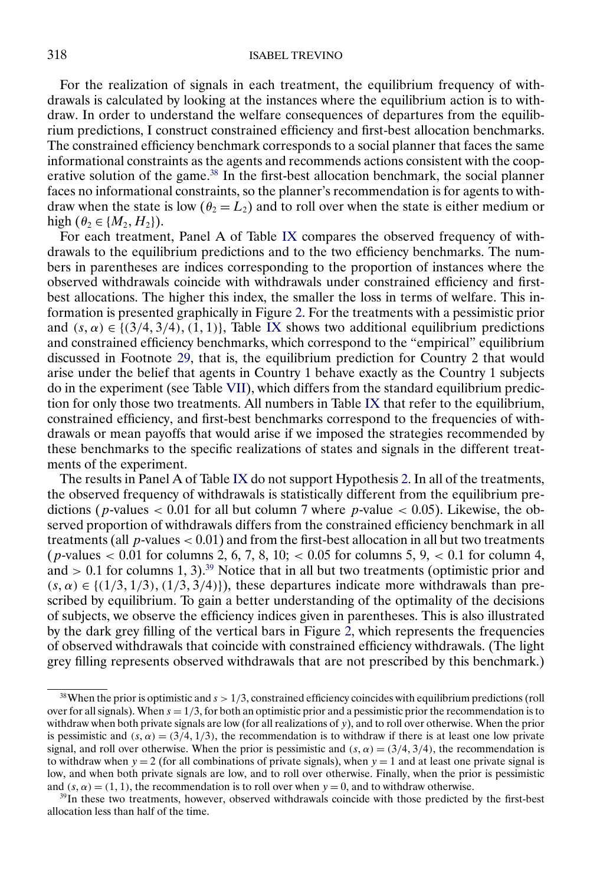For the realization of signals in each treatment, the equilibrium frequency of withdrawals is calculated by looking at the instances where the equilibrium action is to withdraw. In order to understand the welfare consequences of departures from the equilibrium predictions, I construct constrained efficiency and first-best allocation benchmarks. The constrained efficiency benchmark corresponds to a social planner that faces the same informational constraints as the agents and recommends actions consistent with the cooperative solution of the game.[38] In the first-best allocation benchmark, the social planner faces no informational constraints, so the planner's recommendation is for agents to withdraw when the state is low ($\theta_2 = L_2$) and to roll over when the state is either medium or high ($\theta_2 \in \{M_2, H_2\}$).

For each treatment, Panel A of Table IX compares the observed frequency of withdrawals to the equilibrium predictions and to the two efficiency benchmarks. The numbers in parentheses are indices corresponding to the proportion of instances where the observed withdrawals coincide with withdrawals under constrained efficiency and first-best allocations. The higher this index, the smaller the loss in terms of welfare. This information is presented graphically in Figure 2. For the treatments with a pessimistic prior and $(s, \alpha) \in \{(3/4, 3/4), (1, 1)\}$, Table IX shows two additional equilibrium predictions and constrained efficiency benchmarks, which correspond to the "empirical" equilibrium discussed in Footnote 29, that is, the equilibrium prediction for Country 2 that would arise under the belief that agents in Country 1 behave exactly as the Country 1 subjects do in the experiment (see Table VII), which differs from the standard equilibrium prediction for only those two treatments. All numbers in Table IX that refer to the equilibrium, constrained efficiency, and first-best benchmarks correspond to the frequencies of withdrawals or mean payoffs that would arise if we imposed the strategies recommended by these benchmarks to the specific realizations of states and signals in the different treatments of the experiment.

The results in Panel A of Table IX do not support Hypothesis 2. In all of the treatments, the observed frequency of withdrawals is statistically different from the equilibrium predictions ($p$-values $< 0.01$ for all but column 7 where $p$-value $< 0.05$). Likewise, the observed proportion of withdrawals differs from the constrained efficiency benchmark in all treatments (all $p$-values $< 0.01$) and from the first-best allocation in all but two treatments ($p$-values $< 0.01$ for columns 2, 6, 7, 8, 10; $< 0.05$ for columns 5, 9, $< 0.1$ for column 4, and $> 0.1$ for columns 1, 3).[39] Notice that in all but two treatments (optimistic prior and $(s, \alpha) \in \{(1/3, 1/3), (1/3, 3/4)\}$), these departures indicate more withdrawals than prescribed by equilibrium. To gain a better understanding of the optimality of the decisions of subjects, we observe the efficiency indices given in parentheses. This is also illustrated by the dark grey filling of the vertical bars in Figure 2, which represents the frequencies of observed withdrawals that coincide with constrained efficiency withdrawals. (The light grey filling represents observed withdrawals that are not prescribed by this benchmark.)

[38]When the prior is optimistic and $s > 1/3$, constrained efficiency coincides with equilibrium predictions (roll over for all signals). When $s = 1/3$, for both an optimistic prior and a pessimistic prior the recommendation is to withdraw when both private signals are low (for all realizations of $y$), and to roll over otherwise. When the prior is pessimistic and $(s, \alpha) = (3/4, 1/3)$, the recommendation is to withdraw if there is at least one low private signal, and roll over otherwise. When the prior is pessimistic and $(s, \alpha) = (3/4, 3/4)$, the recommendation is to withdraw when $y = 2$ (for all combinations of private signals), when $y = 1$ and at least one private signal is low, and when both private signals are low, and to roll over otherwise. Finally, when the prior is pessimistic and $(s, \alpha) = (1, 1)$, the recommendation is to roll over when $y = 0$, and to withdraw otherwise.

[39]In these two treatments, however, observed withdrawals coincide with those predicted by the first-best allocation less than half of the time.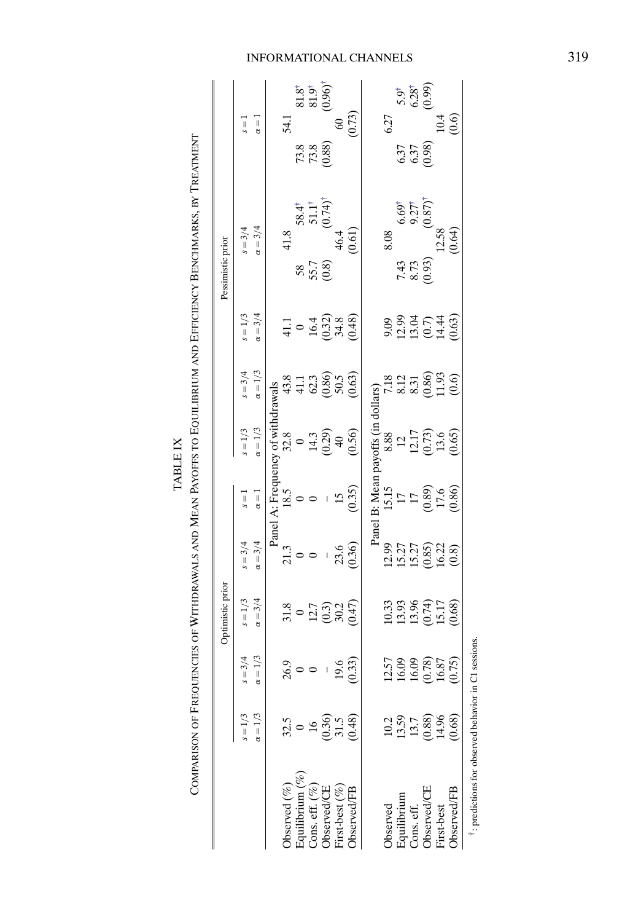TABLE IX

COMPARISON OF FREQUENCIES OF WITHDRAWALS AND MEAN PAYOFFS TO EQUILIBRIUM AND EFFICIENCY BENCHMARKS, BY TREATMENT

| | Optimistic prior | | | | | Pessimistic prior | | | | |
|---|---|---|---|---|---|---|---|---|---|---|
| | $s = 1/3$ $\alpha = 1/3$ | $s = 3/4$ $\alpha = 1/3$ | $s = 1/3$ $\alpha = 3/4$ | $s = 3/4$ $\alpha = 3/4$ | $s = 1$ $\alpha = 1$ | $s = 1/3$ $\alpha = 1/3$ | $s = 3/4$ $\alpha = 1/3$ | $s = 1/3$ $\alpha = 3/4$ | $s = 3/4$ $\alpha = 3/4$ | $s = 1$ $\alpha = 1$ |
| **Panel A: Frequency of withdrawals** | | | | | | | | | | |
| Observed (%) | 32.5 | 26.9 | 31.8 | 21.3 | 18.5 | 32.8 | 43.8 | 41.1 | 41.8 | 54.1 |
| Equilibrium (%) | 0 | 0 | 0 | 0 | 0 | 0 | 41.1 | 0 | 58 / 58.4† | 73.8 / 81.8† |
| Cons. eff. (%) | 16 | 0 | 12.7 | 0 | 0 | 14.3 | 62.3 | 16.4 | 55.7 / 51.1† | 73.8 / 81.9† |
| Observed/CE | (0.36) | – | (0.3) | – | – | (0.29) | (0.86) | (0.32) | (0.8) / (0.74)† | (0.88) / (0.96)† |
| First-best (%) | 31.5 | 19.6 | 30.2 | 23.6 | 15 | 40 | 50.5 | 34.8 | 46.4 | 60 |
| Observed/FB | (0.48) | (0.33) | (0.47) | (0.36) | (0.35) | (0.56) | (0.63) | (0.48) | (0.61) | (0.73) |
| **Panel B: Mean payoffs (in dollars)** | | | | | | | | | | |
| Observed | 10.2 | 12.57 | 10.33 | 12.99 | 15.15 | 8.88 | 7.18 | 9.09 | 8.08 | 6.27 |
| Equilibrium | 13.59 | 16.09 | 13.93 | 15.27 | 17 | 12 | 8.12 | 12.99 | 7.43 / 6.69† | 6.37 / 5.9† |
| Cons. eff. | 13.7 | 16.09 | 13.96 | 15.27 | 17 | 12.17 | 8.31 | 13.04 | 8.73 / 9.27† | 6.37 / 6.28† |
| Observed/CE | (0.88) | (0.78) | (0.74) | (0.85) | (0.89) | (0.73) | (0.86) | (0.7) | (0.93) / (0.87)† | (0.98) / (0.99) |
| First-best | 14.96 | 16.87 | 15.17 | 16.22 | 17.6 | 13.6 | 11.93 | 14.44 | 12.58 | 10.4 |
| Observed/FB | (0.68) | (0.75) | (0.68) | (0.8) | (0.86) | (0.65) | (0.6) | (0.63) | (0.64) | (0.6) |

†: predictions for observed behavior in CI sessions.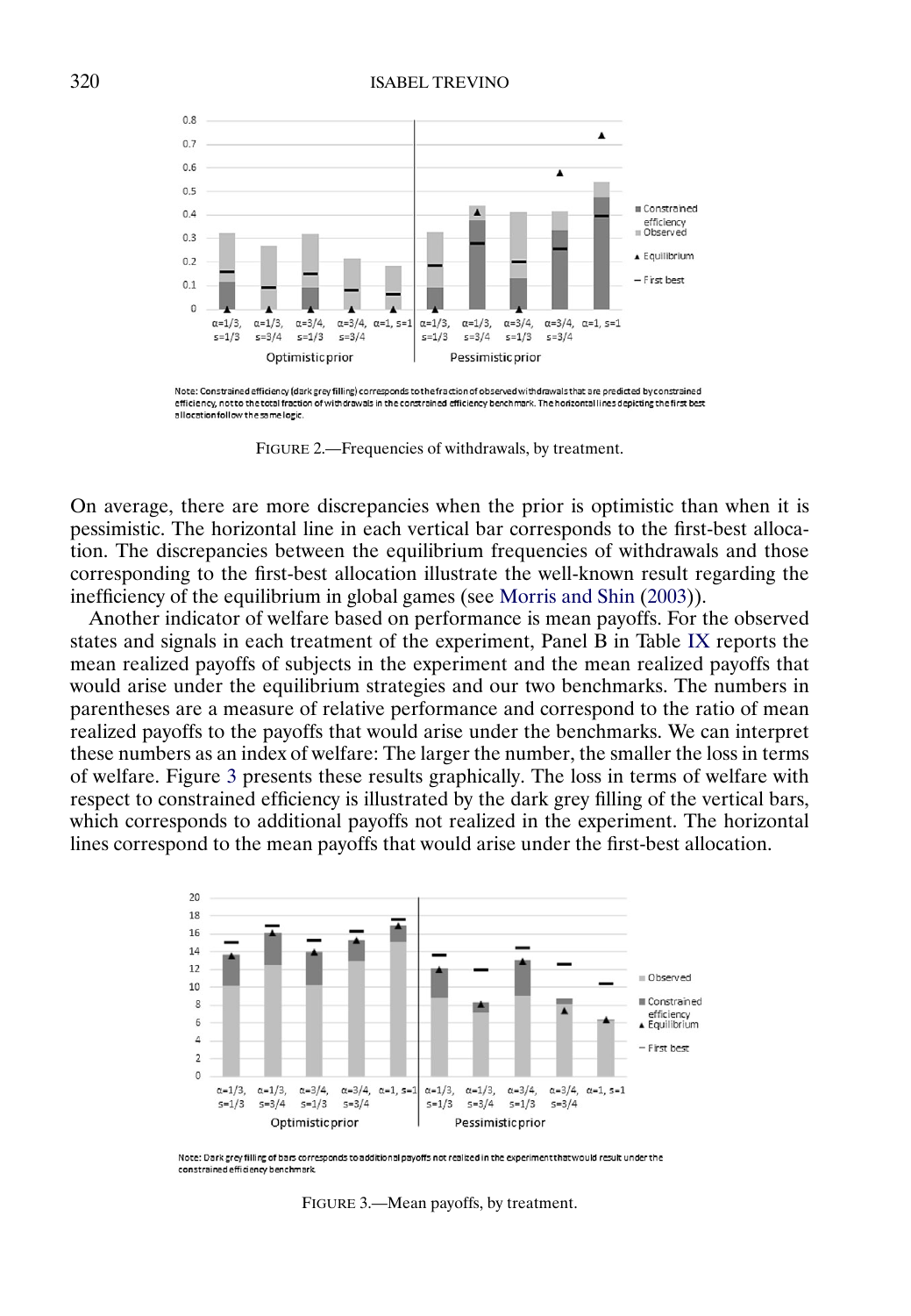Note: Constrained efficiency (dark grey filling) corresponds to the fraction of observed withdrawals that are predicted by constrained efficiency, not to the total fraction of withdrawals in the constrained efficiency benchmark. The horizontal lines depicting the first best allocation follow the same logic.

FIGURE 2.—Frequencies of withdrawals, by treatment.

On average, there are more discrepancies when the prior is optimistic than when it is pessimistic. The horizontal line in each vertical bar corresponds to the first-best allocation. The discrepancies between the equilibrium frequencies of withdrawals and those corresponding to the first-best allocation illustrate the well-known result regarding the inefficiency of the equilibrium in global games (see Morris and Shin (2003)).

Another indicator of welfare based on performance is mean payoffs. For the observed states and signals in each treatment of the experiment, Panel B in Table IX reports the mean realized payoffs of subjects in the experiment and the mean realized payoffs that would arise under the equilibrium strategies and our two benchmarks. The numbers in parentheses are a measure of relative performance and correspond to the ratio of mean realized payoffs to the payoffs that would arise under the benchmarks. We can interpret these numbers as an index of welfare: The larger the number, the smaller the loss in terms of welfare. Figure 3 presents these results graphically. The loss in terms of welfare with respect to constrained efficiency is illustrated by the dark grey filling of the vertical bars, which corresponds to additional payoffs not realized in the experiment. The horizontal lines correspond to the mean payoffs that would arise under the first-best allocation.

Note: Dark grey filling of bars corresponds to additional payoffs not realized in the experiment that would result under the constrained efficiency benchmark.

FIGURE 3.—Mean payoffs, by treatment.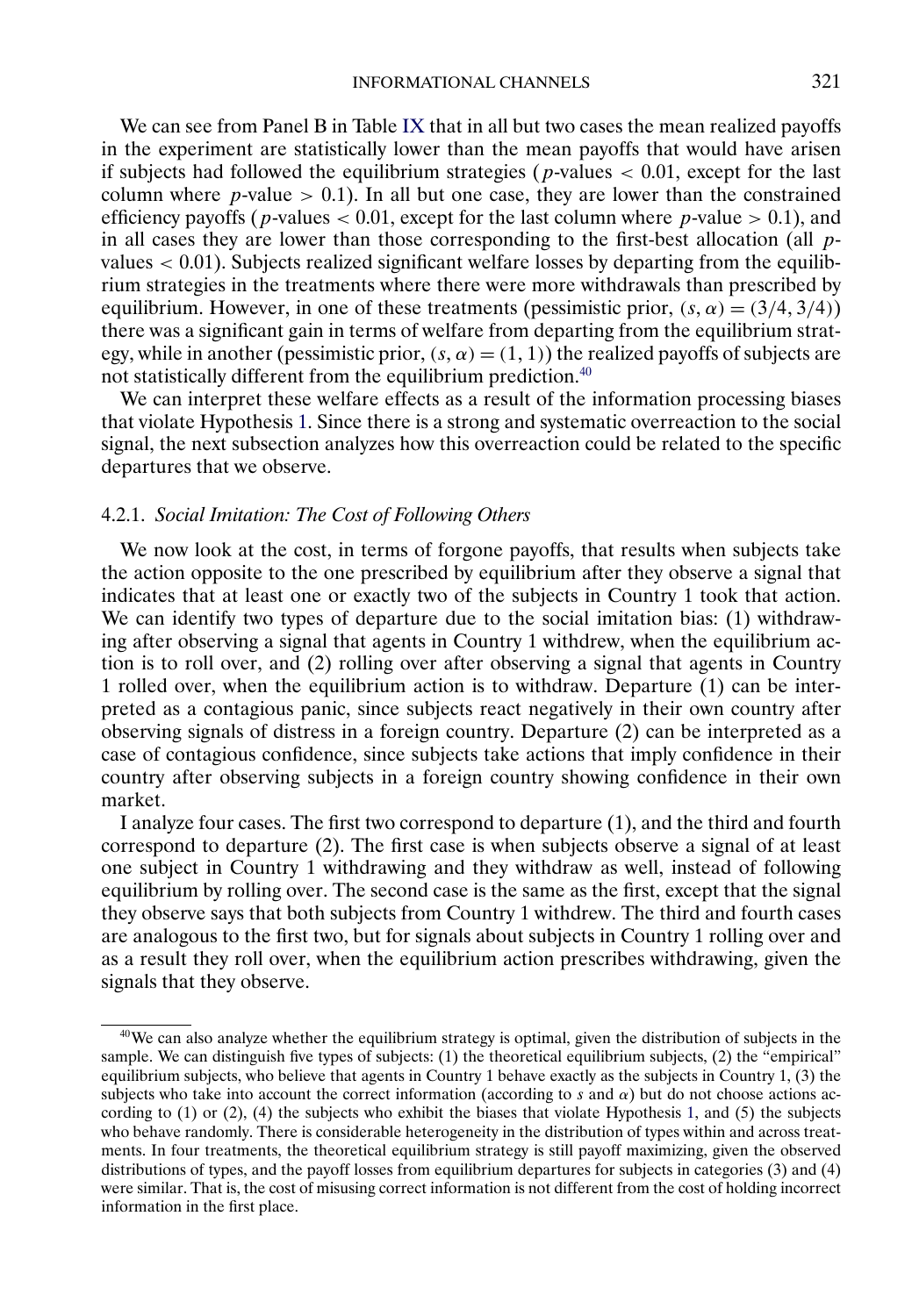We can see from Panel B in Table IX that in all but two cases the mean realized payoffs in the experiment are statistically lower than the mean payoffs that would have arisen if subjects had followed the equilibrium strategies ($p$-values $< 0.01$, except for the last column where $p$-value $> 0.1$). In all but one case, they are lower than the constrained efficiency payoffs ($p$-values $< 0.01$, except for the last column where $p$-value $> 0.1$), and in all cases they are lower than those corresponding to the first-best allocation (all $p$-values $< 0.01$). Subjects realized significant welfare losses by departing from the equilibrium strategies in the treatments where there were more withdrawals than prescribed by equilibrium. However, in one of these treatments (pessimistic prior, $(s, \alpha) = (3/4, 3/4)$) there was a significant gain in terms of welfare from departing from the equilibrium strategy, while in another (pessimistic prior, $(s, \alpha) = (1, 1)$) the realized payoffs of subjects are not statistically different from the equilibrium prediction.[40]

We can interpret these welfare effects as a result of the information processing biases that violate Hypothesis 1. Since there is a strong and systematic overreaction to the social signal, the next subsection analyzes how this overreaction could be related to the specific departures that we observe.

### 4.2.1. *Social Imitation: The Cost of Following Others*

We now look at the cost, in terms of forgone payoffs, that results when subjects take the action opposite to the one prescribed by equilibrium after they observe a signal that indicates that at least one or exactly two of the subjects in Country 1 took that action. We can identify two types of departure due to the social imitation bias: (1) withdrawing after observing a signal that agents in Country 1 withdrew, when the equilibrium action is to roll over, and (2) rolling over after observing a signal that agents in Country 1 rolled over, when the equilibrium action is to withdraw. Departure (1) can be interpreted as a contagious panic, since subjects react negatively in their own country after observing signals of distress in a foreign country. Departure (2) can be interpreted as a case of contagious confidence, since subjects take actions that imply confidence in their country after observing subjects in a foreign country showing confidence in their own market.

I analyze four cases. The first two correspond to departure (1), and the third and fourth correspond to departure (2). The first case is when subjects observe a signal of at least one subject in Country 1 withdrawing and they withdraw as well, instead of following equilibrium by rolling over. The second case is the same as the first, except that the signal they observe says that both subjects from Country 1 withdrew. The third and fourth cases are analogous to the first two, but for signals about subjects in Country 1 rolling over and as a result they roll over, when the equilibrium action prescribes withdrawing, given the signals that they observe.

---

[40] We can also analyze whether the equilibrium strategy is optimal, given the distribution of subjects in the sample. We can distinguish five types of subjects: (1) the theoretical equilibrium subjects, (2) the "empirical" equilibrium subjects, who believe that agents in Country 1 behave exactly as the subjects in Country 1, (3) the subjects who take into account the correct information (according to $s$ and $\alpha$) but do not choose actions according to (1) or (2), (4) the subjects who exhibit the biases that violate Hypothesis 1, and (5) the subjects who behave randomly. There is considerable heterogeneity in the distribution of types within and across treatments. In four treatments, the theoretical equilibrium strategy is still payoff maximizing, given the observed distributions of types, and the payoff losses from equilibrium departures for subjects in categories (3) and (4) were similar. That is, the cost of misusing correct information is not different from the cost of holding incorrect information in the first place.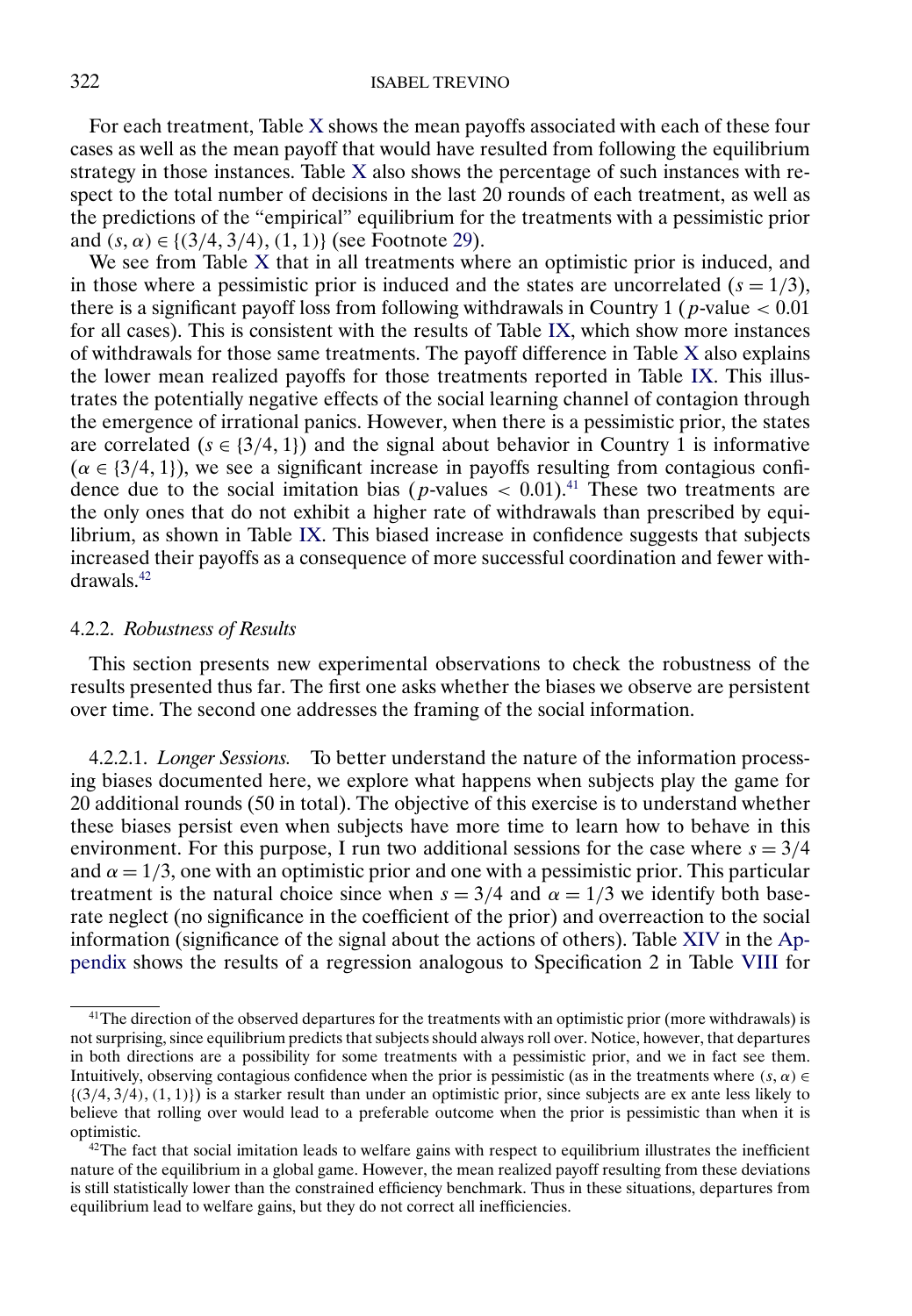For each treatment, Table X shows the mean payoffs associated with each of these four cases as well as the mean payoff that would have resulted from following the equilibrium strategy in those instances. Table X also shows the percentage of such instances with respect to the total number of decisions in the last 20 rounds of each treatment, as well as the predictions of the "empirical" equilibrium for the treatments with a pessimistic prior and $(s, \alpha) \in \{(3/4, 3/4), (1, 1)\}$ (see Footnote 29).

We see from Table X that in all treatments where an optimistic prior is induced, and in those where a pessimistic prior is induced and the states are uncorrelated ($s = 1/3$), there is a significant payoff loss from following withdrawals in Country 1 ($p$-value $< 0.01$ for all cases). This is consistent with the results of Table IX, which show more instances of withdrawals for those same treatments. The payoff difference in Table X also explains the lower mean realized payoffs for those treatments reported in Table IX. This illustrates the potentially negative effects of the social learning channel of contagion through the emergence of irrational panics. However, when there is a pessimistic prior, the states are correlated ($s \in \{3/4, 1\}$) and the signal about behavior in Country 1 is informative ($\alpha \in \{3/4, 1\}$), we see a significant increase in payoffs resulting from contagious confidence due to the social imitation bias ($p$-values $< 0.01$).[41] These two treatments are the only ones that do not exhibit a higher rate of withdrawals than prescribed by equilibrium, as shown in Table IX. This biased increase in confidence suggests that subjects increased their payoffs as a consequence of more successful coordination and fewer withdrawals.[42]

### 4.2.2. *Robustness of Results*

This section presents new experimental observations to check the robustness of the results presented thus far. The first one asks whether the biases we observe are persistent over time. The second one addresses the framing of the social information.

4.2.2.1. *Longer Sessions.* To better understand the nature of the information processing biases documented here, we explore what happens when subjects play the game for 20 additional rounds (50 in total). The objective of this exercise is to understand whether these biases persist even when subjects have more time to learn how to behave in this environment. For this purpose, I run two additional sessions for the case where $s = 3/4$ and $\alpha = 1/3$, one with an optimistic prior and one with a pessimistic prior. This particular treatment is the natural choice since when $s = 3/4$ and $\alpha = 1/3$ we identify both base-rate neglect (no significance in the coefficient of the prior) and overreaction to the social information (significance of the signal about the actions of others). Table XIV in the Appendix shows the results of a regression analogous to Specification 2 in Table VIII for

---

[41] The direction of the observed departures for the treatments with an optimistic prior (more withdrawals) is not surprising, since equilibrium predicts that subjects should always roll over. Notice, however, that departures in both directions are a possibility for some treatments with a pessimistic prior, and we in fact see them. Intuitively, observing contagious confidence when the prior is pessimistic (as in the treatments where $(s, \alpha) \in \{(3/4, 3/4), (1, 1)\}$) is a starker result than under an optimistic prior, since subjects are ex ante less likely to believe that rolling over would lead to a preferable outcome when the prior is pessimistic than when it is optimistic.

[42] The fact that social imitation leads to welfare gains with respect to equilibrium illustrates the inefficient nature of the equilibrium in a global game. However, the mean realized payoff resulting from these deviations is still statistically lower than the constrained efficiency benchmark. Thus in these situations, departures from equilibrium lead to welfare gains, but they do not correct all inefficiencies.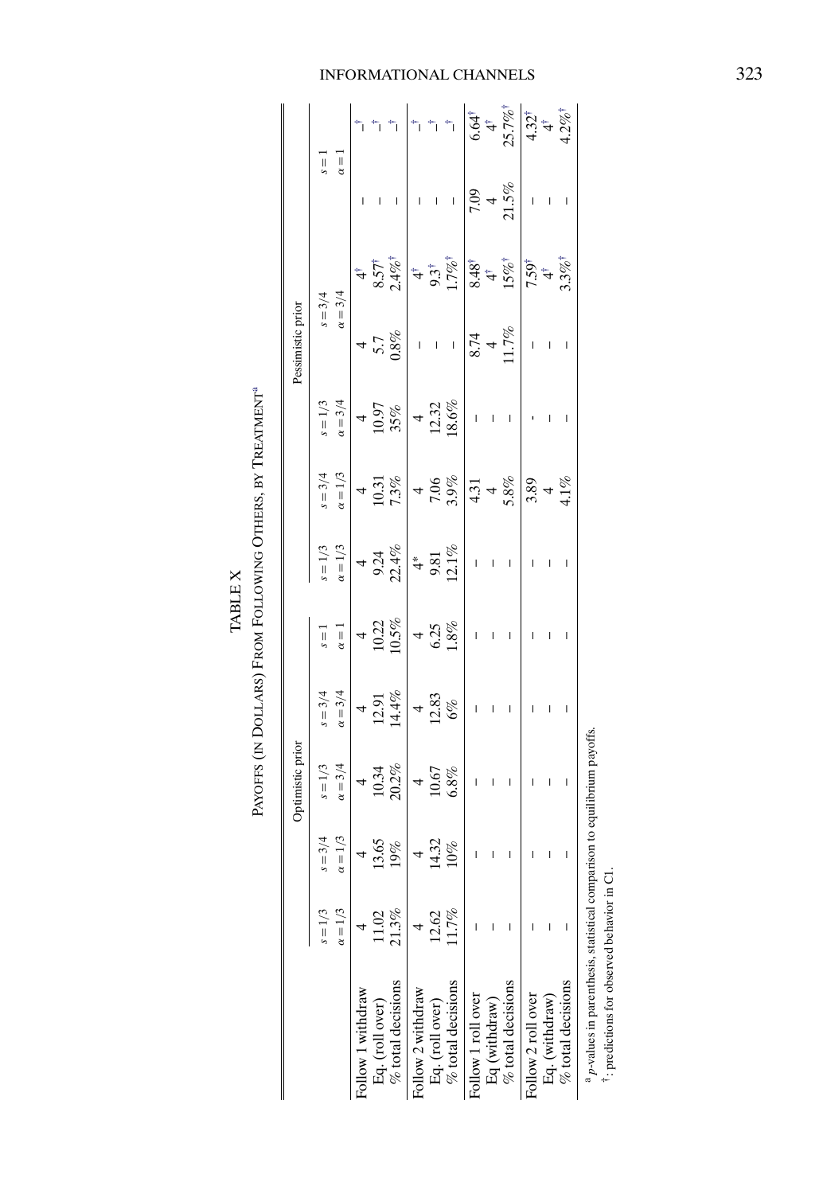TABLE X

PAYOFFS (IN DOLLARS) FROM FOLLOWING OTHERS, BY TREATMENT[a]

| | Optimistic prior | | | | Pessimistic prior | | | | |
|---|---|---|---|---|---|---|---|---|---|
| | $s = 1/3$ $\alpha = 1/3$ | $s = 3/4$ $\alpha = 1/3$ | $s = 1/3$ $\alpha = 3/4$ | $s = 3/4$ $\alpha = 3/4$ | $s = 1$ $\alpha = 1$ | $s = 1/3$ $\alpha = 1/3$ | $s = 3/4$ $\alpha = 1/3$ | $s = 1/3$ $\alpha = 3/4$ | $s = 3/4$ $\alpha = 3/4$ | $s = 1$ $\alpha = 1$ |
| Follow 1 withdraw | 4 | 4 | 4 | 4 | 4 | 4 | 4 | 4 | 4 &#124; $4^{\dagger}$ | – &#124; $–^{\dagger}$ |
| Eq. (roll over) | 11.02 | 13.65 | 10.34 | 12.91 | 10.22 | 9.24 | 10.31 | 10.97 | 5.7 &#124; $8.57^{\dagger}$ | – &#124; $–^{\dagger}$ |
| % total decisions | 21.3% | 19% | 20.2% | 14.4% | 10.5% | 22.4% | 7.3% | 35% | 0.8% &#124; $2.4\%^{\dagger}$ | – &#124; $–^{\dagger}$ |
| Follow 2 withdraw | 4 | 4 | 4 | 4 | 4 | 4* | 4 | 4 | – &#124; $4^{\dagger}$ | – &#124; $–^{\dagger}$ |
| Eq. (roll over) | 12.62 | 14.32 | 10.67 | 12.83 | 6.25 | 9.81 | 7.06 | 12.32 | – &#124; $9.3^{\dagger}$ | – &#124; $–^{\dagger}$ |
| % total decisions | 11.7% | 10% | 6.8% | 6% | 1.8% | 12.1% | 3.9% | 18.6% | – &#124; $1.7\%^{\dagger}$ | – &#124; $–^{\dagger}$ |
| Follow 1 roll over | – | – | – | – | – | – | 4.31 | – | 8.74 &#124; $8.48^{\dagger}$ | 7.09 &#124; $6.64^{\dagger}$ |
| Eq (withdraw) | – | – | – | – | – | – | 4 | – | 4 &#124; $4^{\dagger}$ | 4 &#124; $4^{\dagger}$ |
| % total decisions | – | – | – | – | – | – | 5.8% | – | 11.7% &#124; $15\%^{\dagger}$ | 21.5% &#124; $25.7\%^{\dagger}$ |
| Follow 2 roll over | – | – | – | – | – | – | 3.89 | - | – &#124; $7.59^{\dagger}$ | – &#124; $4.32^{\dagger}$ |
| Eq. (withdraw) | – | – | – | – | – | – | 4 | – | – &#124; $4^{\dagger}$ | – &#124; $4^{\dagger}$ |
| % total decisions | – | – | – | – | – | – | 4.1% | – | – &#124; $3.3\%^{\dagger}$ | – &#124; $4.2\%^{\dagger}$ |

[a] $p$-values in parenthesis, statistical comparison to equilibrium payoffs.

†: predictions for observed behavior in C1.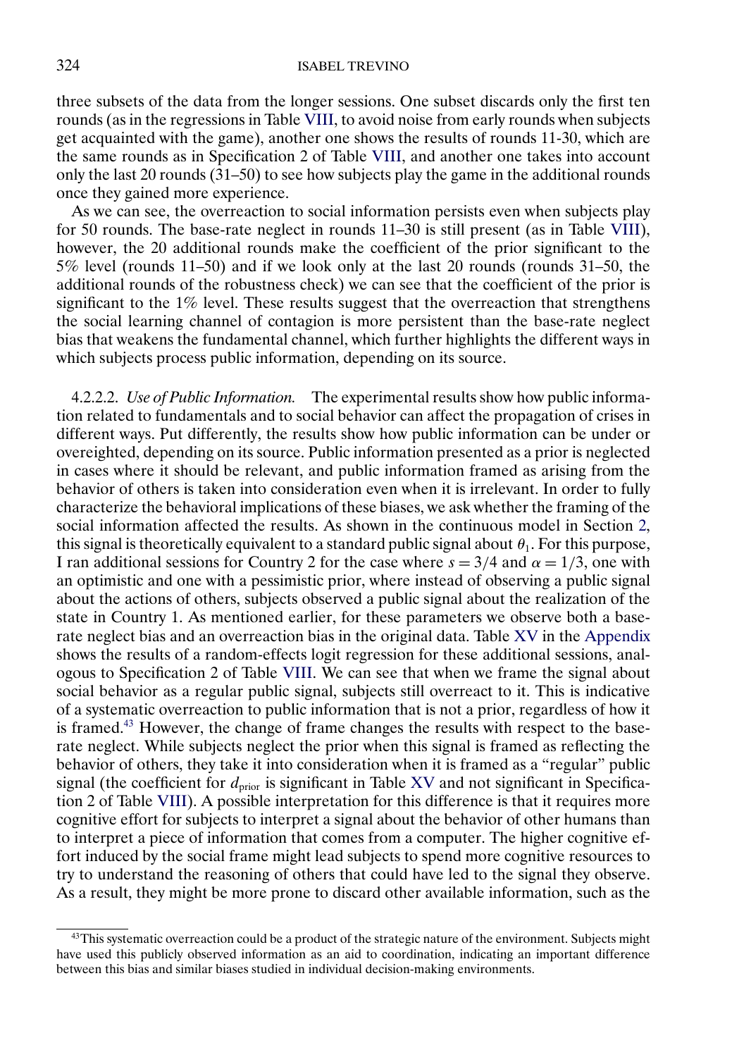three subsets of the data from the longer sessions. One subset discards only the first ten rounds (as in the regressions in Table VIII, to avoid noise from early rounds when subjects get acquainted with the game), another one shows the results of rounds 11-30, which are the same rounds as in Specification 2 of Table VIII, and another one takes into account only the last 20 rounds (31–50) to see how subjects play the game in the additional rounds once they gained more experience.

As we can see, the overreaction to social information persists even when subjects play for 50 rounds. The base-rate neglect in rounds 11–30 is still present (as in Table VIII), however, the 20 additional rounds make the coefficient of the prior significant to the 5% level (rounds 11–50) and if we look only at the last 20 rounds (rounds 31–50, the additional rounds of the robustness check) we can see that the coefficient of the prior is significant to the 1% level. These results suggest that the overreaction that strengthens the social learning channel of contagion is more persistent than the base-rate neglect bias that weakens the fundamental channel, which further highlights the different ways in which subjects process public information, depending on its source.

4.2.2.2. *Use of Public Information.* The experimental results show how public information related to fundamentals and to social behavior can affect the propagation of crises in different ways. Put differently, the results show how public information can be under or overeighted, depending on its source. Public information presented as a prior is neglected in cases where it should be relevant, and public information framed as arising from the behavior of others is taken into consideration even when it is irrelevant. In order to fully characterize the behavioral implications of these biases, we ask whether the framing of the social information affected the results. As shown in the continuous model in Section 2, this signal is theoretically equivalent to a standard public signal about $\theta_1$. For this purpose, I ran additional sessions for Country 2 for the case where $s = 3/4$ and $\alpha = 1/3$, one with an optimistic and one with a pessimistic prior, where instead of observing a public signal about the actions of others, subjects observed a public signal about the realization of the state in Country 1. As mentioned earlier, for these parameters we observe both a base-rate neglect bias and an overreaction bias in the original data. Table XV in the Appendix shows the results of a random-effects logit regression for these additional sessions, analogous to Specification 2 of Table VIII. We can see that when we frame the signal about social behavior as a regular public signal, subjects still overreact to it. This is indicative of a systematic overreaction to public information that is not a prior, regardless of how it is framed.[43] However, the change of frame changes the results with respect to the base-rate neglect. While subjects neglect the prior when this signal is framed as reflecting the behavior of others, they take it into consideration when it is framed as a "regular" public signal (the coefficient for $d_{\text{prior}}$ is significant in Table XV and not significant in Specification 2 of Table VIII). A possible interpretation for this difference is that it requires more cognitive effort for subjects to interpret a signal about the behavior of other humans than to interpret a piece of information that comes from a computer. The higher cognitive effort induced by the social frame might lead subjects to spend more cognitive resources to try to understand the reasoning of others that could have led to the signal they observe. As a result, they might be more prone to discard other available information, such as the

[43] This systematic overreaction could be a product of the strategic nature of the environment. Subjects might have used this publicly observed information as an aid to coordination, indicating an important difference between this bias and similar biases studied in individual decision-making environments.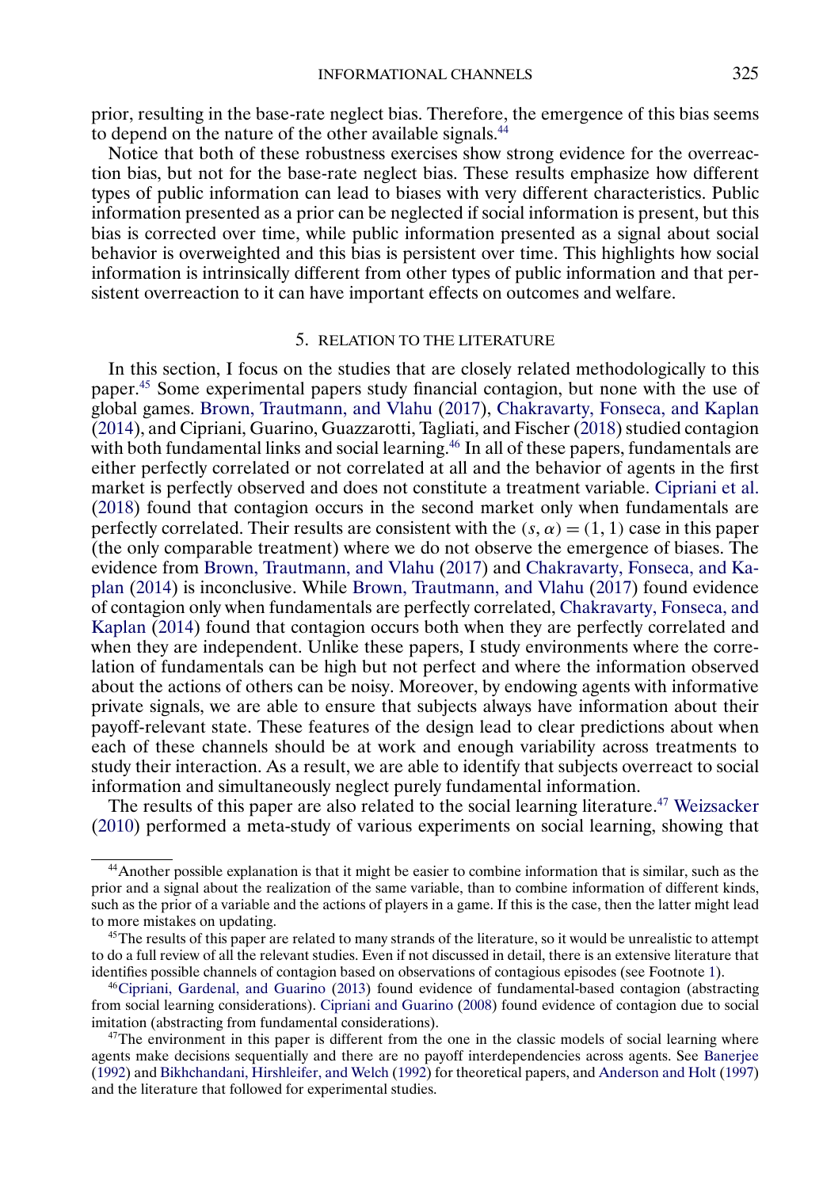prior, resulting in the base-rate neglect bias. Therefore, the emergence of this bias seems to depend on the nature of the other available signals.[44]

Notice that both of these robustness exercises show strong evidence for the overreaction bias, but not for the base-rate neglect bias. These results emphasize how different types of public information can lead to biases with very different characteristics. Public information presented as a prior can be neglected if social information is present, but this bias is corrected over time, while public information presented as a signal about social behavior is overweighted and this bias is persistent over time. This highlights how social information is intrinsically different from other types of public information and that persistent overreaction to it can have important effects on outcomes and welfare.

## 5. RELATION TO THE LITERATURE

In this section, I focus on the studies that are closely related methodologically to this paper.[45] Some experimental papers study financial contagion, but none with the use of global games. Brown, Trautmann, and Vlahu (2017), Chakravarty, Fonseca, and Kaplan (2014), and Cipriani, Guarino, Guazzarotti, Tagliati, and Fischer (2018) studied contagion with both fundamental links and social learning.[46] In all of these papers, fundamentals are either perfectly correlated or not correlated at all and the behavior of agents in the first market is perfectly observed and does not constitute a treatment variable. Cipriani et al. (2018) found that contagion occurs in the second market only when fundamentals are perfectly correlated. Their results are consistent with the $(s, \alpha) = (1, 1)$ case in this paper (the only comparable treatment) where we do not observe the emergence of biases. The evidence from Brown, Trautmann, and Vlahu (2017) and Chakravarty, Fonseca, and Kaplan (2014) is inconclusive. While Brown, Trautmann, and Vlahu (2017) found evidence of contagion only when fundamentals are perfectly correlated, Chakravarty, Fonseca, and Kaplan (2014) found that contagion occurs both when they are perfectly correlated and when they are independent. Unlike these papers, I study environments where the correlation of fundamentals can be high but not perfect and where the information observed about the actions of others can be noisy. Moreover, by endowing agents with informative private signals, we are able to ensure that subjects always have information about their payoff-relevant state. These features of the design lead to clear predictions about when each of these channels should be at work and enough variability across treatments to study their interaction. As a result, we are able to identify that subjects overreact to social information and simultaneously neglect purely fundamental information.

The results of this paper are also related to the social learning literature.[47] Weizsacker (2010) performed a meta-study of various experiments on social learning, showing that

[44] Another possible explanation is that it might be easier to combine information that is similar, such as the prior and a signal about the realization of the same variable, than to combine information of different kinds, such as the prior of a variable and the actions of players in a game. If this is the case, then the latter might lead to more mistakes on updating.

[45] The results of this paper are related to many strands of the literature, so it would be unrealistic to attempt to do a full review of all the relevant studies. Even if not discussed in detail, there is an extensive literature that identifies possible channels of contagion based on observations of contagious episodes (see Footnote 1).

[46] Cipriani, Gardenal, and Guarino (2013) found evidence of fundamental-based contagion (abstracting from social learning considerations). Cipriani and Guarino (2008) found evidence of contagion due to social imitation (abstracting from fundamental considerations).

[47] The environment in this paper is different from the one in the classic models of social learning where agents make decisions sequentially and there are no payoff interdependencies across agents. See Banerjee (1992) and Bikhchandani, Hirshleifer, and Welch (1992) for theoretical papers, and Anderson and Holt (1997) and the literature that followed for experimental studies.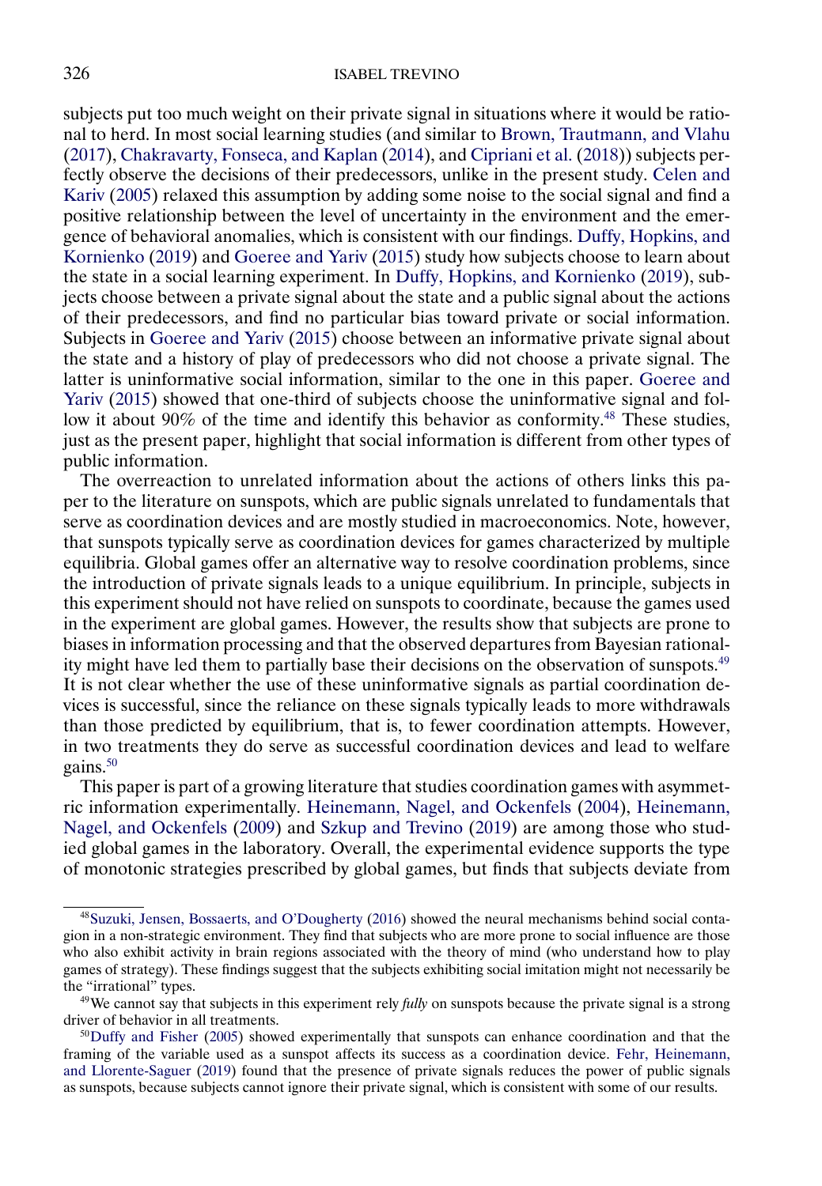subjects put too much weight on their private signal in situations where it would be rational to herd. In most social learning studies (and similar to Brown, Trautmann, and Vlahu (2017), Chakravarty, Fonseca, and Kaplan (2014), and Cipriani et al. (2018)) subjects perfectly observe the decisions of their predecessors, unlike in the present study. Celen and Kariv (2005) relaxed this assumption by adding some noise to the social signal and find a positive relationship between the level of uncertainty in the environment and the emergence of behavioral anomalies, which is consistent with our findings. Duffy, Hopkins, and Kornienko (2019) and Goeree and Yariv (2015) study how subjects choose to learn about the state in a social learning experiment. In Duffy, Hopkins, and Kornienko (2019), subjects choose between a private signal about the state and a public signal about the actions of their predecessors, and find no particular bias toward private or social information. Subjects in Goeree and Yariv (2015) choose between an informative private signal about the state and a history of play of predecessors who did not choose a private signal. The latter is uninformative social information, similar to the one in this paper. Goeree and Yariv (2015) showed that one-third of subjects choose the uninformative signal and follow it about 90% of the time and identify this behavior as conformity.[48] These studies, just as the present paper, highlight that social information is different from other types of public information.

The overreaction to unrelated information about the actions of others links this paper to the literature on sunspots, which are public signals unrelated to fundamentals that serve as coordination devices and are mostly studied in macroeconomics. Note, however, that sunspots typically serve as coordination devices for games characterized by multiple equilibria. Global games offer an alternative way to resolve coordination problems, since the introduction of private signals leads to a unique equilibrium. In principle, subjects in this experiment should not have relied on sunspots to coordinate, because the games used in the experiment are global games. However, the results show that subjects are prone to biases in information processing and that the observed departures from Bayesian rationality might have led them to partially base their decisions on the observation of sunspots.[49] It is not clear whether the use of these uninformative signals as partial coordination devices is successful, since the reliance on these signals typically leads to more withdrawals than those predicted by equilibrium, that is, to fewer coordination attempts. However, in two treatments they do serve as successful coordination devices and lead to welfare gains.[50]

This paper is part of a growing literature that studies coordination games with asymmetric information experimentally. Heinemann, Nagel, and Ockenfels (2004), Heinemann, Nagel, and Ockenfels (2009) and Szkup and Trevino (2019) are among those who studied global games in the laboratory. Overall, the experimental evidence supports the type of monotonic strategies prescribed by global games, but finds that subjects deviate from

[48] Suzuki, Jensen, Bossaerts, and O'Dougherty (2016) showed the neural mechanisms behind social contagion in a non-strategic environment. They find that subjects who are more prone to social influence are those who also exhibit activity in brain regions associated with the theory of mind (who understand how to play games of strategy). These findings suggest that the subjects exhibiting social imitation might not necessarily be the "irrational" types.

[49] We cannot say that subjects in this experiment rely *fully* on sunspots because the private signal is a strong driver of behavior in all treatments.

[50] Duffy and Fisher (2005) showed experimentally that sunspots can enhance coordination and that the framing of the variable used as a sunspot affects its success as a coordination device. Fehr, Heinemann, and Llorente-Saguer (2019) found that the presence of private signals reduces the power of public signals as sunspots, because subjects cannot ignore their private signal, which is consistent with some of our results.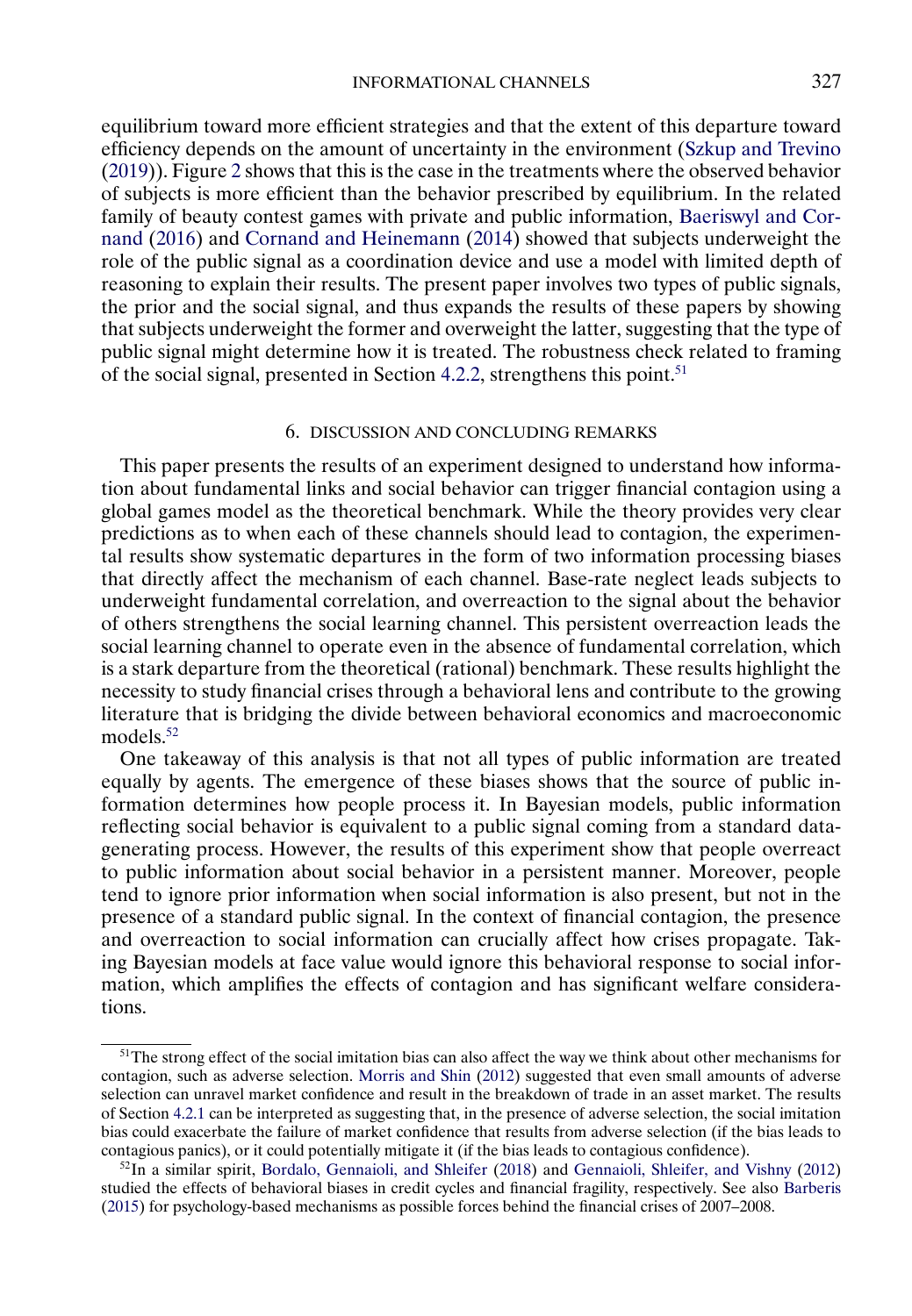equilibrium toward more efficient strategies and that the extent of this departure toward efficiency depends on the amount of uncertainty in the environment (Szkup and Trevino (2019)). Figure 2 shows that this is the case in the treatments where the observed behavior of subjects is more efficient than the behavior prescribed by equilibrium. In the related family of beauty contest games with private and public information, Baeriswyl and Cornand (2016) and Cornand and Heinemann (2014) showed that subjects underweight the role of the public signal as a coordination device and use a model with limited depth of reasoning to explain their results. The present paper involves two types of public signals, the prior and the social signal, and thus expands the results of these papers by showing that subjects underweight the former and overweight the latter, suggesting that the type of public signal might determine how it is treated. The robustness check related to framing of the social signal, presented in Section 4.2.2, strengthens this point.[51]

## 6. DISCUSSION AND CONCLUDING REMARKS

This paper presents the results of an experiment designed to understand how information about fundamental links and social behavior can trigger financial contagion using a global games model as the theoretical benchmark. While the theory provides very clear predictions as to when each of these channels should lead to contagion, the experimental results show systematic departures in the form of two information processing biases that directly affect the mechanism of each channel. Base-rate neglect leads subjects to underweight fundamental correlation, and overreaction to the signal about the behavior of others strengthens the social learning channel. This persistent overreaction leads the social learning channel to operate even in the absence of fundamental correlation, which is a stark departure from the theoretical (rational) benchmark. These results highlight the necessity to study financial crises through a behavioral lens and contribute to the growing literature that is bridging the divide between behavioral economics and macroeconomic models.[52]

One takeaway of this analysis is that not all types of public information are treated equally by agents. The emergence of these biases shows that the source of public information determines how people process it. In Bayesian models, public information reflecting social behavior is equivalent to a public signal coming from a standard data-generating process. However, the results of this experiment show that people overreact to public information about social behavior in a persistent manner. Moreover, people tend to ignore prior information when social information is also present, but not in the presence of a standard public signal. In the context of financial contagion, the presence and overreaction to social information can crucially affect how crises propagate. Taking Bayesian models at face value would ignore this behavioral response to social information, which amplifies the effects of contagion and has significant welfare considerations.

---

[51] The strong effect of the social imitation bias can also affect the way we think about other mechanisms for contagion, such as adverse selection. Morris and Shin (2012) suggested that even small amounts of adverse selection can unravel market confidence and result in the breakdown of trade in an asset market. The results of Section 4.2.1 can be interpreted as suggesting that, in the presence of adverse selection, the social imitation bias could exacerbate the failure of market confidence that results from adverse selection (if the bias leads to contagious panics), or it could potentially mitigate it (if the bias leads to contagious confidence).

[52] In a similar spirit, Bordalo, Gennaioli, and Shleifer (2018) and Gennaioli, Shleifer, and Vishny (2012) studied the effects of behavioral biases in credit cycles and financial fragility, respectively. See also Barberis (2015) for psychology-based mechanisms as possible forces behind the financial crises of 2007–2008.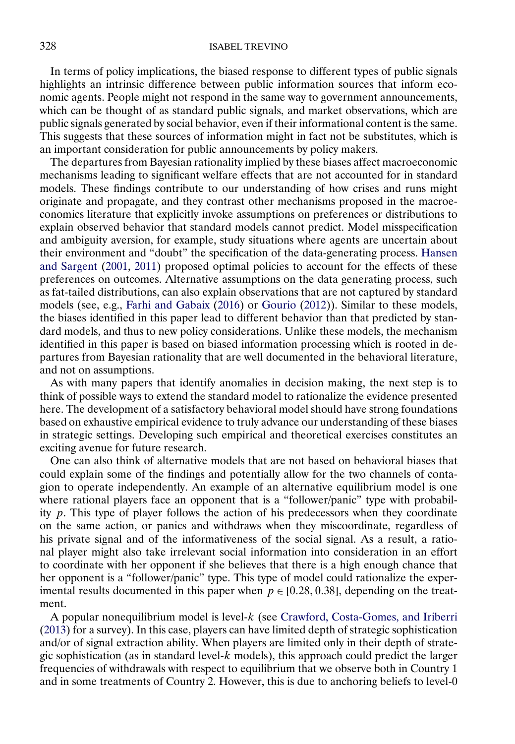In terms of policy implications, the biased response to different types of public signals highlights an intrinsic difference between public information sources that inform economic agents. People might not respond in the same way to government announcements, which can be thought of as standard public signals, and market observations, which are public signals generated by social behavior, even if their informational content is the same. This suggests that these sources of information might in fact not be substitutes, which is an important consideration for public announcements by policy makers.

The departures from Bayesian rationality implied by these biases affect macroeconomic mechanisms leading to significant welfare effects that are not accounted for in standard models. These findings contribute to our understanding of how crises and runs might originate and propagate, and they contrast other mechanisms proposed in the macroeconomics literature that explicitly invoke assumptions on preferences or distributions to explain observed behavior that standard models cannot predict. Model misspecification and ambiguity aversion, for example, study situations where agents are uncertain about their environment and "doubt" the specification of the data-generating process. Hansen and Sargent (2001, 2011) proposed optimal policies to account for the effects of these preferences on outcomes. Alternative assumptions on the data generating process, such as fat-tailed distributions, can also explain observations that are not captured by standard models (see, e.g., Farhi and Gabaix (2016) or Gourio (2012)). Similar to these models, the biases identified in this paper lead to different behavior than that predicted by standard models, and thus to new policy considerations. Unlike these models, the mechanism identified in this paper is based on biased information processing which is rooted in departures from Bayesian rationality that are well documented in the behavioral literature, and not on assumptions.

As with many papers that identify anomalies in decision making, the next step is to think of possible ways to extend the standard model to rationalize the evidence presented here. The development of a satisfactory behavioral model should have strong foundations based on exhaustive empirical evidence to truly advance our understanding of these biases in strategic settings. Developing such empirical and theoretical exercises constitutes an exciting avenue for future research.

One can also think of alternative models that are not based on behavioral biases that could explain some of the findings and potentially allow for the two channels of contagion to operate independently. An example of an alternative equilibrium model is one where rational players face an opponent that is a "follower/panic" type with probability $p$. This type of player follows the action of his predecessors when they coordinate on the same action, or panics and withdraws when they miscoordinate, regardless of his private signal and of the informativeness of the social signal. As a result, a rational player might also take irrelevant social information into consideration in an effort to coordinate with her opponent if she believes that there is a high enough chance that her opponent is a "follower/panic" type. This type of model could rationalize the experimental results documented in this paper when $p \in [0.28, 0.38]$, depending on the treatment.

A popular nonequilibrium model is level-$k$ (see Crawford, Costa-Gomes, and Iriberri (2013) for a survey). In this case, players can have limited depth of strategic sophistication and/or of signal extraction ability. When players are limited only in their depth of strategic sophistication (as in standard level-$k$ models), this approach could predict the larger frequencies of withdrawals with respect to equilibrium that we observe both in Country 1 and in some treatments of Country 2. However, this is due to anchoring beliefs to level-0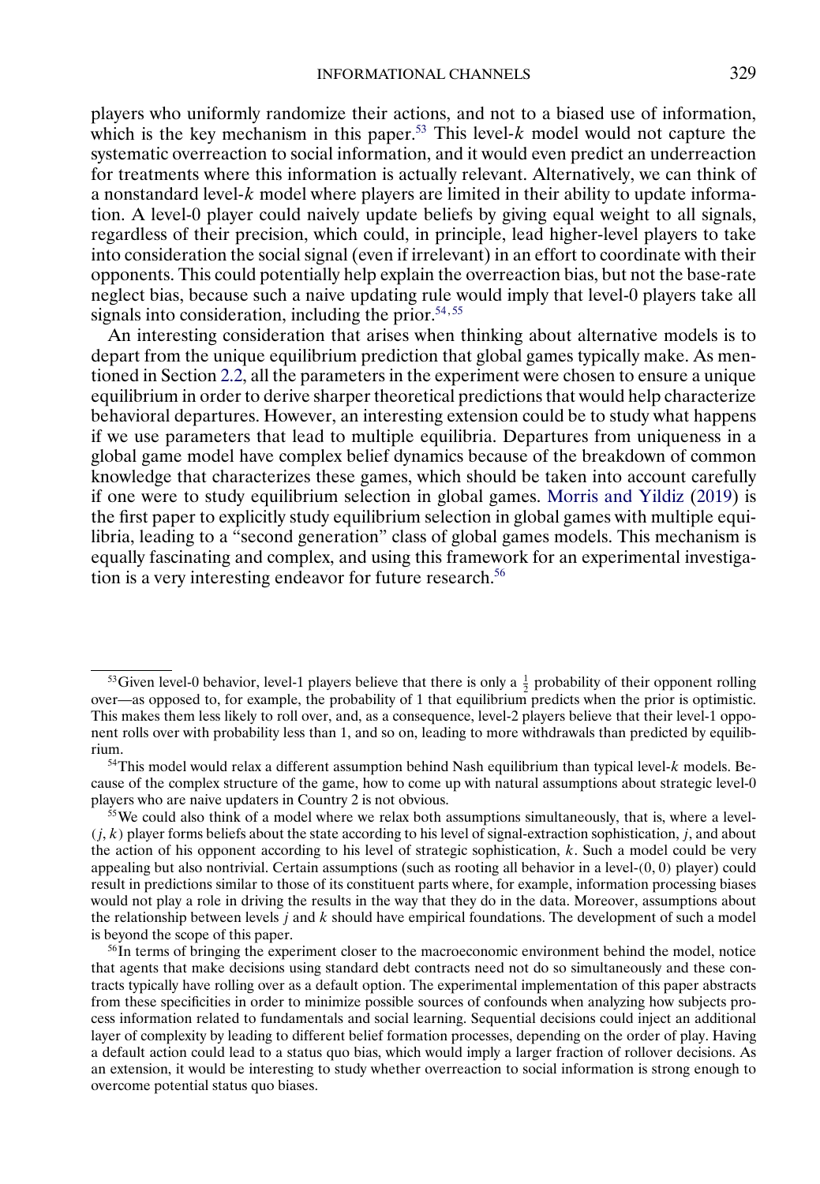players who uniformly randomize their actions, and not to a biased use of information, which is the key mechanism in this paper.[53] This level-$k$ model would not capture the systematic overreaction to social information, and it would even predict an underreaction for treatments where this information is actually relevant. Alternatively, we can think of a nonstandard level-$k$ model where players are limited in their ability to update information. A level-0 player could naively update beliefs by giving equal weight to all signals, regardless of their precision, which could, in principle, lead higher-level players to take into consideration the social signal (even if irrelevant) in an effort to coordinate with their opponents. This could potentially help explain the overreaction bias, but not the base-rate neglect bias, because such a naive updating rule would imply that level-0 players take all signals into consideration, including the prior.[54,55]

An interesting consideration that arises when thinking about alternative models is to depart from the unique equilibrium prediction that global games typically make. As mentioned in Section 2.2, all the parameters in the experiment were chosen to ensure a unique equilibrium in order to derive sharper theoretical predictions that would help characterize behavioral departures. However, an interesting extension could be to study what happens if we use parameters that lead to multiple equilibria. Departures from uniqueness in a global game model have complex belief dynamics because of the breakdown of common knowledge that characterizes these games, which should be taken into account carefully if one were to study equilibrium selection in global games. Morris and Yildiz (2019) is the first paper to explicitly study equilibrium selection in global games with multiple equilibria, leading to a "second generation" class of global games models. This mechanism is equally fascinating and complex, and using this framework for an experimental investigation is a very interesting endeavor for future research.[56]

---

[53] Given level-0 behavior, level-1 players believe that there is only a $\frac{1}{2}$ probability of their opponent rolling over—as opposed to, for example, the probability of 1 that equilibrium predicts when the prior is optimistic. This makes them less likely to roll over, and, as a consequence, level-2 players believe that their level-1 opponent rolls over with probability less than 1, and so on, leading to more withdrawals than predicted by equilibrium.

[54] This model would relax a different assumption behind Nash equilibrium than typical level-$k$ models. Because of the complex structure of the game, how to come up with natural assumptions about strategic level-0 players who are naive updaters in Country 2 is not obvious.

[55] We could also think of a model where we relax both assumptions simultaneously, that is, where a level-$(j, k)$ player forms beliefs about the state according to his level of signal-extraction sophistication, $j$, and about the action of his opponent according to his level of strategic sophistication, $k$. Such a model could be very appealing but also nontrivial. Certain assumptions (such as rooting all behavior in a level-$(0, 0)$ player) could result in predictions similar to those of its constituent parts where, for example, information processing biases would not play a role in driving the results in the way that they do in the data. Moreover, assumptions about the relationship between levels $j$ and $k$ should have empirical foundations. The development of such a model is beyond the scope of this paper.

[56] In terms of bringing the experiment closer to the macroeconomic environment behind the model, notice that agents that make decisions using standard debt contracts need not do so simultaneously and these contracts typically have rolling over as a default option. The experimental implementation of this paper abstracts from these specificities in order to minimize possible sources of confounds when analyzing how subjects process information related to fundamentals and social learning. Sequential decisions could inject an additional layer of complexity by leading to different belief formation processes, depending on the order of play. Having a default action could lead to a status quo bias, which would imply a larger fraction of rollover decisions. As an extension, it would be interesting to study whether overreaction to social information is strong enough to overcome potential status quo biases.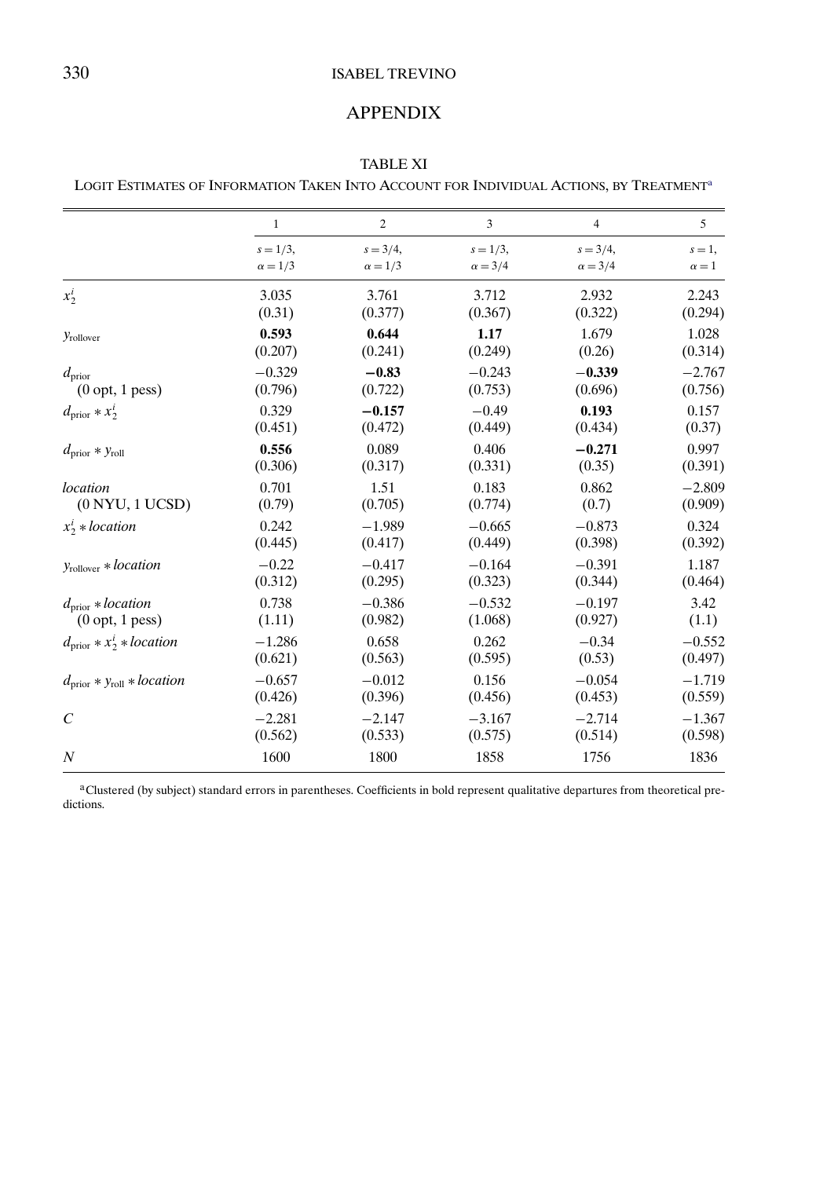## APPENDIX

TABLE XI

LOGIT ESTIMATES OF INFORMATION TAKEN INTO ACCOUNT FOR INDIVIDUAL ACTIONS, BY TREATMENT[a]

| | 1 | 2 | 3 | 4 | 5 |
|---|---|---|---|---|---|
| | $s = 1/3$, $\alpha = 1/3$ | $s = 3/4$, $\alpha = 1/3$ | $s = 1/3$, $\alpha = 3/4$ | $s = 3/4$, $\alpha = 3/4$ | $s = 1$, $\alpha = 1$ |
| $x_2^i$ | 3.035 | 3.761 | 3.712 | 2.932 | 2.243 |
| | (0.31) | (0.377) | (0.367) | (0.322) | (0.294) |
| $y_{\text{rollover}}$ | **0.593** | **0.644** | **1.17** | 1.679 | 1.028 |
| | (0.207) | (0.241) | (0.249) | (0.26) | (0.314) |
| $d_{\text{prior}}$ (0 opt, 1 pess) | −0.329 | **−0.83** | −0.243 | **−0.339** | −2.767 |
| | (0.796) | (0.722) | (0.753) | (0.696) | (0.756) |
| $d_{\text{prior}} * x_2^i$ | 0.329 | **−0.157** | −0.49 | **0.193** | 0.157 |
| | (0.451) | (0.472) | (0.449) | (0.434) | (0.37) |
| $d_{\text{prior}} * y_{\text{roll}}$ | **0.556** | 0.089 | 0.406 | **−0.271** | 0.997 |
| | (0.306) | (0.317) | (0.331) | (0.35) | (0.391) |
| *location* (0 NYU, 1 UCSD) | 0.701 | 1.51 | 0.183 | 0.862 | −2.809 |
| | (0.79) | (0.705) | (0.774) | (0.7) | (0.909) |
| $x_2^i * location$ | 0.242 | −1.989 | −0.665 | −0.873 | 0.324 |
| | (0.445) | (0.417) | (0.449) | (0.398) | (0.392) |
| $y_{\text{rollover}} * location$ | −0.22 | −0.417 | −0.164 | −0.391 | 1.187 |
| | (0.312) | (0.295) | (0.323) | (0.344) | (0.464) |
| $d_{\text{prior}} * location$ (0 opt, 1 pess) | 0.738 | −0.386 | −0.532 | −0.197 | 3.42 |
| | (1.11) | (0.982) | (1.068) | (0.927) | (1.1) |
| $d_{\text{prior}} * x_2^i * location$ | −1.286 | 0.658 | 0.262 | −0.34 | −0.552 |
| | (0.621) | (0.563) | (0.595) | (0.53) | (0.497) |
| $d_{\text{prior}} * y_{\text{roll}} * location$ | −0.657 | −0.012 | 0.156 | −0.054 | −1.719 |
| | (0.426) | (0.396) | (0.456) | (0.453) | (0.559) |
| $C$ | −2.281 | −2.147 | −3.167 | −2.714 | −1.367 |
| | (0.562) | (0.533) | (0.575) | (0.514) | (0.598) |
| $N$ | 1600 | 1800 | 1858 | 1756 | 1836 |

[a]Clustered (by subject) standard errors in parentheses. Coefficients in bold represent qualitative departures from theoretical predictions.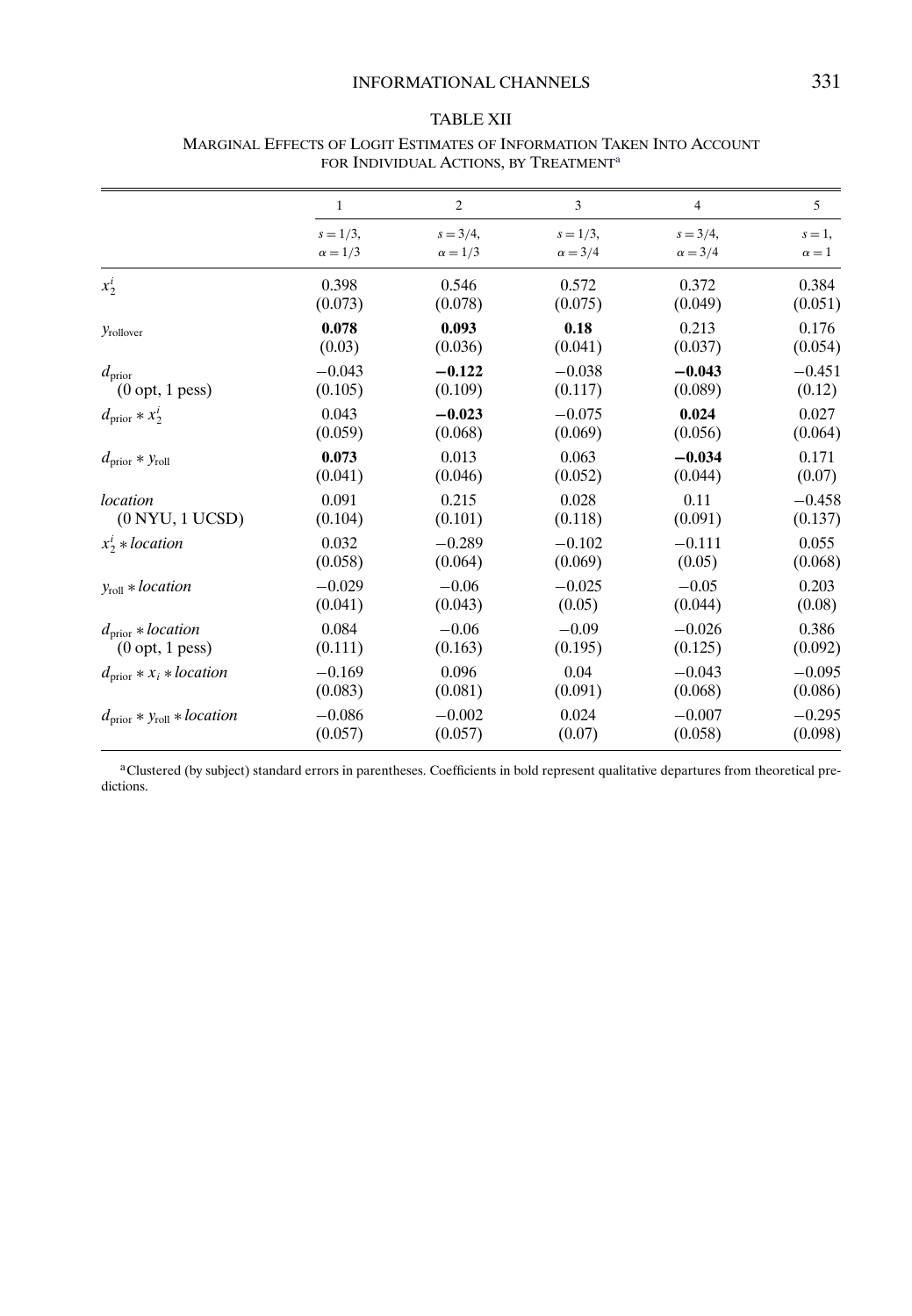TABLE XII

MARGINAL EFFECTS OF LOGIT ESTIMATES OF INFORMATION TAKEN INTO ACCOUNT FOR INDIVIDUAL ACTIONS, BY TREATMENT[a]

| | 1 | 2 | 3 | 4 | 5 |
|---|---|---|---|---|---|
| | $s = 1/3$, $\alpha = 1/3$ | $s = 3/4$, $\alpha = 1/3$ | $s = 1/3$, $\alpha = 3/4$ | $s = 3/4$, $\alpha = 3/4$ | $s = 1$, $\alpha = 1$ |
| $x_2^i$ | 0.398 | 0.546 | 0.572 | 0.372 | 0.384 |
| | (0.073) | (0.078) | (0.075) | (0.049) | (0.051) |
| $y_{\text{rollover}}$ | **0.078** | **0.093** | **0.18** | 0.213 | 0.176 |
| | (0.03) | (0.036) | (0.041) | (0.037) | (0.054) |
| $d_{\text{prior}}$ (0 opt, 1 pess) | −0.043 | **−0.122** | −0.038 | **−0.043** | −0.451 |
| | (0.105) | (0.109) | (0.117) | (0.089) | (0.12) |
| $d_{\text{prior}} * x_2^i$ | 0.043 | **−0.023** | −0.075 | **0.024** | 0.027 |
| | (0.059) | (0.068) | (0.069) | (0.056) | (0.064) |
| $d_{\text{prior}} * y_{\text{roll}}$ | **0.073** | 0.013 | 0.063 | **−0.034** | 0.171 |
| | (0.041) | (0.046) | (0.052) | (0.044) | (0.07) |
| *location* (0 NYU, 1 UCSD) | 0.091 | 0.215 | 0.028 | 0.11 | −0.458 |
| | (0.104) | (0.101) | (0.118) | (0.091) | (0.137) |
| $x_2^i * \textit{location}$ | 0.032 | −0.289 | −0.102 | −0.111 | 0.055 |
| | (0.058) | (0.064) | (0.069) | (0.05) | (0.068) |
| $y_{\text{roll}} * \textit{location}$ | −0.029 | −0.06 | −0.025 | −0.05 | 0.203 |
| | (0.041) | (0.043) | (0.05) | (0.044) | (0.08) |
| $d_{\text{prior}} * \textit{location}$ (0 opt, 1 pess) | 0.084 | −0.06 | −0.09 | −0.026 | 0.386 |
| | (0.111) | (0.163) | (0.195) | (0.125) | (0.092) |
| $d_{\text{prior}} * x_i * \textit{location}$ | −0.169 | 0.096 | 0.04 | −0.043 | −0.095 |
| | (0.083) | (0.081) | (0.091) | (0.068) | (0.086) |
| $d_{\text{prior}} * y_{\text{roll}} * \textit{location}$ | −0.086 | −0.002 | 0.024 | −0.007 | −0.295 |
| | (0.057) | (0.057) | (0.07) | (0.058) | (0.098) |

[a]Clustered (by subject) standard errors in parentheses. Coefficients in bold represent qualitative departures from theoretical predictions.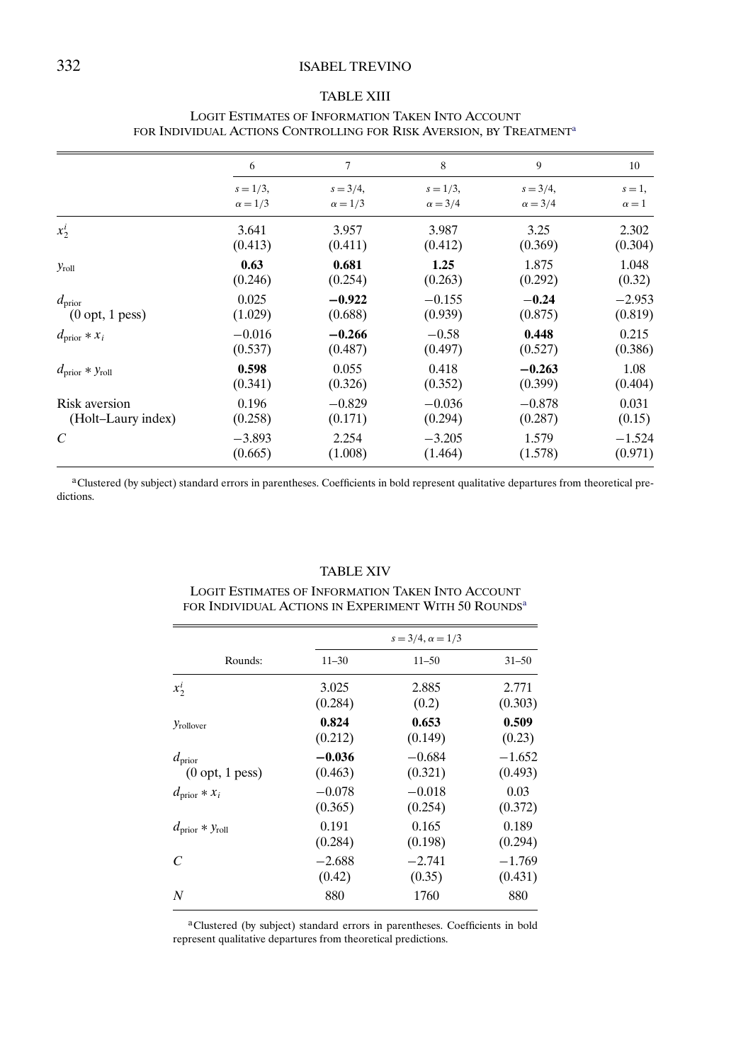TABLE XIII

LOGIT ESTIMATES OF INFORMATION TAKEN INTO ACCOUNT FOR INDIVIDUAL ACTIONS CONTROLLING FOR RISK AVERSION, BY TREATMENT[a]

| | 6 | 7 | 8 | 9 | 10 |
|---|---|---|---|---|---|
| | $s = 1/3$, $\alpha = 1/3$ | $s = 3/4$, $\alpha = 1/3$ | $s = 1/3$, $\alpha = 3/4$ | $s = 3/4$, $\alpha = 3/4$ | $s = 1$, $\alpha = 1$ |
| $x_2^i$ | 3.641 | 3.957 | 3.987 | 3.25 | 2.302 |
| | (0.413) | (0.411) | (0.412) | (0.369) | (0.304) |
| $y_{\text{roll}}$ | **0.63** | **0.681** | **1.25** | 1.875 | 1.048 |
| | (0.246) | (0.254) | (0.263) | (0.292) | (0.32) |
| $d_{\text{prior}}$ | 0.025 | **−0.922** | −0.155 | **−0.24** | −2.953 |
| (0 opt, 1 pess) | (1.029) | (0.688) | (0.939) | (0.875) | (0.819) |
| $d_{\text{prior}} * x_i$ | −0.016 | **−0.266** | −0.58 | **0.448** | 0.215 |
| | (0.537) | (0.487) | (0.497) | (0.527) | (0.386) |
| $d_{\text{prior}} * y_{\text{roll}}$ | **0.598** | 0.055 | 0.418 | **−0.263** | 1.08 |
| | (0.341) | (0.326) | (0.352) | (0.399) | (0.404) |
| Risk aversion | 0.196 | −0.829 | −0.036 | −0.878 | 0.031 |
| (Holt–Laury index) | (0.258) | (0.171) | (0.294) | (0.287) | (0.15) |
| $C$ | −3.893 | 2.254 | −3.205 | 1.579 | −1.524 |
| | (0.665) | (1.008) | (1.464) | (1.578) | (0.971) |

[a]Clustered (by subject) standard errors in parentheses. Coefficients in bold represent qualitative departures from theoretical predictions.

TABLE XIV

LOGIT ESTIMATES OF INFORMATION TAKEN INTO ACCOUNT FOR INDIVIDUAL ACTIONS IN EXPERIMENT WITH 50 ROUNDS[a]

| | $s = 3/4$, $\alpha = 1/3$ | | |
|---|---|---|---|
| Rounds: | 11–30 | 11–50 | 31–50 |
| $x_2^i$ | 3.025 | 2.885 | 2.771 |
| | (0.284) | (0.2) | (0.303) |
| $y_{\text{rollover}}$ | **0.824** | **0.653** | **0.509** |
| | (0.212) | (0.149) | (0.23) |
| $d_{\text{prior}}$ | **−0.036** | −0.684 | −1.652 |
| (0 opt, 1 pess) | (0.463) | (0.321) | (0.493) |
| $d_{\text{prior}} * x_i$ | −0.078 | −0.018 | 0.03 |
| | (0.365) | (0.254) | (0.372) |
| $d_{\text{prior}} * y_{\text{roll}}$ | 0.191 | 0.165 | 0.189 |
| | (0.284) | (0.198) | (0.294) |
| $C$ | −2.688 | −2.741 | −1.769 |
| | (0.42) | (0.35) | (0.431) |
| $N$ | 880 | 1760 | 880 |

[a]Clustered (by subject) standard errors in parentheses. Coefficients in bold represent qualitative departures from theoretical predictions.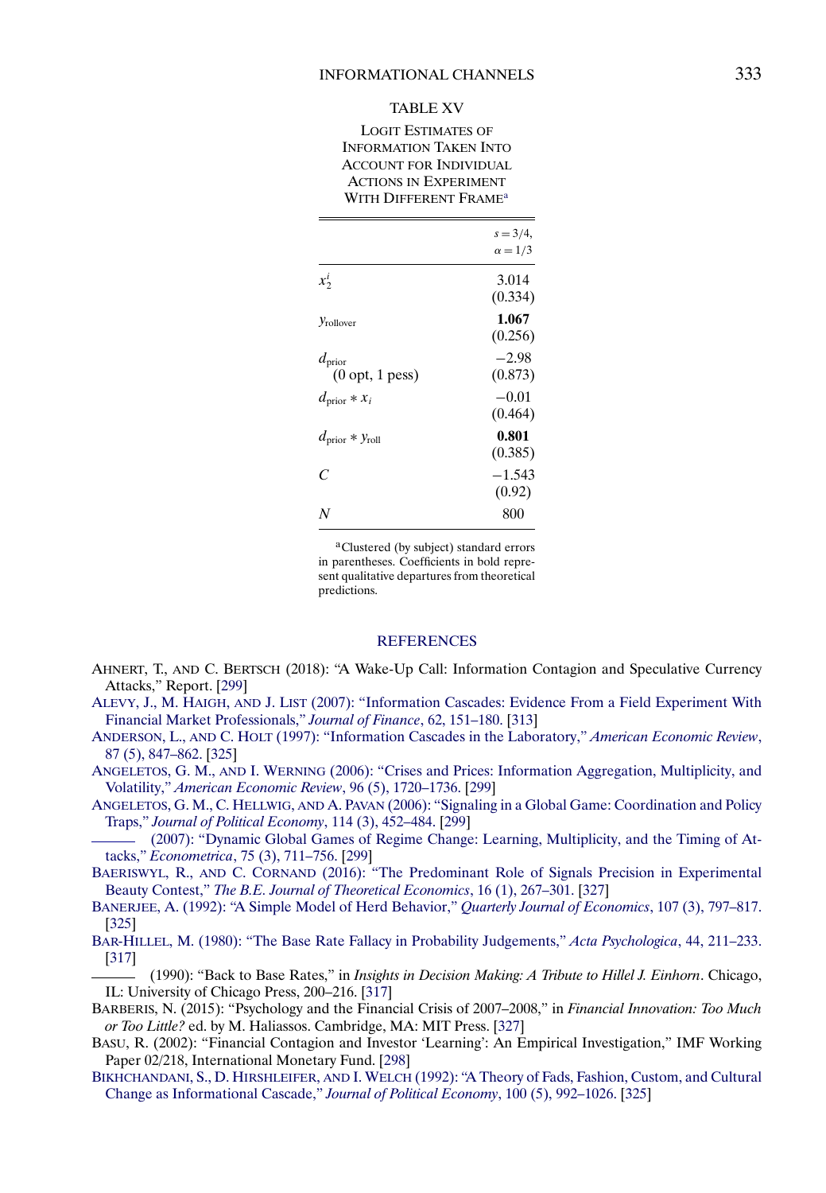TABLE XV

LOGIT ESTIMATES OF INFORMATION TAKEN INTO ACCOUNT FOR INDIVIDUAL ACTIONS IN EXPERIMENT WITH DIFFERENT FRAME[a]

| | $s = 3/4$, $\alpha = 1/3$ |
|---|---|
| $x_2^i$ | 3.014 (0.334) |
| $y_{\text{rollover}}$ | **1.067** (0.256) |
| $d_{\text{prior}}$ (0 opt, 1 pess) | −2.98 (0.873) |
| $d_{\text{prior}} * x_i$ | −0.01 (0.464) |
| $d_{\text{prior}} * y_{\text{roll}}$ | **0.801** (0.385) |
| $C$ | −1.543 (0.92) |
| $N$ | 800 |

[a]Clustered (by subject) standard errors in parentheses. Coefficients in bold represent qualitative departures from theoretical predictions.

## REFERENCES

AHNERT, T., AND C. BERTSCH (2018): "A Wake-Up Call: Information Contagion and Speculative Currency Attacks," Report. [299]

ALEVY, J., M. HAIGH, AND J. LIST (2007): "Information Cascades: Evidence From a Field Experiment With Financial Market Professionals," *Journal of Finance*, 62, 151–180. [313]

ANDERSON, L., AND C. HOLT (1997): "Information Cascades in the Laboratory," *American Economic Review*, 87 (5), 847–862. [325]

ANGELETOS, G. M., AND I. WERNING (2006): "Crises and Prices: Information Aggregation, Multiplicity, and Volatility," *American Economic Review*, 96 (5), 1720–1736. [299]

ANGELETOS, G. M., C. HELLWIG, AND A. PAVAN (2006): "Signaling in a Global Game: Coordination and Policy Traps," *Journal of Political Economy*, 114 (3), 452–484. [299]

——— (2007): "Dynamic Global Games of Regime Change: Learning, Multiplicity, and the Timing of Attacks," *Econometrica*, 75 (3), 711–756. [299]

BAERISWYL, R., AND C. CORNAND (2016): "The Predominant Role of Signals Precision in Experimental Beauty Contest," *The B.E. Journal of Theoretical Economics*, 16 (1), 267–301. [327]

BANERJEE, A. (1992): "A Simple Model of Herd Behavior," *Quarterly Journal of Economics*, 107 (3), 797–817. [325]

BAR-HILLEL, M. (1980): "The Base Rate Fallacy in Probability Judgements," *Acta Psychologica*, 44, 211–233. [317]

——— (1990): "Back to Base Rates," in *Insights in Decision Making: A Tribute to Hillel J. Einhorn*. Chicago, IL: University of Chicago Press, 200–216. [317]

BARBERIS, N. (2015): "Psychology and the Financial Crisis of 2007–2008," in *Financial Innovation: Too Much or Too Little?* ed. by M. Haliassos. Cambridge, MA: MIT Press. [327]

BASU, R. (2002): "Financial Contagion and Investor 'Learning': An Empirical Investigation," IMF Working Paper 02/218, International Monetary Fund. [298]

BIKHCHANDANI, S., D. HIRSHLEIFER, AND I. WELCH (1992): "A Theory of Fads, Fashion, Custom, and Cultural Change as Informational Cascade," *Journal of Political Economy*, 100 (5), 992–1026. [325]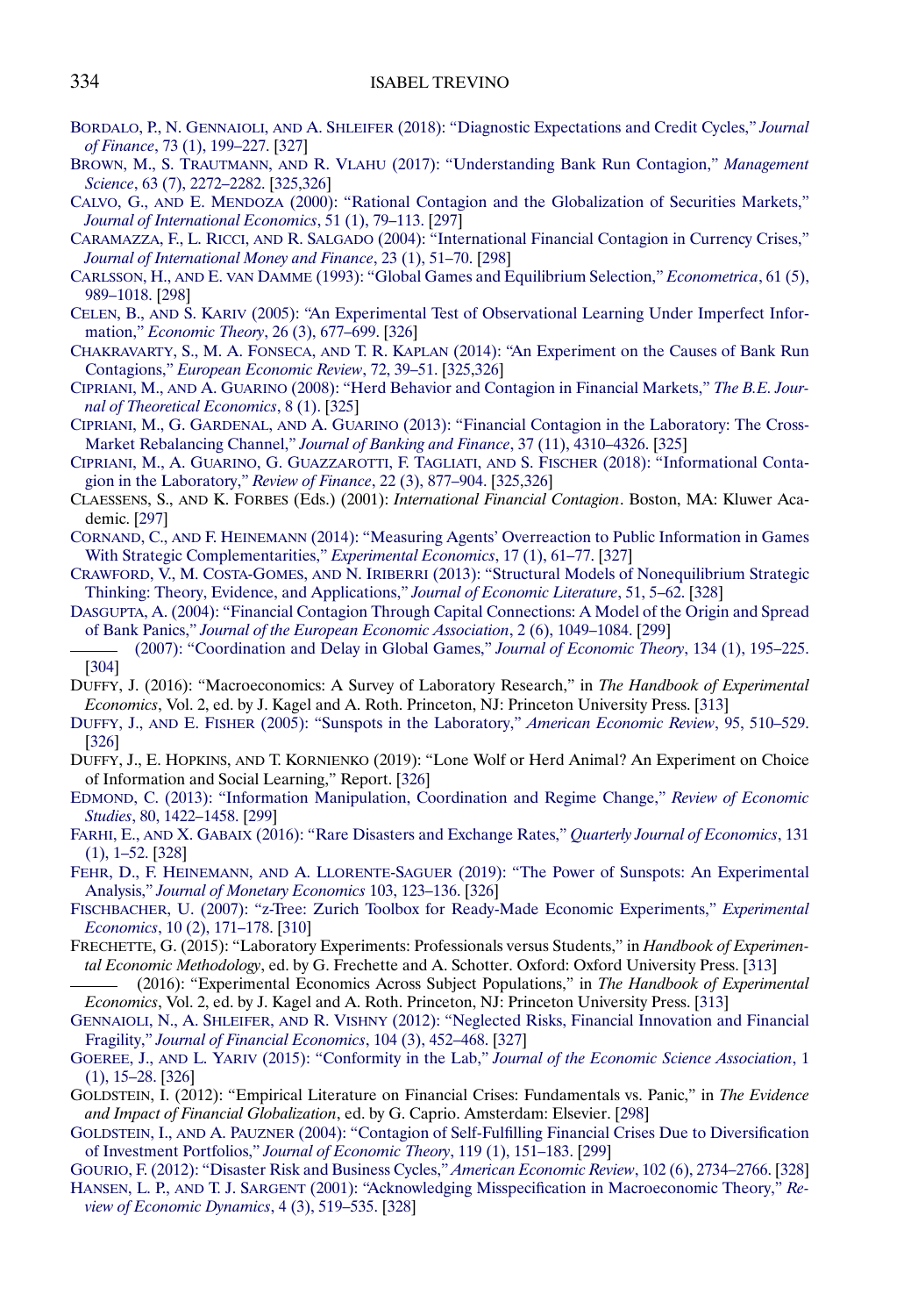BORDALO, P., N. GENNAIOLI, AND A. SHLEIFER (2018): "Diagnostic Expectations and Credit Cycles," *Journal of Finance*, 73 (1), 199–227. [327]

BROWN, M., S. TRAUTMANN, AND R. VLAHU (2017): "Understanding Bank Run Contagion," *Management Science*, 63 (7), 2272–2282. [325,326]

CALVO, G., AND E. MENDOZA (2000): "Rational Contagion and the Globalization of Securities Markets," *Journal of International Economics*, 51 (1), 79–113. [297]

CARAMAZZA, F., L. RICCI, AND R. SALGADO (2004): "International Financial Contagion in Currency Crises," *Journal of International Money and Finance*, 23 (1), 51–70. [298]

CARLSSON, H., AND E. VAN DAMME (1993): "Global Games and Equilibrium Selection," *Econometrica*, 61 (5), 989–1018. [298]

CELEN, B., AND S. KARIV (2005): "An Experimental Test of Observational Learning Under Imperfect Information," *Economic Theory*, 26 (3), 677–699. [326]

CHAKRAVARTY, S., M. A. FONSECA, AND T. R. KAPLAN (2014): "An Experiment on the Causes of Bank Run Contagions," *European Economic Review*, 72, 39–51. [325,326]

CIPRIANI, M., AND A. GUARINO (2008): "Herd Behavior and Contagion in Financial Markets," *The B.E. Journal of Theoretical Economics*, 8 (1). [325]

CIPRIANI, M., G. GARDENAL, AND A. GUARINO (2013): "Financial Contagion in the Laboratory: The Cross-Market Rebalancing Channel," *Journal of Banking and Finance*, 37 (11), 4310–4326. [325]

CIPRIANI, M., A. GUARINO, G. GUAZZAROTTI, F. TAGLIATI, AND S. FISCHER (2018): "Informational Contagion in the Laboratory," *Review of Finance*, 22 (3), 877–904. [325,326]

CLAESSENS, S., AND K. FORBES (Eds.) (2001): *International Financial Contagion*. Boston, MA: Kluwer Academic. [297]

CORNAND, C., AND F. HEINEMANN (2014): "Measuring Agents' Overreaction to Public Information in Games With Strategic Complementarities," *Experimental Economics*, 17 (1), 61–77. [327]

CRAWFORD, V., M. COSTA-GOMES, AND N. IRIBERRI (2013): "Structural Models of Nonequilibrium Strategic Thinking: Theory, Evidence, and Applications," *Journal of Economic Literature*, 51, 5–62. [328]

DASGUPTA, A. (2004): "Financial Contagion Through Capital Connections: A Model of the Origin and Spread of Bank Panics," *Journal of the European Economic Association*, 2 (6), 1049–1084. [299]

——— (2007): "Coordination and Delay in Global Games," *Journal of Economic Theory*, 134 (1), 195–225. [304]

DUFFY, J. (2016): "Macroeconomics: A Survey of Laboratory Research," in *The Handbook of Experimental Economics*, Vol. 2, ed. by J. Kagel and A. Roth. Princeton, NJ: Princeton University Press. [313]

DUFFY, J., AND E. FISHER (2005): "Sunspots in the Laboratory," *American Economic Review*, 95, 510–529. [326]

DUFFY, J., E. HOPKINS, AND T. KORNIENKO (2019): "Lone Wolf or Herd Animal? An Experiment on Choice of Information and Social Learning," Report. [326]

EDMOND, C. (2013): "Information Manipulation, Coordination and Regime Change," *Review of Economic Studies*, 80, 1422–1458. [299]

FARHI, E., AND X. GABAIX (2016): "Rare Disasters and Exchange Rates," *Quarterly Journal of Economics*, 131 (1), 1–52. [328]

FEHR, D., F. HEINEMANN, AND A. LLORENTE-SAGUER (2019): "The Power of Sunspots: An Experimental Analysis," *Journal of Monetary Economics* 103, 123–136. [326]

FISCHBACHER, U. (2007): "z-Tree: Zurich Toolbox for Ready-Made Economic Experiments," *Experimental Economics*, 10 (2), 171–178. [310]

FRECHETTE, G. (2015): "Laboratory Experiments: Professionals versus Students," in *Handbook of Experimental Economic Methodology*, ed. by G. Frechette and A. Schotter. Oxford: Oxford University Press. [313]

——— (2016): "Experimental Economics Across Subject Populations," in *The Handbook of Experimental Economics*, Vol. 2, ed. by J. Kagel and A. Roth. Princeton, NJ: Princeton University Press. [313]

GENNAIOLI, N., A. SHLEIFER, AND R. VISHNY (2012): "Neglected Risks, Financial Innovation and Financial Fragility," *Journal of Financial Economics*, 104 (3), 452–468. [327]

GOEREE, J., AND L. YARIV (2015): "Conformity in the Lab," *Journal of the Economic Science Association*, 1 (1), 15–28. [326]

GOLDSTEIN, I. (2012): "Empirical Literature on Financial Crises: Fundamentals vs. Panic," in *The Evidence and Impact of Financial Globalization*, ed. by G. Caprio. Amsterdam: Elsevier. [298]

GOLDSTEIN, I., AND A. PAUZNER (2004): "Contagion of Self-Fulfilling Financial Crises Due to Diversification of Investment Portfolios," *Journal of Economic Theory*, 119 (1), 151–183. [299]

GOURIO, F. (2012): "Disaster Risk and Business Cycles," *American Economic Review*, 102 (6), 2734–2766. [328]

HANSEN, L. P., AND T. J. SARGENT (2001): "Acknowledging Misspecification in Macroeconomic Theory," *Review of Economic Dynamics*, 4 (3), 519–535. [328]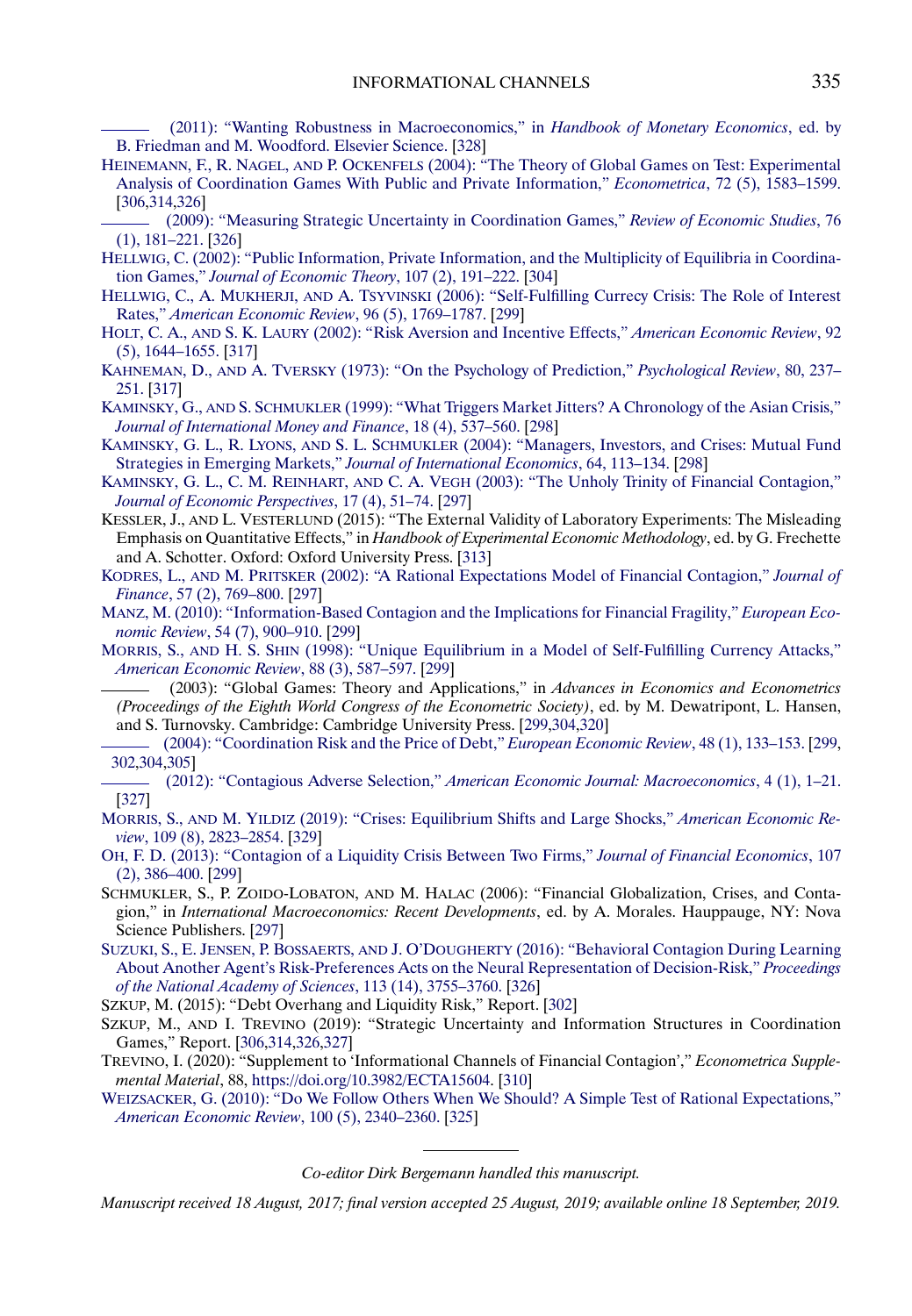——— (2011): "Wanting Robustness in Macroeconomics," in *Handbook of Monetary Economics*, ed. by B. Friedman and M. Woodford. Elsevier Science. [328]

HEINEMANN, F., R. NAGEL, AND P. OCKENFELS (2004): "The Theory of Global Games on Test: Experimental Analysis of Coordination Games With Public and Private Information," *Econometrica*, 72 (5), 1583–1599. [306,314,326]

——— (2009): "Measuring Strategic Uncertainty in Coordination Games," *Review of Economic Studies*, 76 (1), 181–221. [326]

HELLWIG, C. (2002): "Public Information, Private Information, and the Multiplicity of Equilibria in Coordination Games," *Journal of Economic Theory*, 107 (2), 191–222. [304]

HELLWIG, C., A. MUKHERJI, AND A. TSYVINSKI (2006): "Self-Fulfilling Currecy Crisis: The Role of Interest Rates," *American Economic Review*, 96 (5), 1769–1787. [299]

HOLT, C. A., AND S. K. LAURY (2002): "Risk Aversion and Incentive Effects," *American Economic Review*, 92 (5), 1644–1655. [317]

KAHNEMAN, D., AND A. TVERSKY (1973): "On the Psychology of Prediction," *Psychological Review*, 80, 237–251. [317]

KAMINSKY, G., AND S. SCHMUKLER (1999): "What Triggers Market Jitters? A Chronology of the Asian Crisis," *Journal of International Money and Finance*, 18 (4), 537–560. [298]

KAMINSKY, G. L., R. LYONS, AND S. L. SCHMUKLER (2004): "Managers, Investors, and Crises: Mutual Fund Strategies in Emerging Markets," *Journal of International Economics*, 64, 113–134. [298]

KAMINSKY, G. L., C. M. REINHART, AND C. A. VEGH (2003): "The Unholy Trinity of Financial Contagion," *Journal of Economic Perspectives*, 17 (4), 51–74. [297]

KESSLER, J., AND L. VESTERLUND (2015): "The External Validity of Laboratory Experiments: The Misleading Emphasis on Quantitative Effects," in *Handbook of Experimental Economic Methodology*, ed. by G. Frechette and A. Schotter. Oxford: Oxford University Press. [313]

KODRES, L., AND M. PRITSKER (2002): "A Rational Expectations Model of Financial Contagion," *Journal of Finance*, 57 (2), 769–800. [297]

MANZ, M. (2010): "Information-Based Contagion and the Implications for Financial Fragility," *European Economic Review*, 54 (7), 900–910. [299]

MORRIS, S., AND H. S. SHIN (1998): "Unique Equilibrium in a Model of Self-Fulfilling Currency Attacks," *American Economic Review*, 88 (3), 587–597. [299]

——— (2003): "Global Games: Theory and Applications," in *Advances in Economics and Econometrics (Proceedings of the Eighth World Congress of the Econometric Society)*, ed. by M. Dewatripont, L. Hansen, and S. Turnovsky. Cambridge: Cambridge University Press. [299,304,320]

——— (2004): "Coordination Risk and the Price of Debt," *European Economic Review*, 48 (1), 133–153. [299, 302,304,305]

——— (2012): "Contagious Adverse Selection," *American Economic Journal: Macroeconomics*, 4 (1), 1–21. [327]

MORRIS, S., AND M. YILDIZ (2019): "Crises: Equilibrium Shifts and Large Shocks," *American Economic Review*, 109 (8), 2823–2854. [329]

OH, F. D. (2013): "Contagion of a Liquidity Crisis Between Two Firms," *Journal of Financial Economics*, 107 (2), 386–400. [299]

SCHMUKLER, S., P. ZOIDO-LOBATON, AND M. HALAC (2006): "Financial Globalization, Crises, and Contagion," in *International Macroeconomics: Recent Developments*, ed. by A. Morales. Hauppauge, NY: Nova Science Publishers. [297]

SUZUKI, S., E. JENSEN, P. BOSSAERTS, AND J. O'DOUGHERTY (2016): "Behavioral Contagion During Learning About Another Agent's Risk-Preferences Acts on the Neural Representation of Decision-Risk," *Proceedings of the National Academy of Sciences*, 113 (14), 3755–3760. [326]

SZKUP, M. (2015): "Debt Overhang and Liquidity Risk," Report. [302]

SZKUP, M., AND I. TREVINO (2019): "Strategic Uncertainty and Information Structures in Coordination Games," Report. [306,314,326,327]

TREVINO, I. (2020): "Supplement to 'Informational Channels of Financial Contagion'," *Econometrica Supplemental Material*, 88, https://doi.org/10.3982/ECTA15604. [310]

WEIZSACKER, G. (2010): "Do We Follow Others When We Should? A Simple Test of Rational Expectations," *American Economic Review*, 100 (5), 2340–2360. [325]

*Co-editor Dirk Bergemann handled this manuscript.*

*Manuscript received 18 August, 2017; final version accepted 25 August, 2019; available online 18 September, 2019.*